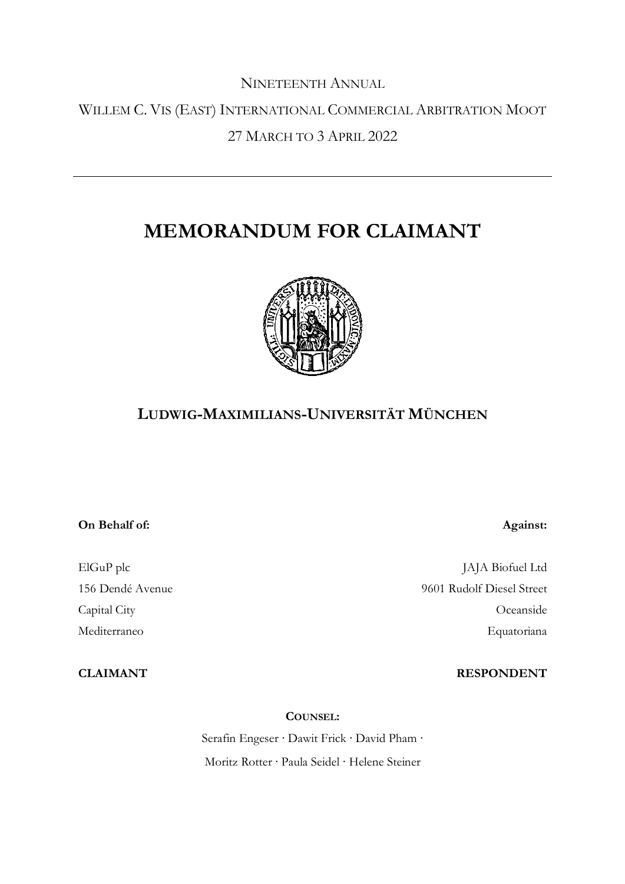NINETEENTH ANNUAL

WILLEM C. VIS (EAST) INTERNATIONAL COMMERCIAL ARBITRATION MOOT

27 MARCH TO 3 APRIL 2022

---

# MEMORANDUM FOR CLAIMANT

## LUDWIG-MAXIMILIANS-UNIVERSITÄT MÜNCHEN

| **On Behalf of:** | **Against:** |
|---|---|
| ElGuP plc | JAJA Biofuel Ltd |
| 156 Dendé Avenue | 9601 Rudolf Diesel Street |
| Capital City | Oceanside |
| Mediterraneo | Equatoriana |
| **CLAIMANT** | **RESPONDENT** |

**COUNSEL:**

Serafin Engeser · Dawit Frick · David Pham ·

Moritz Rotter · Paula Seidel · Helene Steiner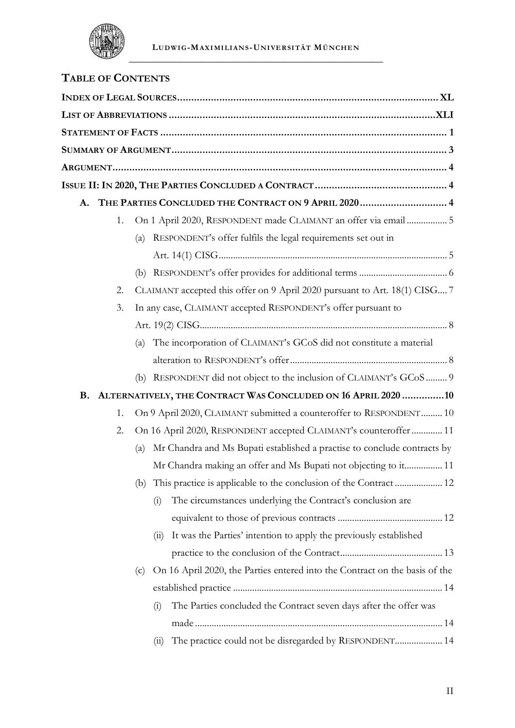## TABLE OF CONTENTS

**INDEX OF LEGAL SOURCES** ............ XL

**LIST OF ABBREVIATIONS** ............ XLI

**STATEMENT OF FACTS** ............ 1

**SUMMARY OF ARGUMENT** ............ 3

**ARGUMENT** ............ 4

**ISSUE II: IN 2020, THE PARTIES CONCLUDED A CONTRACT** ............ 4

- **A. THE PARTIES CONCLUDED THE CONTRACT ON 9 APRIL 2020** ............ 4
  - 1. On 1 April 2020, RESPONDENT made CLAIMANT an offer via email ............ 5
    - (a) RESPONDENT's offer fulfils the legal requirements set out in Art. 14(1) CISG ............ 5
    - (b) RESPONDENT's offer provides for additional terms ............ 6
  - 2. CLAIMANT accepted this offer on 9 April 2020 pursuant to Art. 18(1) CISG ............ 7
  - 3. In any case, CLAIMANT accepted RESPONDENT's offer pursuant to Art. 19(2) CISG ............ 8
    - (a) The incorporation of CLAIMANT's GCoS did not constitute a material alteration to RESPONDENT's offer ............ 8
    - (b) RESPONDENT did not object to the inclusion of CLAIMANT's GCoS ............ 9
- **B. ALTERNATIVELY, THE CONTRACT WAS CONCLUDED ON 16 APRIL 2020** ............ 10
  - 1. On 9 April 2020, CLAIMANT submitted a counteroffer to RESPONDENT ............ 10
  - 2. On 16 April 2020, RESPONDENT accepted CLAIMANT's counteroffer ............ 11
    - (a) Mr Chandra and Ms Bupati established a practise to conclude contracts by Mr Chandra making an offer and Ms Bupati not objecting to it ............ 11
    - (b) This practice is applicable to the conclusion of the Contract ............ 12
      - (i) The circumstances underlying the Contract's conclusion are equivalent to those of previous contracts ............ 12
      - (ii) It was the Parties' intention to apply the previously established practice to the conclusion of the Contract ............ 13
    - (c) On 16 April 2020, the Parties entered into the Contract on the basis of the established practice ............ 14
      - (i) The Parties concluded the Contract seven days after the offer was made ............ 14
      - (ii) The practice could not be disregarded by RESPONDENT ............ 14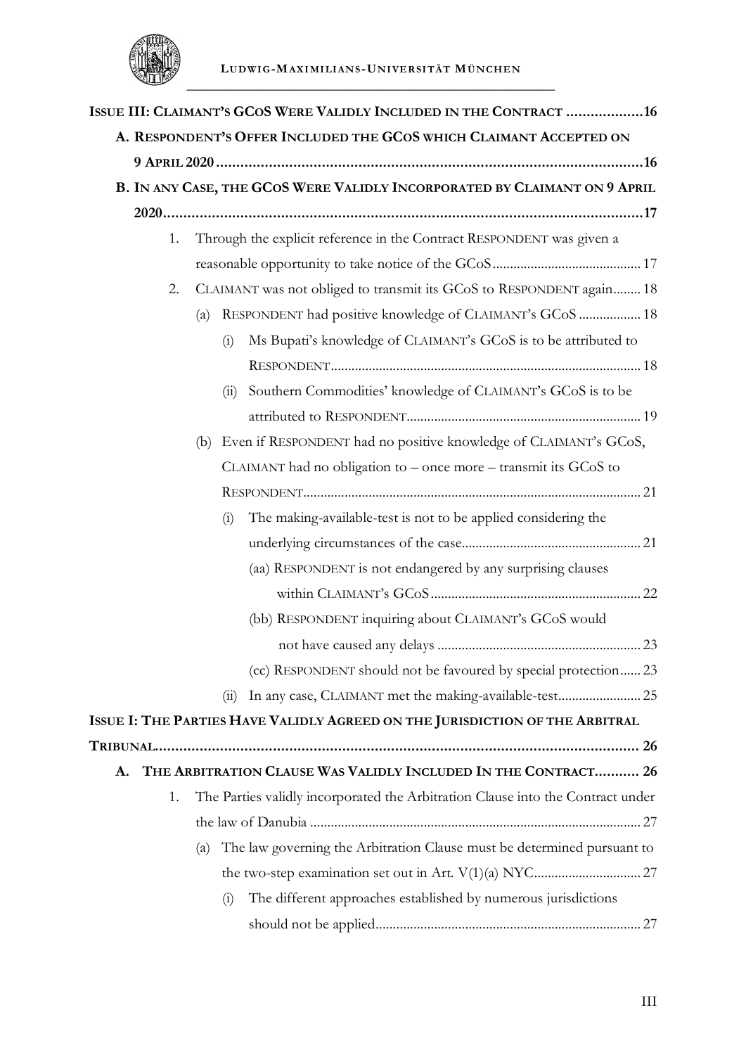**ISSUE III: CLAIMANT'S GCOS WERE VALIDLY INCLUDED IN THE CONTRACT ...................16**

**A. RESPONDENT'S OFFER INCLUDED THE GCOS WHICH CLAIMANT ACCEPTED ON 9 APRIL 2020 ..........................................................................................................16**

**B. IN ANY CASE, THE GCOS WERE VALIDLY INCORPORATED BY CLAIMANT ON 9 APRIL 2020.......................................................................................................................17**

1. Through the explicit reference in the Contract RESPONDENT was given a reasonable opportunity to take notice of the GCoS........................................... 17
2. CLAIMANT was not obliged to transmit its GCoS to RESPONDENT again........ 18
   - (a) RESPONDENT had positive knowledge of CLAIMANT's GCoS .................. 18
     - (i) Ms Bupati's knowledge of CLAIMANT's GCoS is to be attributed to RESPONDENT......................................................................................... 18
     - (ii) Southern Commodities' knowledge of CLAIMANT's GCoS is to be attributed to RESPONDENT.................................................................... 19
   - (b) Even if RESPONDENT had no positive knowledge of CLAIMANT's GCoS, CLAIMANT had no obligation to – once more – transmit its GCoS to RESPONDENT................................................................................................. 21
     - (i) The making-available-test is not to be applied considering the underlying circumstances of the case.................................................... 21
       - (aa) RESPONDENT is not endangered by any surprising clauses within CLAIMANT's GCoS............................................................. 22
       - (bb) RESPONDENT inquiring about CLAIMANT's GCoS would not have caused any delays ........................................................... 23
       - (cc) RESPONDENT should not be favoured by special protection...... 23
     - (ii) In any case, CLAIMANT met the making-available-test........................ 25

**ISSUE I: THE PARTIES HAVE VALIDLY AGREED ON THE JURISDICTION OF THE ARBITRAL TRIBUNAL....................................................................................................................... 26**

**A. THE ARBITRATION CLAUSE WAS VALIDLY INCLUDED IN THE CONTRACT........... 26**

1. The Parties validly incorporated the Arbitration Clause into the Contract under the law of Danubia ............................................................................................... 27
   - (a) The law governing the Arbitration Clause must be determined pursuant to the two-step examination set out in Art. V(1)(a) NYC............................... 27
     - (i) The different approaches established by numerous jurisdictions should not be applied............................................................................ 27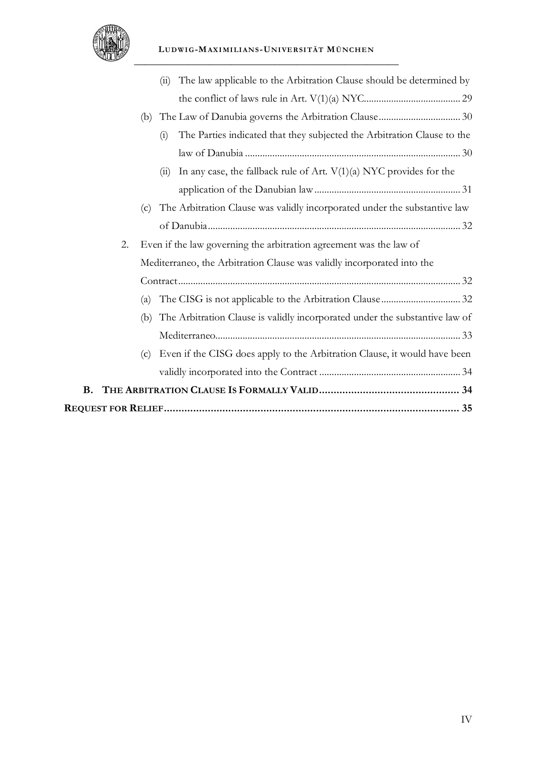(ii) The law applicable to the Arbitration Clause should be determined by the conflict of laws rule in Art. V(1)(a) NYC....................................... 29

(b) The Law of Danubia governs the Arbitration Clause................................. 30

(i) The Parties indicated that they subjected the Arbitration Clause to the law of Danubia ...................................................................................... 30

(ii) In any case, the fallback rule of Art. V(1)(a) NYC provides for the application of the Danubian law........................................................... 31

(c) The Arbitration Clause was validly incorporated under the substantive law of Danubia..................................................................................................... 32

2. Even if the law governing the arbitration agreement was the law of Mediterraneo, the Arbitration Clause was validly incorporated into the Contract.................................................................................................................. 32

(a) The CISG is not applicable to the Arbitration Clause................................ 32

(b) The Arbitration Clause is validly incorporated under the substantive law of Mediterraneo.................................................................................................. 33

(c) Even if the CISG does apply to the Arbitration Clause, it would have been validly incorporated into the Contract ......................................................... 34

**B. The Arbitration Clause Is Formally Valid................................................ 34**

**Request for Relief..................................................................................................... 35**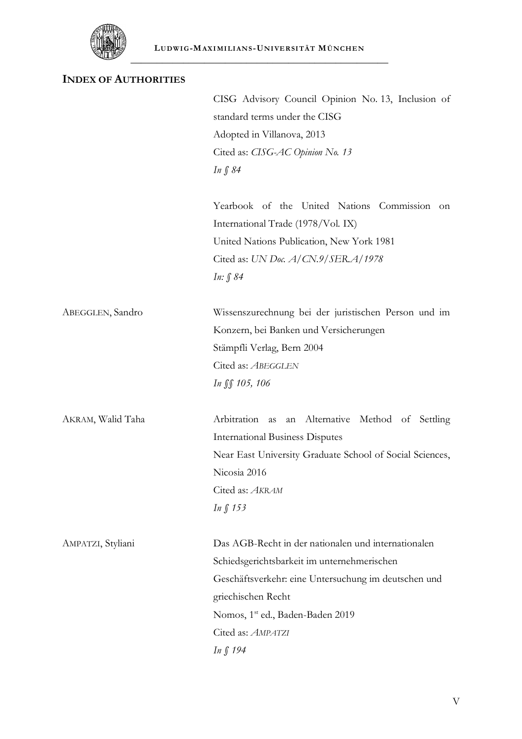## INDEX OF AUTHORITIES

| | |
|---|---|
| | CISG Advisory Council Opinion No. 13, Inclusion of standard terms under the CISG<br>Adopted in Villanova, 2013<br>Cited as: *CISG-AC Opinion No. 13*<br>*In § 84* |
| | Yearbook of the United Nations Commission on International Trade (1978/Vol. IX)<br>United Nations Publication, New York 1981<br>Cited as: *UN Doc. A/CN.9/SER.A/1978*<br>*In: § 84* |
| ABEGGLEN, Sandro | Wissenszurechnung bei der juristischen Person und im Konzern, bei Banken und Versicherungen<br>Stämpfli Verlag, Bern 2004<br>Cited as: *ABEGGLEN*<br>*In §§ 105, 106* |
| AKRAM, Walid Taha | Arbitration as an Alternative Method of Settling International Business Disputes<br>Near East University Graduate School of Social Sciences, Nicosia 2016<br>Cited as: *AKRAM*<br>*In § 153* |
| AMPATZI, Styliani | Das AGB-Recht in der nationalen und internationalen Schiedsgerichtsbarkeit im unternehmerischen Geschäftsverkehr: eine Untersuchung im deutschen und griechischen Recht<br>Nomos, 1st ed., Baden-Baden 2019<br>Cited as: *AMPATZI*<br>*In § 194* |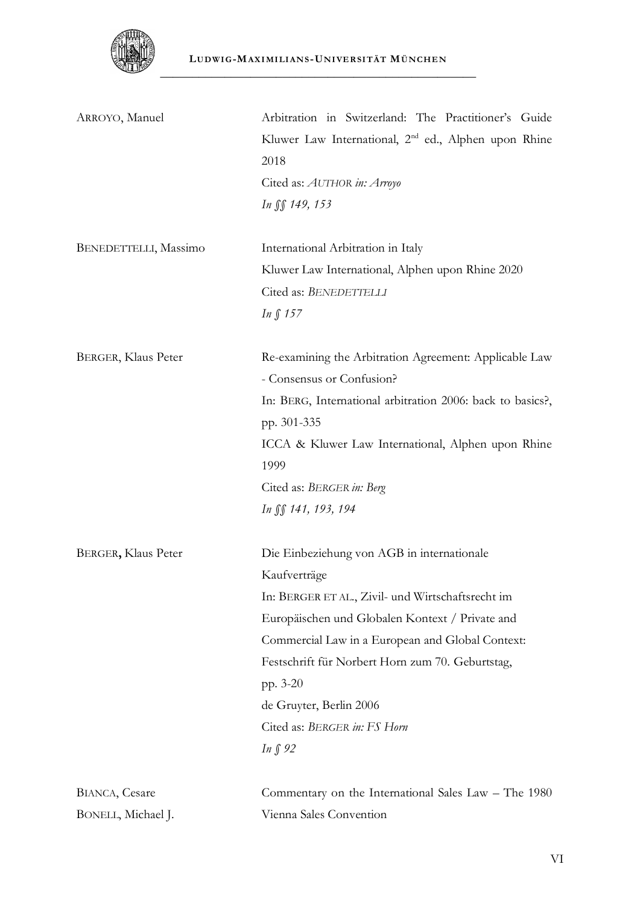| | |
|---|---|
| ARROYO, Manuel | Arbitration in Switzerland: The Practitioner's Guide Kluwer Law International, 2nd ed., Alphen upon Rhine 2018<br>Cited as: *AUTHOR in: Arroyo*<br>*In §§ 149, 153* |
| BENEDETTELLI, Massimo | International Arbitration in Italy<br>Kluwer Law International, Alphen upon Rhine 2020<br>Cited as: *BENEDETTELLI*<br>*In § 157* |
| BERGER, Klaus Peter | Re-examining the Arbitration Agreement: Applicable Law - Consensus or Confusion?<br>In: BERG, International arbitration 2006: back to basics?, pp. 301-335<br>ICCA & Kluwer Law International, Alphen upon Rhine 1999<br>Cited as: *BERGER in: Berg*<br>*In §§ 141, 193, 194* |
| BERGER**,** Klaus Peter | Die Einbeziehung von AGB in internationale Kaufverträge<br>In: BERGER ET AL., Zivil- und Wirtschaftsrecht im Europäischen und Globalen Kontext / Private and Commercial Law in a European and Global Context: Festschrift für Norbert Horn zum 70. Geburtstag, pp. 3-20<br>de Gruyter, Berlin 2006<br>Cited as: *BERGER in: FS Horn*<br>*In § 92* |
| BIANCA, Cesare<br>BONELL, Michael J. | Commentary on the International Sales Law – The 1980 Vienna Sales Convention |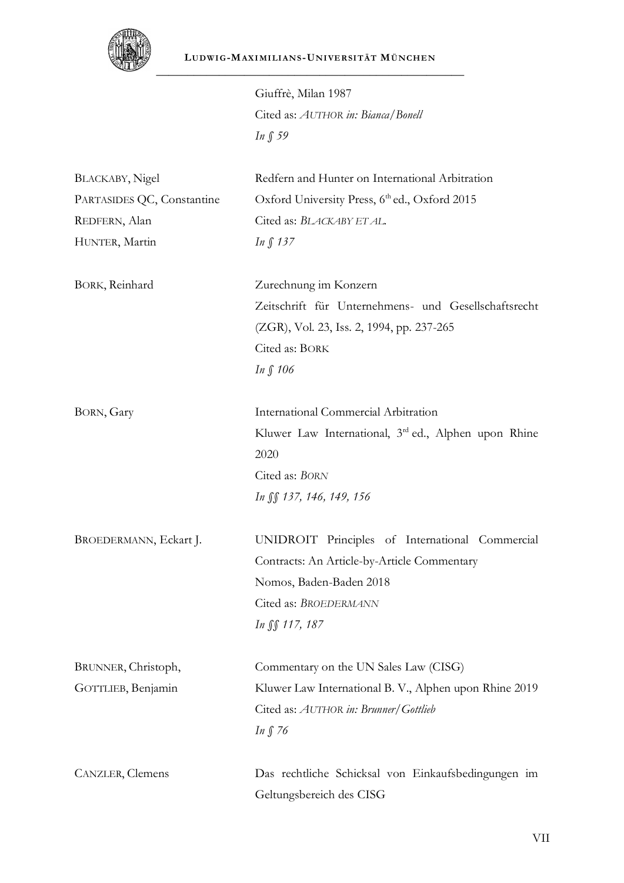| | |
|---|---|
| | Giuffrè, Milan 1987<br>Cited as: *AUTHOR in: Bianca/Bonell*<br>*In § 59* |
| BLACKABY, Nigel<br>PARTASIDES QC, Constantine<br>REDFERN, Alan<br>HUNTER, Martin | Redfern and Hunter on International Arbitration<br>Oxford University Press, 6th ed., Oxford 2015<br>Cited as: *BLACKABY ET AL.*<br>*In § 137* |
| BORK, Reinhard | Zurechnung im Konzern<br>Zeitschrift für Unternehmens- und Gesellschaftsrecht (ZGR), Vol. 23, Iss. 2, 1994, pp. 237-265<br>Cited as: BORK<br>*In § 106* |
| BORN, Gary | International Commercial Arbitration<br>Kluwer Law International, 3rd ed., Alphen upon Rhine 2020<br>Cited as: *BORN*<br>*In §§ 137, 146, 149, 156* |
| BROEDERMANN, Eckart J. | UNIDROIT Principles of International Commercial Contracts: An Article-by-Article Commentary<br>Nomos, Baden-Baden 2018<br>Cited as: *BROEDERMANN*<br>*In §§ 117, 187* |
| BRUNNER, Christoph,<br>GOTTLIEB, Benjamin | Commentary on the UN Sales Law (CISG)<br>Kluwer Law International B. V., Alphen upon Rhine 2019<br>Cited as: *AUTHOR in: Brunner/Gottlieb*<br>*In § 76* |
| CANZLER, Clemens | Das rechtliche Schicksal von Einkaufsbedingungen im Geltungsbereich des CISG |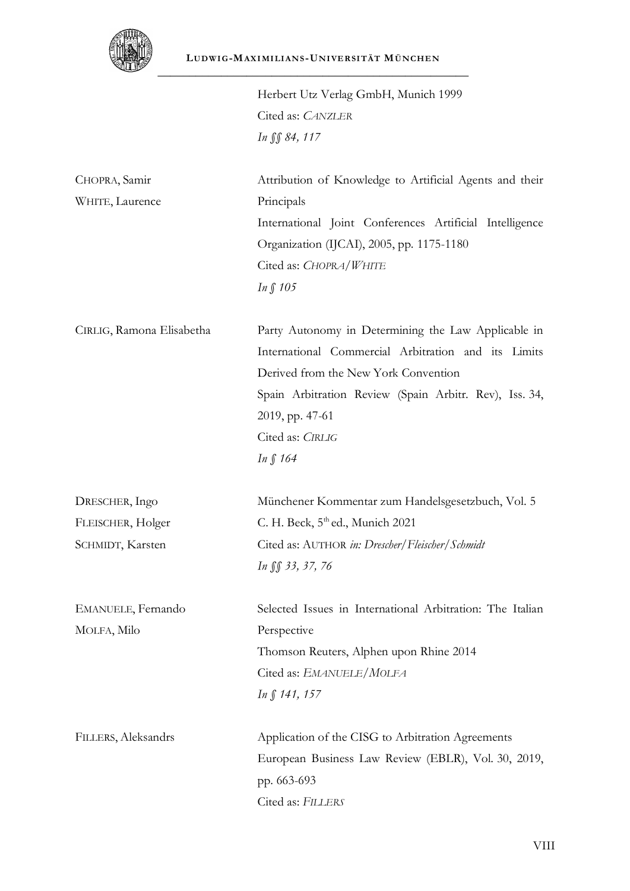| | |
|---|---|
| | Herbert Utz Verlag GmbH, Munich 1999<br>Cited as: *CANZLER*<br>*In §§ 84, 117* |
| CHOPRA, Samir<br>WHITE, Laurence | Attribution of Knowledge to Artificial Agents and their Principals<br>International Joint Conferences Artificial Intelligence Organization (IJCAI), 2005, pp. 1175-1180<br>Cited as: *CHOPRA/WHITE*<br>*In § 105* |
| CIRLIG, Ramona Elisabetha | Party Autonomy in Determining the Law Applicable in International Commercial Arbitration and its Limits Derived from the New York Convention<br>Spain Arbitration Review (Spain Arbitr. Rev), Iss. 34, 2019, pp. 47-61<br>Cited as: *CIRLIG*<br>*In § 164* |
| DRESCHER, Ingo<br>FLEISCHER, Holger<br>SCHMIDT, Karsten | Münchener Kommentar zum Handelsgesetzbuch, Vol. 5<br>C. H. Beck, 5th ed., Munich 2021<br>Cited as: AUTHOR *in: Drescher/Fleischer/Schmidt*<br>*In §§ 33, 37, 76* |
| EMANUELE, Fernando<br>MOLFA, Milo | Selected Issues in International Arbitration: The Italian Perspective<br>Thomson Reuters, Alphen upon Rhine 2014<br>Cited as: *EMANUELE/MOLFA*<br>*In § 141, 157* |
| FILLERS, Aleksandrs | Application of the CISG to Arbitration Agreements<br>European Business Law Review (EBLR), Vol. 30, 2019, pp. 663-693<br>Cited as: *FILLERS* |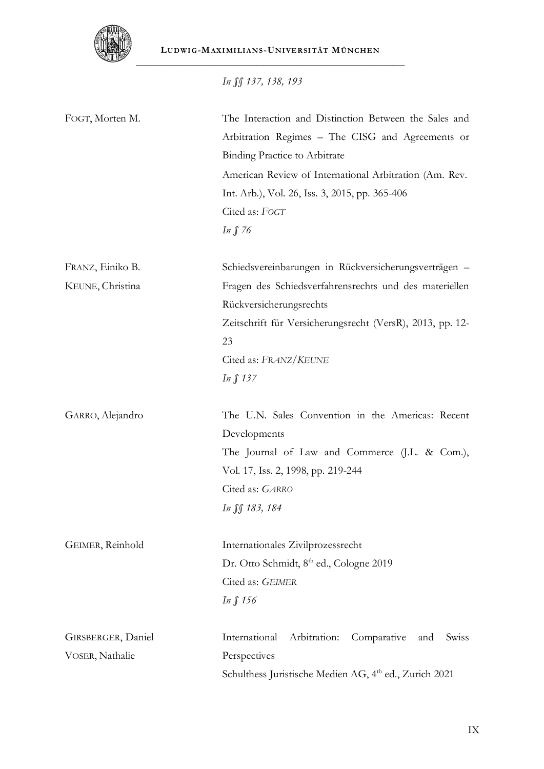*In §§ 137, 138, 193*

| | |
|---|---|
| FOGT, Morten M. | The Interaction and Distinction Between the Sales and Arbitration Regimes – The CISG and Agreements or Binding Practice to Arbitrate<br>American Review of International Arbitration (Am. Rev. Int. Arb.), Vol. 26, Iss. 3, 2015, pp. 365-406<br>Cited as: *FOGT*<br>*In § 76* |
| FRANZ, Einiko B.<br>KEUNE, Christina | Schiedsvereinbarungen in Rückversicherungsverträgen – Fragen des Schiedsverfahrensrechts und des materiellen Rückversicherungsrechts<br>Zeitschrift für Versicherungsrecht (VersR), 2013, pp. 12-23<br>Cited as: *FRANZ/KEUNE*<br>*In § 137* |
| GARRO, Alejandro | The U.N. Sales Convention in the Americas: Recent Developments<br>The Journal of Law and Commerce (J.L. & Com.), Vol. 17, Iss. 2, 1998, pp. 219-244<br>Cited as: *GARRO*<br>*In §§ 183, 184* |
| GEIMER, Reinhold | Internationales Zivilprozessrecht<br>Dr. Otto Schmidt, 8th ed., Cologne 2019<br>Cited as: *GEIMER*<br>*In § 156* |
| GIRSBERGER, Daniel<br>VOSER, Nathalie | International Arbitration: Comparative and Swiss Perspectives<br>Schulthess Juristische Medien AG, 4th ed., Zurich 2021 |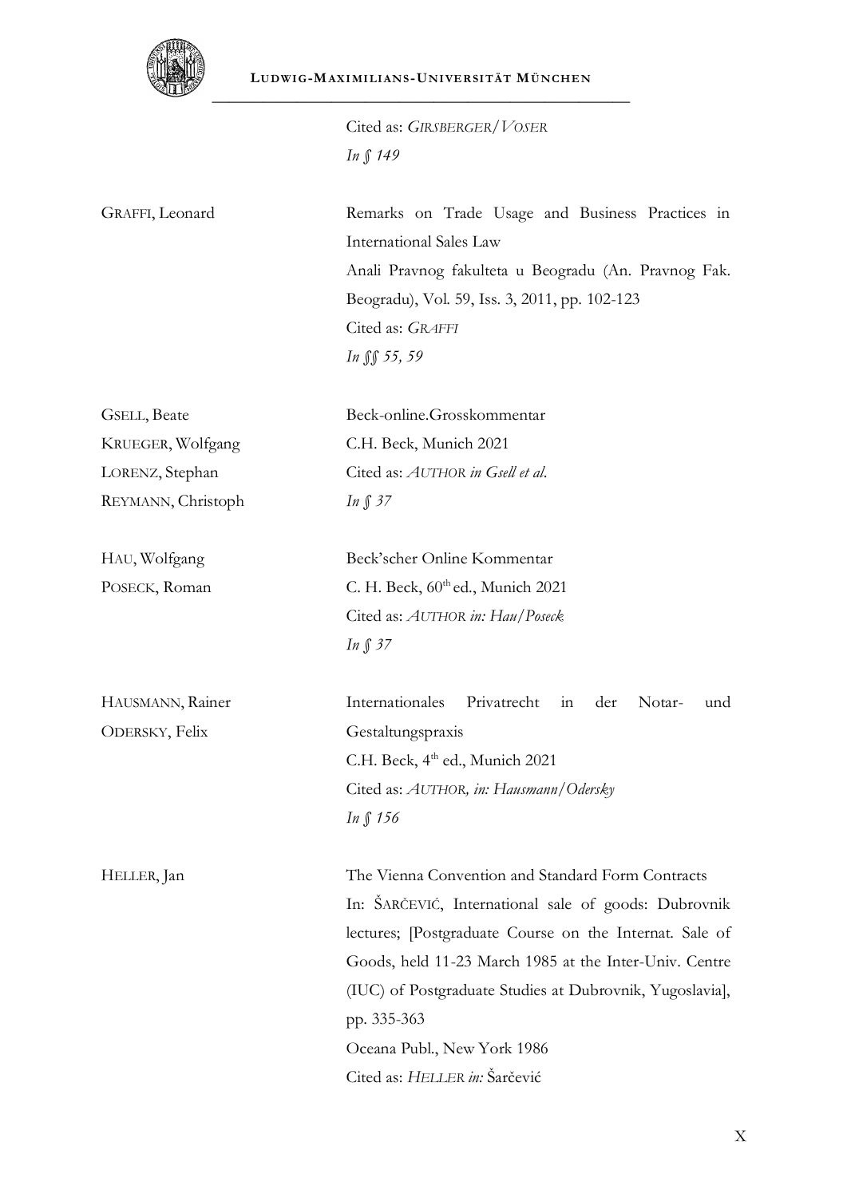| | |
|---|---|
| | Cited as: *GIRSBERGER/VOSER*<br>*In § 149* |
| GRAFFI, Leonard | Remarks on Trade Usage and Business Practices in International Sales Law<br>Anali Pravnog fakulteta u Beogradu (An. Pravnog Fak. Beogradu), Vol. 59, Iss. 3, 2011, pp. 102-123<br>Cited as: *GRAFFI*<br>*In §§ 55, 59* |
| GSELL, Beate<br>KRUEGER, Wolfgang<br>LORENZ, Stephan<br>REYMANN, Christoph | Beck-online.Grosskommentar<br>C.H. Beck, Munich 2021<br>Cited as: *AUTHOR in Gsell et al.*<br>*In § 37* |
| HAU, Wolfgang<br>POSECK, Roman | Beck'scher Online Kommentar<br>C. H. Beck, 60th ed., Munich 2021<br>Cited as: *AUTHOR in: Hau/Poseck*<br>*In § 37* |
| HAUSMANN, Rainer<br>ODERSKY, Felix | Internationales Privatrecht in der Notar- und Gestaltungspraxis<br>C.H. Beck, 4th ed., Munich 2021<br>Cited as: *AUTHOR, in: Hausmann/Odersky*<br>*In § 156* |
| HELLER, Jan | The Vienna Convention and Standard Form Contracts<br>In: ŠARČEVIĆ, International sale of goods: Dubrovnik lectures; [Postgraduate Course on the Internat. Sale of Goods, held 11-23 March 1985 at the Inter-Univ. Centre (IUC) of Postgraduate Studies at Dubrovnik, Yugoslavia], pp. 335-363<br>Oceana Publ., New York 1986<br>Cited as: *HELLER in:* Šarčević |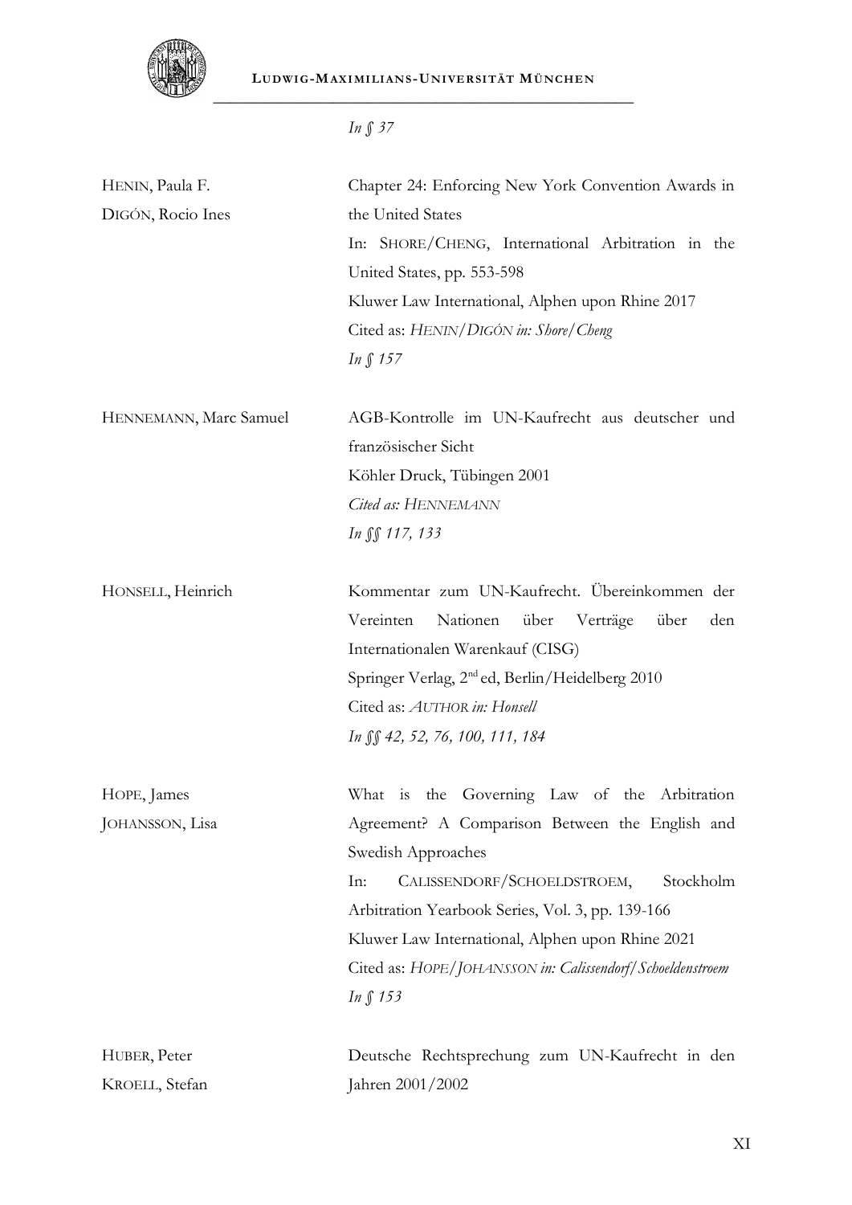*In § 37*

| | |
|---|---|
| HENIN, Paula F.<br>DIGÓN, Rocio Ines | Chapter 24: Enforcing New York Convention Awards in the United States<br>In: SHORE/CHENG, International Arbitration in the United States, pp. 553-598<br>Kluwer Law International, Alphen upon Rhine 2017<br>Cited as: *HENIN/DIGÓN in: Shore/Cheng*<br>*In § 157* |
| HENNEMANN, Marc Samuel | AGB-Kontrolle im UN-Kaufrecht aus deutscher und französischer Sicht<br>Köhler Druck, Tübingen 2001<br>*Cited as: HENNEMANN*<br>*In §§ 117, 133* |
| HONSELL, Heinrich | Kommentar zum UN-Kaufrecht. Übereinkommen der Vereinten Nationen über Verträge über den Internationalen Warenkauf (CISG)<br>Springer Verlag, 2nd ed, Berlin/Heidelberg 2010<br>Cited as: *AUTHOR in: Honsell*<br>*In §§ 42, 52, 76, 100, 111, 184* |
| HOPE, James<br>JOHANSSON, Lisa | What is the Governing Law of the Arbitration Agreement? A Comparison Between the English and Swedish Approaches<br>In: CALISSENDORF/SCHOELDSTROEM, Stockholm Arbitration Yearbook Series, Vol. 3, pp. 139-166<br>Kluwer Law International, Alphen upon Rhine 2021<br>Cited as: *HOPE/JOHANSSON in: Calissendorf/Schoeldenstroem*<br>*In § 153* |
| HUBER, Peter<br>KROELL, Stefan | Deutsche Rechtsprechung zum UN-Kaufrecht in den Jahren 2001/2002 |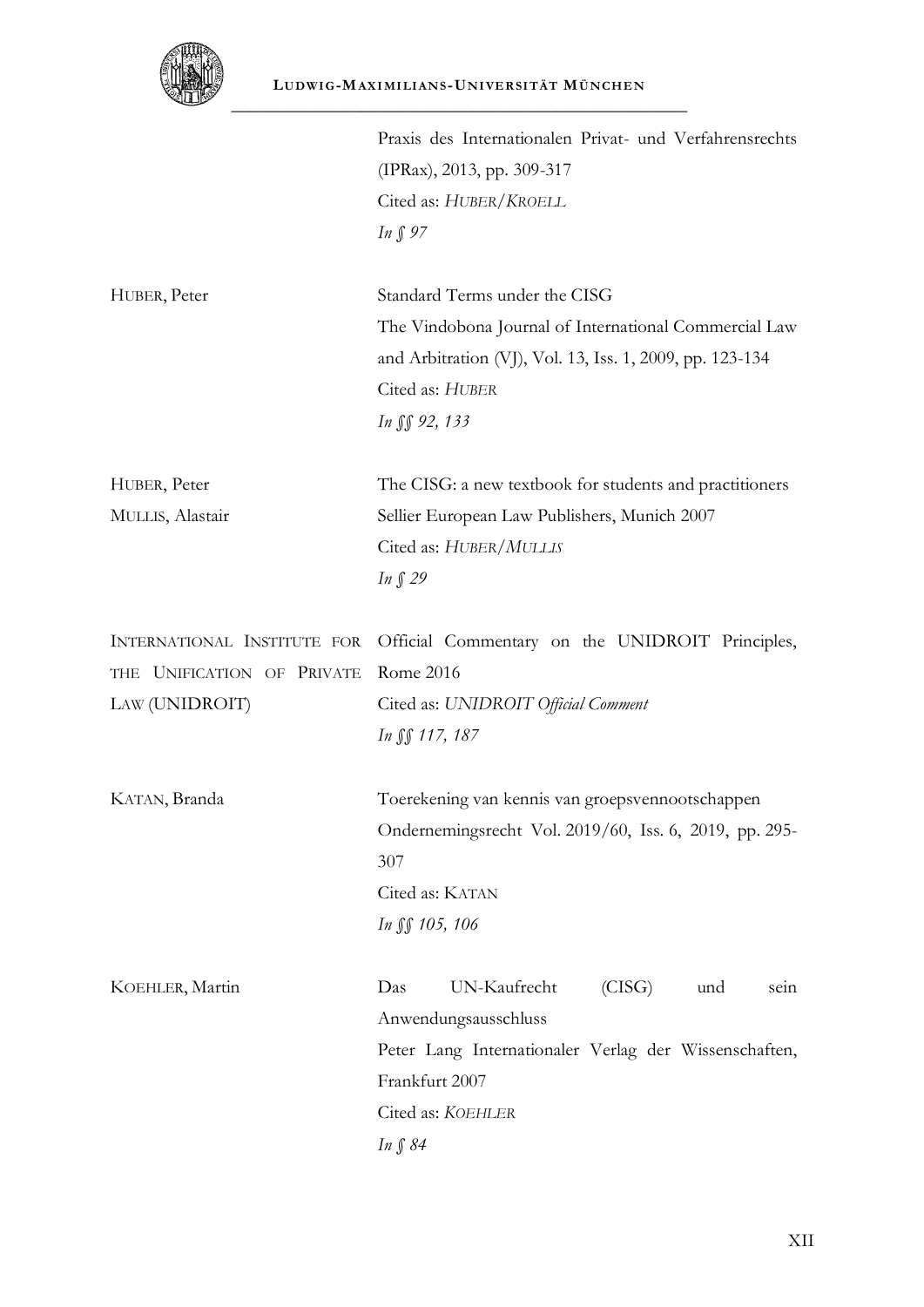| | |
|---|---|
| | Praxis des Internationalen Privat- und Verfahrensrechts (IPRax), 2013, pp. 309-317<br>Cited as: *HUBER/KROELL*<br>*In § 97* |
| HUBER, Peter | Standard Terms under the CISG<br>The Vindobona Journal of International Commercial Law and Arbitration (VJ), Vol. 13, Iss. 1, 2009, pp. 123-134<br>Cited as: *HUBER*<br>*In §§ 92, 133* |
| HUBER, Peter<br>MULLIS, Alastair | The CISG: a new textbook for students and practitioners<br>Sellier European Law Publishers, Munich 2007<br>Cited as: *HUBER/MULLIS*<br>*In § 29* |
| INTERNATIONAL INSTITUTE FOR THE UNIFICATION OF PRIVATE LAW (UNIDROIT) | Official Commentary on the UNIDROIT Principles, Rome 2016<br>Cited as: *UNIDROIT Official Comment*<br>*In §§ 117, 187* |
| KATAN, Branda | Toerekening van kennis van groepsvennootschappen<br>Ondernemingsrecht Vol. 2019/60, Iss. 6, 2019, pp. 295-307<br>Cited as: KATAN<br>*In §§ 105, 106* |
| KOEHLER, Martin | Das UN-Kaufrecht (CISG) und sein Anwendungsausschluss<br>Peter Lang Internationaler Verlag der Wissenschaften, Frankfurt 2007<br>Cited as: *KOEHLER*<br>*In § 84* |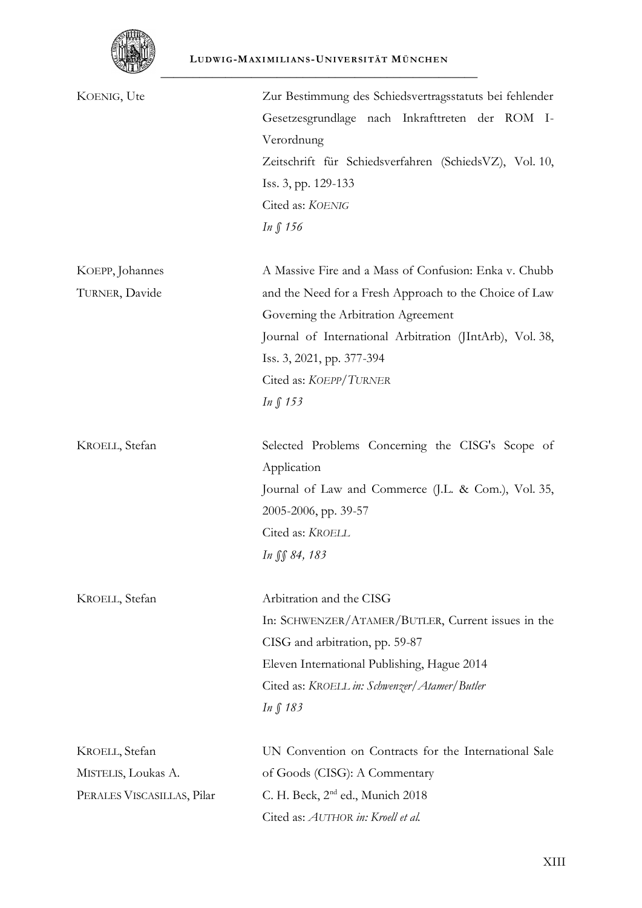| | |
|---|---|
| KOENIG, Ute | Zur Bestimmung des Schiedsvertragsstatuts bei fehlender Gesetzesgrundlage nach Inkrafttreten der ROM I-Verordnung<br>Zeitschrift für Schiedsverfahren (SchiedsVZ), Vol. 10, Iss. 3, pp. 129-133<br>Cited as: *KOENIG*<br>*In § 156* |
| KOEPP, Johannes<br>TURNER, Davide | A Massive Fire and a Mass of Confusion: Enka v. Chubb and the Need for a Fresh Approach to the Choice of Law Governing the Arbitration Agreement<br>Journal of International Arbitration (JIntArb), Vol. 38, Iss. 3, 2021, pp. 377-394<br>Cited as: *KOEPP/TURNER*<br>*In § 153* |
| KROELL, Stefan | Selected Problems Concerning the CISG's Scope of Application<br>Journal of Law and Commerce (J.L. & Com.), Vol. 35, 2005-2006, pp. 39-57<br>Cited as: *KROELL*<br>*In §§ 84, 183* |
| KROELL, Stefan | Arbitration and the CISG<br>In: SCHWENZER/ATAMER/BUTLER, Current issues in the CISG and arbitration, pp. 59-87<br>Eleven International Publishing, Hague 2014<br>Cited as: *KROELL in: Schwenzer/Atamer/Butler*<br>*In § 183* |
| KROELL, Stefan<br>MISTELIS, Loukas A.<br>PERALES VISCASILLAS, Pilar | UN Convention on Contracts for the International Sale of Goods (CISG): A Commentary<br>C. H. Beck, 2nd ed., Munich 2018<br>Cited as: *AUTHOR in: Kroell et al.* |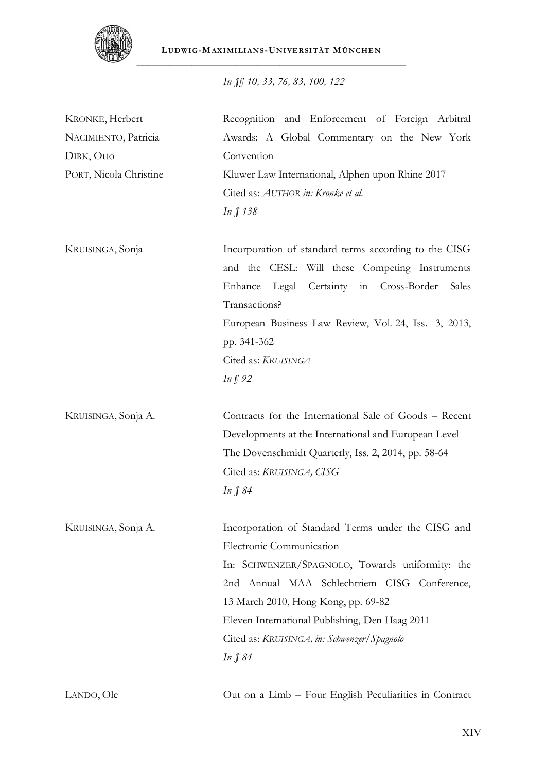| | |
|---|---|
| | *In §§ 10, 33, 76, 83, 100, 122* |
| KRONKE, Herbert<br>NACIMIENTO, Patricia<br>DIRK, Otto<br>PORT, Nicola Christine | Recognition and Enforcement of Foreign Arbitral Awards: A Global Commentary on the New York Convention<br>Kluwer Law International, Alphen upon Rhine 2017<br>Cited as: *AUTHOR in: Kronke et al.*<br>*In § 138* |
| KRUISINGA, Sonja | Incorporation of standard terms according to the CISG and the CESL: Will these Competing Instruments Enhance Legal Certainty in Cross-Border Sales Transactions?<br>European Business Law Review, Vol. 24, Iss. 3, 2013, pp. 341-362<br>Cited as: *KRUISINGA*<br>*In § 92* |
| KRUISINGA, Sonja A. | Contracts for the International Sale of Goods – Recent Developments at the International and European Level<br>The Dovenschmidt Quarterly, Iss. 2, 2014, pp. 58-64<br>Cited as: *KRUISINGA, CISG*<br>*In § 84* |
| KRUISINGA, Sonja A. | Incorporation of Standard Terms under the CISG and Electronic Communication<br>In: SCHWENZER/SPAGNOLO, Towards uniformity: the 2nd Annual MAA Schlechtriem CISG Conference, 13 March 2010, Hong Kong, pp. 69-82<br>Eleven International Publishing, Den Haag 2011<br>Cited as: *KRUISINGA, in: Schwenzer/Spagnolo*<br>*In § 84* |
| LANDO, Ole | Out on a Limb – Four English Peculiarities in Contract |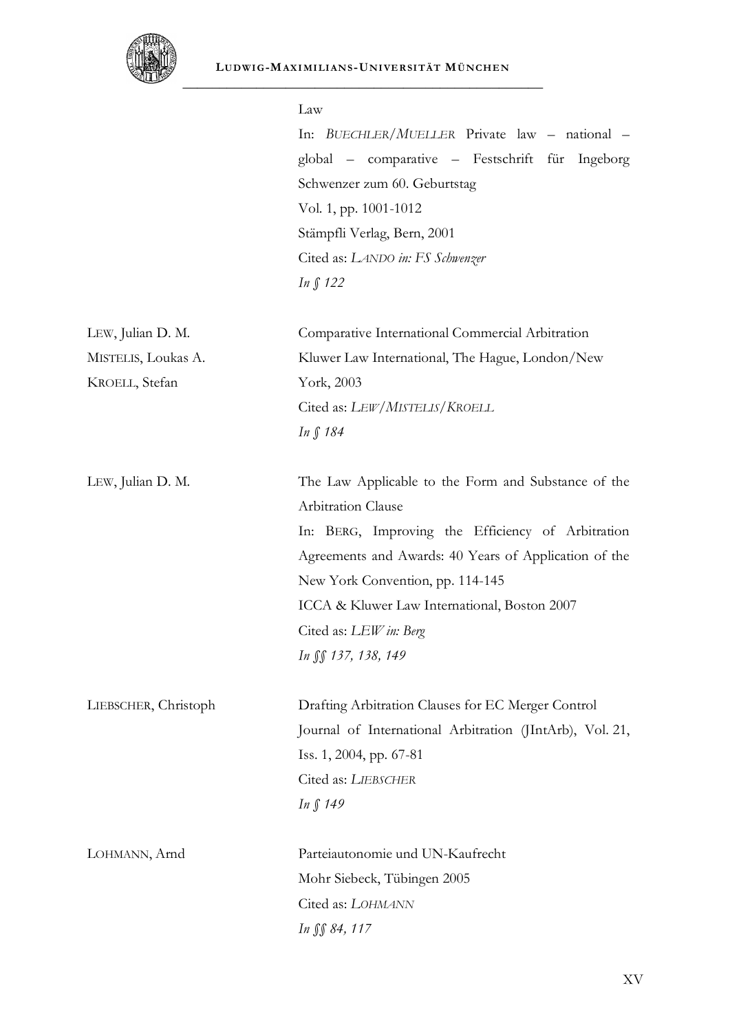| | |
|---|---|
| | Law<br>In: *BUECHLER*/*MUELLER* Private law – national – global – comparative – Festschrift für Ingeborg Schwenzer zum 60. Geburtstag<br>Vol. 1, pp. 1001-1012<br>Stämpfli Verlag, Bern, 2001<br>Cited as: *LANDO in: FS Schwenzer*<br>*In § 122* |
| LEW, Julian D. M.<br>MISTELIS, Loukas A.<br>KROELL, Stefan | Comparative International Commercial Arbitration<br>Kluwer Law International, The Hague, London/New York, 2003<br>Cited as: *LEW*/*MISTELIS*/*KROELL*<br>*In § 184* |
| LEW, Julian D. M. | The Law Applicable to the Form and Substance of the Arbitration Clause<br>In: BERG, Improving the Efficiency of Arbitration Agreements and Awards: 40 Years of Application of the New York Convention, pp. 114-145<br>ICCA & Kluwer Law International, Boston 2007<br>Cited as: *LEW in: Berg*<br>*In §§ 137, 138, 149* |
| LIEBSCHER, Christoph | Drafting Arbitration Clauses for EC Merger Control<br>Journal of International Arbitration (JIntArb), Vol. 21, Iss. 1, 2004, pp. 67-81<br>Cited as: *LIEBSCHER*<br>*In § 149* |
| LOHMANN, Arnd | Parteiautonomie und UN-Kaufrecht<br>Mohr Siebeck, Tübingen 2005<br>Cited as: *LOHMANN*<br>*In §§ 84, 117* |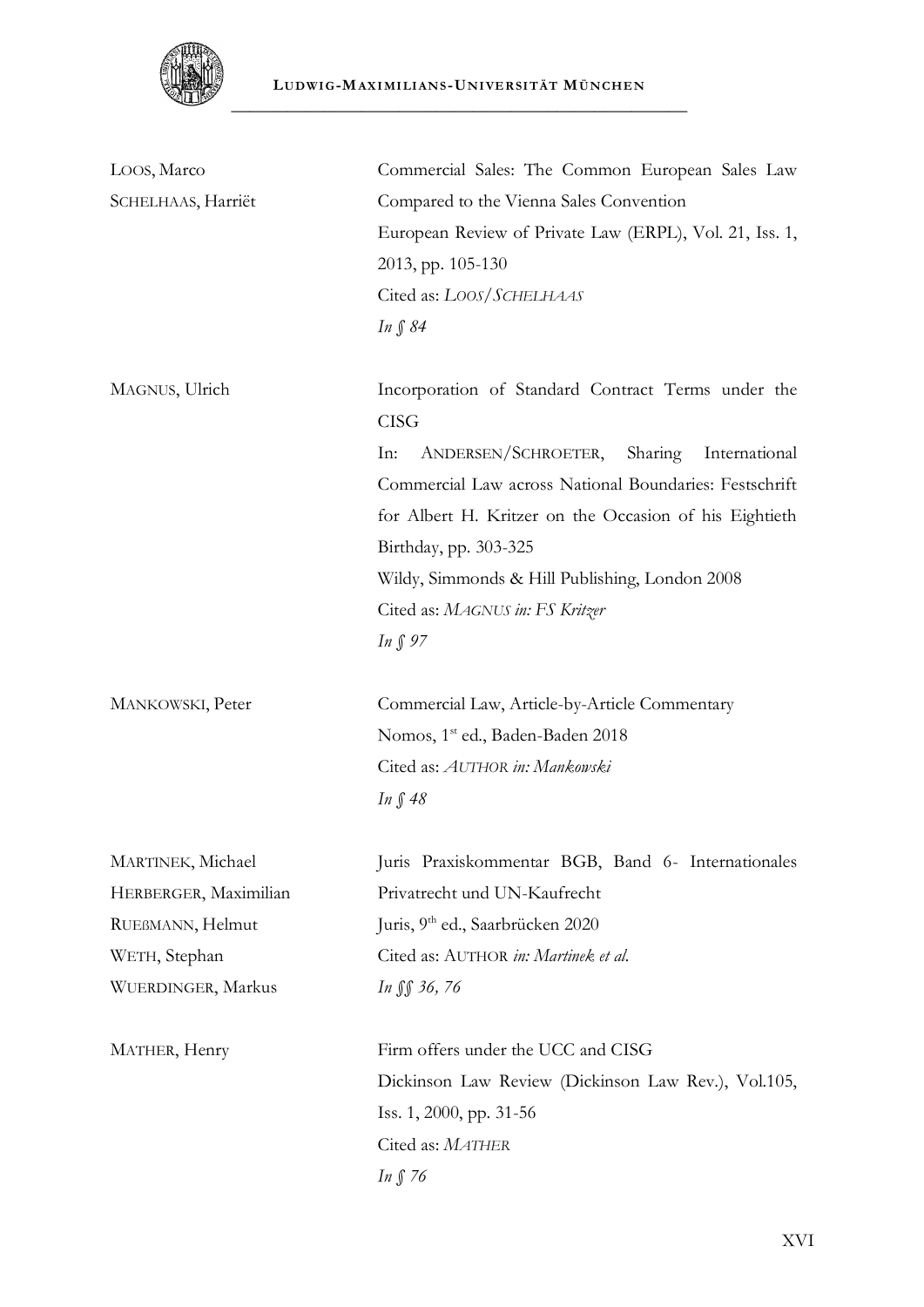| | |
|---|---|
| LOOS, Marco<br>SCHELHAAS, Harriët | Commercial Sales: The Common European Sales Law Compared to the Vienna Sales Convention<br>European Review of Private Law (ERPL), Vol. 21, Iss. 1, 2013, pp. 105-130<br>Cited as: *LOOS/SCHELHAAS*<br>*In § 84* |
| MAGNUS, Ulrich | Incorporation of Standard Contract Terms under the CISG<br>In: ANDERSEN/SCHROETER, Sharing International Commercial Law across National Boundaries: Festschrift for Albert H. Kritzer on the Occasion of his Eightieth Birthday, pp. 303-325<br>Wildy, Simmonds & Hill Publishing, London 2008<br>Cited as: *MAGNUS in: FS Kritzer*<br>*In § 97* |
| MANKOWSKI, Peter | Commercial Law, Article-by-Article Commentary<br>Nomos, 1st ed., Baden-Baden 2018<br>Cited as: *AUTHOR in: Mankowski*<br>*In § 48* |
| MARTINEK, Michael<br>HERBERGER, Maximilian<br>RUEßMANN, Helmut<br>WETH, Stephan<br>WUERDINGER, Markus | Juris Praxiskommentar BGB, Band 6- Internationales Privatrecht und UN-Kaufrecht<br>Juris, 9th ed., Saarbrücken 2020<br>Cited as: AUTHOR *in: Martinek et al.*<br>*In §§ 36, 76* |
| MATHER, Henry | Firm offers under the UCC and CISG<br>Dickinson Law Review (Dickinson Law Rev.), Vol.105, Iss. 1, 2000, pp. 31-56<br>Cited as: *MATHER*<br>*In § 76* |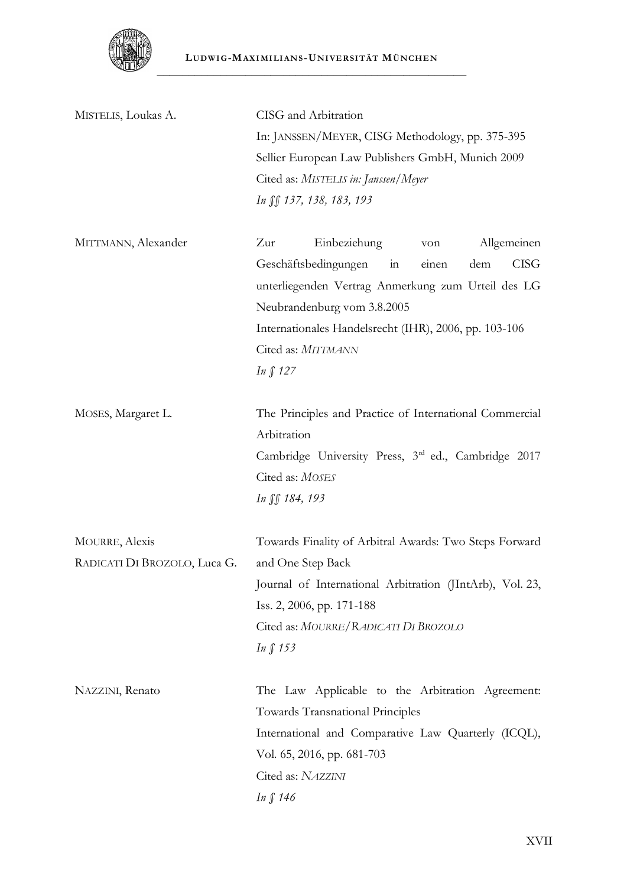| | |
|---|---|
| MISTELIS, Loukas A. | CISG and Arbitration<br>In: JANSSEN/MEYER, CISG Methodology, pp. 375-395<br>Sellier European Law Publishers GmbH, Munich 2009<br>Cited as: *MISTELIS in: Janssen/Meyer*<br>*In §§ 137, 138, 183, 193* |
| MITTMANN, Alexander | Zur Einbeziehung von Allgemeinen Geschäftsbedingungen in einen dem CISG unterliegenden Vertrag Anmerkung zum Urteil des LG Neubrandenburg vom 3.8.2005<br>Internationales Handelsrecht (IHR), 2006, pp. 103-106<br>Cited as: *MITTMANN*<br>*In § 127* |
| MOSES, Margaret L. | The Principles and Practice of International Commercial Arbitration<br>Cambridge University Press, 3rd ed., Cambridge 2017<br>Cited as: *MOSES*<br>*In §§ 184, 193* |
| MOURRE, Alexis<br>RADICATI DI BROZOLO, Luca G. | Towards Finality of Arbitral Awards: Two Steps Forward and One Step Back<br>Journal of International Arbitration (JIntArb), Vol. 23, Iss. 2, 2006, pp. 171-188<br>Cited as: *MOURRE/RADICATI DI BROZOLO*<br>*In § 153* |
| NAZZINI, Renato | The Law Applicable to the Arbitration Agreement: Towards Transnational Principles<br>International and Comparative Law Quarterly (ICQL), Vol. 65, 2016, pp. 681-703<br>Cited as: *NAZZINI*<br>*In § 146* |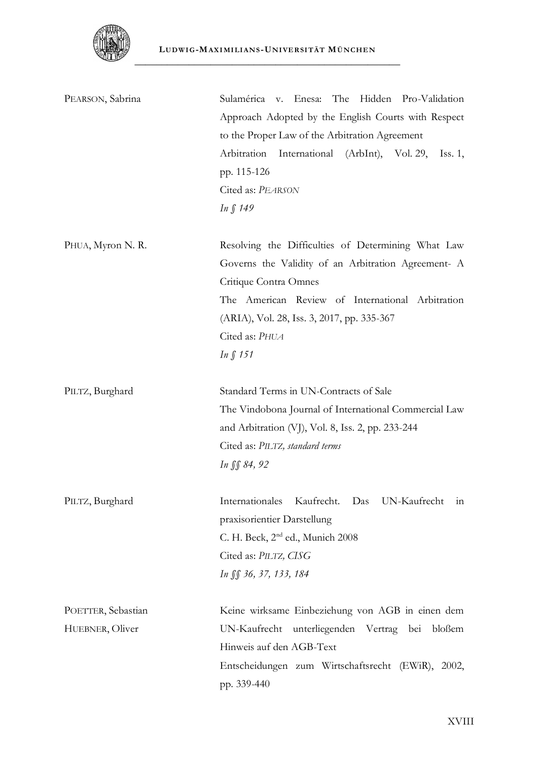| | |
|---|---|
| PEARSON, Sabrina | Sulamérica v. Enesa: The Hidden Pro-Validation Approach Adopted by the English Courts with Respect to the Proper Law of the Arbitration Agreement<br>Arbitration International (ArbInt), Vol. 29, Iss. 1, pp. 115-126<br>Cited as: *PEARSON*<br>*In § 149* |
| PHUA, Myron N. R. | Resolving the Difficulties of Determining What Law Governs the Validity of an Arbitration Agreement- A Critique Contra Omnes<br>The American Review of International Arbitration (ARIA), Vol. 28, Iss. 3, 2017, pp. 335-367<br>Cited as: *PHUA*<br>*In § 151* |
| PILTZ, Burghard | Standard Terms in UN-Contracts of Sale<br>The Vindobona Journal of International Commercial Law and Arbitration (VJ), Vol. 8, Iss. 2, pp. 233-244<br>Cited as: *PILTZ, standard terms*<br>*In §§ 84, 92* |
| PILTZ, Burghard | Internationales Kaufrecht. Das UN-Kaufrecht in praxisorientier Darstellung<br>C. H. Beck, 2nd ed., Munich 2008<br>Cited as: *PILTZ, CISG*<br>*In §§ 36, 37, 133, 184* |
| POETTER, Sebastian<br>HUEBNER, Oliver | Keine wirksame Einbeziehung von AGB in einen dem UN-Kaufrecht unterliegenden Vertrag bei bloßem Hinweis auf den AGB-Text<br>Entscheidungen zum Wirtschaftsrecht (EWiR), 2002, pp. 339-440 |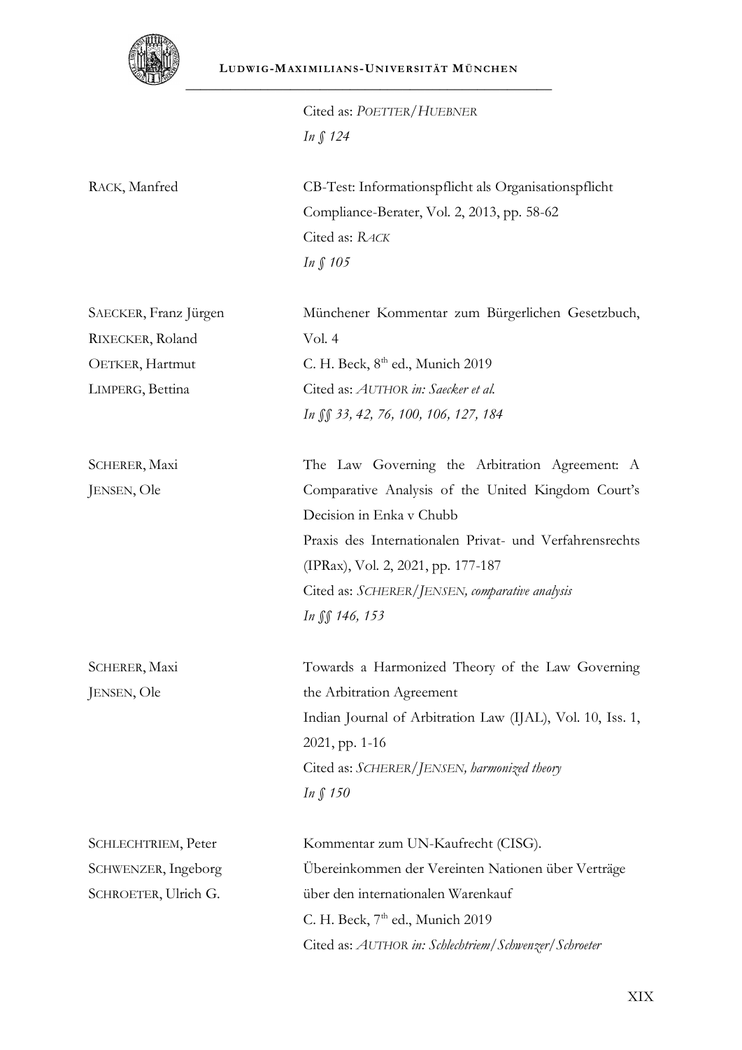| | |
|---|---|
| | Cited as: *POETTER/HUEBNER*<br>*In § 124* |
| RACK, Manfred | CB-Test: Informationspflicht als Organisationspflicht<br>Compliance-Berater, Vol. 2, 2013, pp. 58-62<br>Cited as: *RACK*<br>*In § 105* |
| SAECKER, Franz Jürgen<br>RIXECKER, Roland<br>OETKER, Hartmut<br>LIMPERG, Bettina | Münchener Kommentar zum Bürgerlichen Gesetzbuch, Vol. 4<br>C. H. Beck, 8th ed., Munich 2019<br>Cited as: *AUTHOR in: Saecker et al.*<br>*In §§ 33, 42, 76, 100, 106, 127, 184* |
| SCHERER, Maxi<br>JENSEN, Ole | The Law Governing the Arbitration Agreement: A Comparative Analysis of the United Kingdom Court's Decision in Enka v Chubb<br>Praxis des Internationalen Privat- und Verfahrensrechts (IPRax), Vol. 2, 2021, pp. 177-187<br>Cited as: *SCHERER/JENSEN, comparative analysis*<br>*In §§ 146, 153* |
| SCHERER, Maxi<br>JENSEN, Ole | Towards a Harmonized Theory of the Law Governing the Arbitration Agreement<br>Indian Journal of Arbitration Law (IJAL), Vol. 10, Iss. 1, 2021, pp. 1-16<br>Cited as: *SCHERER/JENSEN, harmonized theory*<br>*In § 150* |
| SCHLECHTRIEM, Peter<br>SCHWENZER, Ingeborg<br>SCHROETER, Ulrich G. | Kommentar zum UN-Kaufrecht (CISG).<br>Übereinkommen der Vereinten Nationen über Verträge über den internationalen Warenkauf<br>C. H. Beck, 7th ed., Munich 2019<br>Cited as: *AUTHOR in: Schlechtriem/Schwenzer/Schroeter* |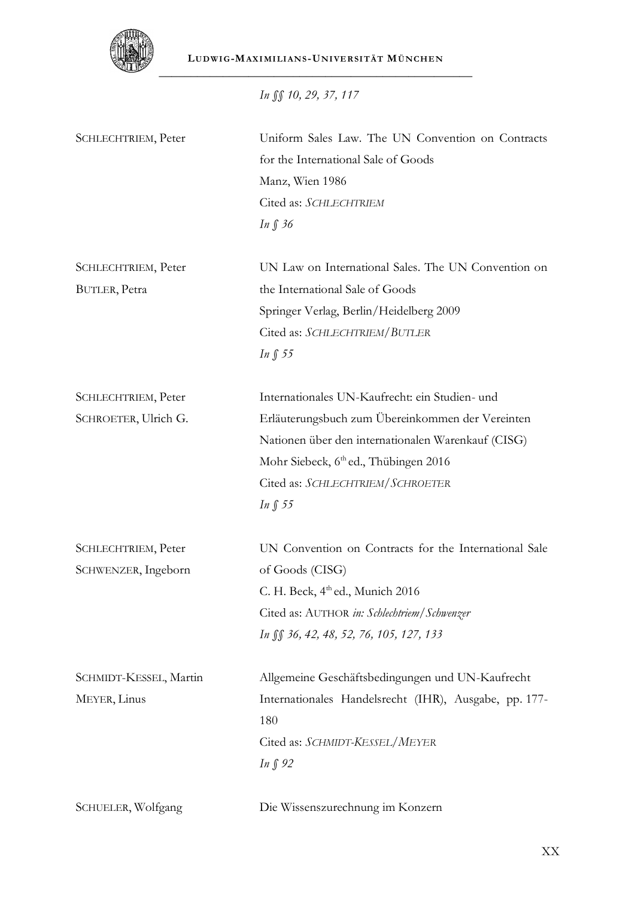*In §§ 10, 29, 37, 117*

| | |
|---|---|
| SCHLECHTRIEM, Peter | Uniform Sales Law. The UN Convention on Contracts for the International Sale of Goods<br>Manz, Wien 1986<br>Cited as: *SCHLECHTRIEM*<br>*In § 36* |
| SCHLECHTRIEM, Peter<br>BUTLER, Petra | UN Law on International Sales. The UN Convention on the International Sale of Goods<br>Springer Verlag, Berlin/Heidelberg 2009<br>Cited as: *SCHLECHTRIEM/BUTLER*<br>*In § 55* |
| SCHLECHTRIEM, Peter<br>SCHROETER, Ulrich G. | Internationales UN-Kaufrecht: ein Studien- und Erläuterungsbuch zum Übereinkommen der Vereinten Nationen über den internationalen Warenkauf (CISG)<br>Mohr Siebeck, 6th ed., Thübingen 2016<br>Cited as: *SCHLECHTRIEM/SCHROETER*<br>*In § 55* |
| SCHLECHTRIEM, Peter<br>SCHWENZER, Ingeborn | UN Convention on Contracts for the International Sale of Goods (CISG)<br>C. H. Beck, 4th ed., Munich 2016<br>Cited as: AUTHOR *in: Schlechtriem/Schwenzer*<br>*In §§ 36, 42, 48, 52, 76, 105, 127, 133* |
| SCHMIDT-KESSEL, Martin<br>MEYER, Linus | Allgemeine Geschäftsbedingungen und UN-Kaufrecht<br>Internationales Handelsrecht (IHR), Ausgabe, pp. 177-180<br>Cited as: *SCHMIDT-KESSEL/MEYER*<br>*In § 92* |
| SCHUELER, Wolfgang | Die Wissenszurechnung im Konzern |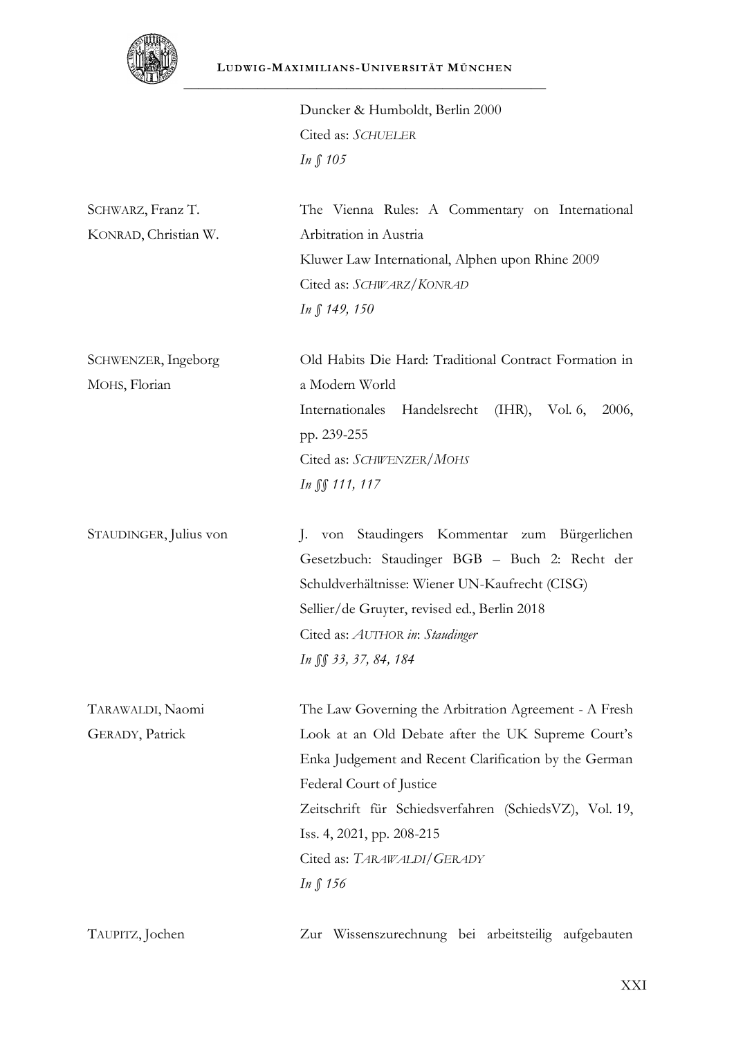| | |
|---|---|
| | Duncker & Humboldt, Berlin 2000<br>Cited as: *SCHUELER*<br>*In § 105* |
| SCHWARZ, Franz T.<br>KONRAD, Christian W. | The Vienna Rules: A Commentary on International Arbitration in Austria<br>Kluwer Law International, Alphen upon Rhine 2009<br>Cited as: *SCHWARZ/KONRAD*<br>*In § 149, 150* |
| SCHWENZER, Ingeborg<br>MOHS, Florian | Old Habits Die Hard: Traditional Contract Formation in a Modern World<br>Internationales Handelsrecht (IHR), Vol. 6, 2006, pp. 239-255<br>Cited as: *SCHWENZER/MOHS*<br>*In §§ 111, 117* |
| STAUDINGER, Julius von | J. von Staudingers Kommentar zum Bürgerlichen Gesetzbuch: Staudinger BGB – Buch 2: Recht der Schuldverhältnisse: Wiener UN-Kaufrecht (CISG)<br>Sellier/de Gruyter, revised ed., Berlin 2018<br>Cited as: *AUTHOR in: Staudinger*<br>*In §§ 33, 37, 84, 184* |
| TARAWALDI, Naomi<br>GERADY, Patrick | The Law Governing the Arbitration Agreement - A Fresh Look at an Old Debate after the UK Supreme Court's Enka Judgement and Recent Clarification by the German Federal Court of Justice<br>Zeitschrift für Schiedsverfahren (SchiedsVZ), Vol. 19, Iss. 4, 2021, pp. 208-215<br>Cited as: *TARAWALDI/GERADY*<br>*In § 156* |
| TAUPITZ, Jochen | Zur Wissenszurechnung bei arbeitsteilig aufgebauten |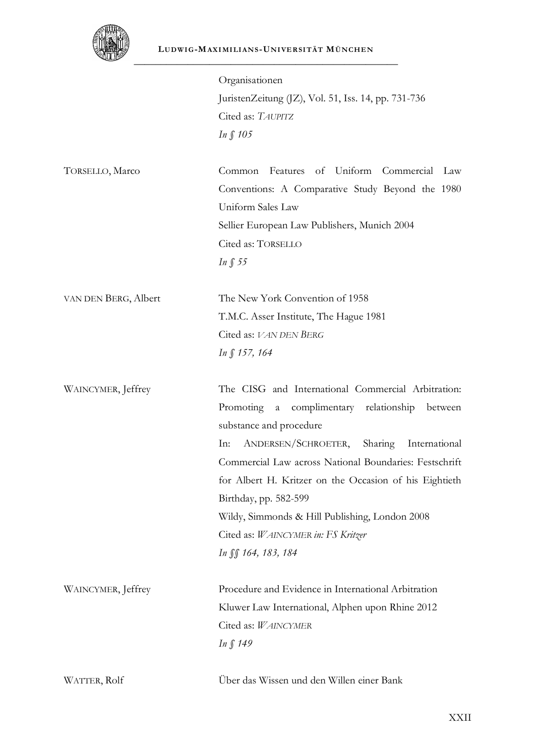| | |
|---|---|
| | Organisationen<br>JuristenZeitung (JZ), Vol. 51, Iss. 14, pp. 731-736<br>Cited as: *TAUPITZ*<br>*In § 105* |
| TORSELLO, Marco | Common Features of Uniform Commercial Law Conventions: A Comparative Study Beyond the 1980 Uniform Sales Law<br>Sellier European Law Publishers, Munich 2004<br>Cited as: TORSELLO<br>*In § 55* |
| VAN DEN BERG, Albert | The New York Convention of 1958<br>T.M.C. Asser Institute, The Hague 1981<br>Cited as: *VAN DEN BERG*<br>*In § 157, 164* |
| WAINCYMER, Jeffrey | The CISG and International Commercial Arbitration: Promoting a complimentary relationship between substance and procedure<br>In: ANDERSEN/SCHROETER, Sharing International Commercial Law across National Boundaries: Festschrift for Albert H. Kritzer on the Occasion of his Eightieth Birthday, pp. 582-599<br>Wildy, Simmonds & Hill Publishing, London 2008<br>Cited as: *WAINCYMER in: FS Kritzer*<br>*In §§ 164, 183, 184* |
| WAINCYMER, Jeffrey | Procedure and Evidence in International Arbitration<br>Kluwer Law International, Alphen upon Rhine 2012<br>Cited as: *WAINCYMER*<br>*In § 149* |
| WATTER, Rolf | Über das Wissen und den Willen einer Bank |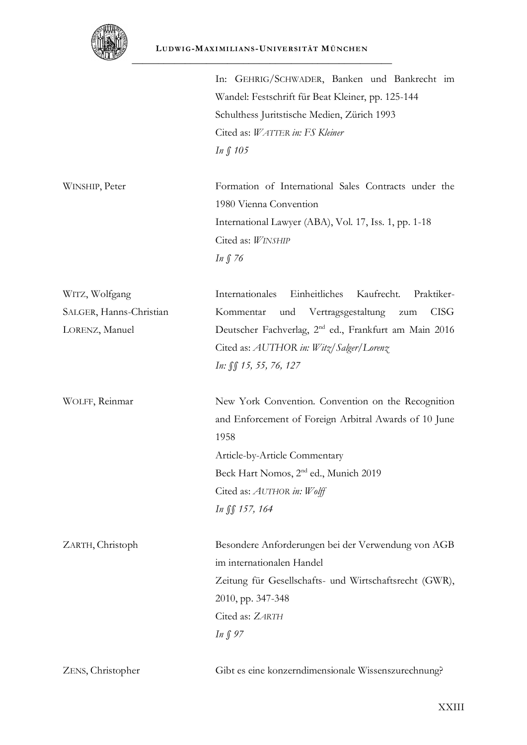| | |
|---|---|
| | In: GEHRIG/SCHWADER, Banken und Bankrecht im Wandel: Festschrift für Beat Kleiner, pp. 125-144<br>Schulthess Juritstische Medien, Zürich 1993<br>Cited as: *WATTER in: FS Kleiner*<br>*In § 105* |
| WINSHIP, Peter | Formation of International Sales Contracts under the 1980 Vienna Convention<br>International Lawyer (ABA), Vol. 17, Iss. 1, pp. 1-18<br>Cited as: *WINSHIP*<br>*In § 76* |
| WITZ, Wolfgang<br>SALGER, Hanns-Christian<br>LORENZ, Manuel | Internationales Einheitliches Kaufrecht. Praktiker-Kommentar und Vertragsgestaltung zum CISG<br>Deutscher Fachverlag, 2nd ed., Frankfurt am Main 2016<br>Cited as: *AUTHOR in: Witz/Salger/Lorenz*<br>*In: §§ 15, 55, 76, 127* |
| WOLFF, Reinmar | New York Convention. Convention on the Recognition and Enforcement of Foreign Arbitral Awards of 10 June 1958<br>Article-by-Article Commentary<br>Beck Hart Nomos, 2nd ed., Munich 2019<br>Cited as: *AUTHOR in: Wolff*<br>*In §§ 157, 164* |
| ZARTH, Christoph | Besondere Anforderungen bei der Verwendung von AGB im internationalen Handel<br>Zeitung für Gesellschafts- und Wirtschaftsrecht (GWR), 2010, pp. 347-348<br>Cited as: *ZARTH*<br>*In § 97* |
| ZENS, Christopher | Gibt es eine konzerndimensionale Wissenszurechnung? |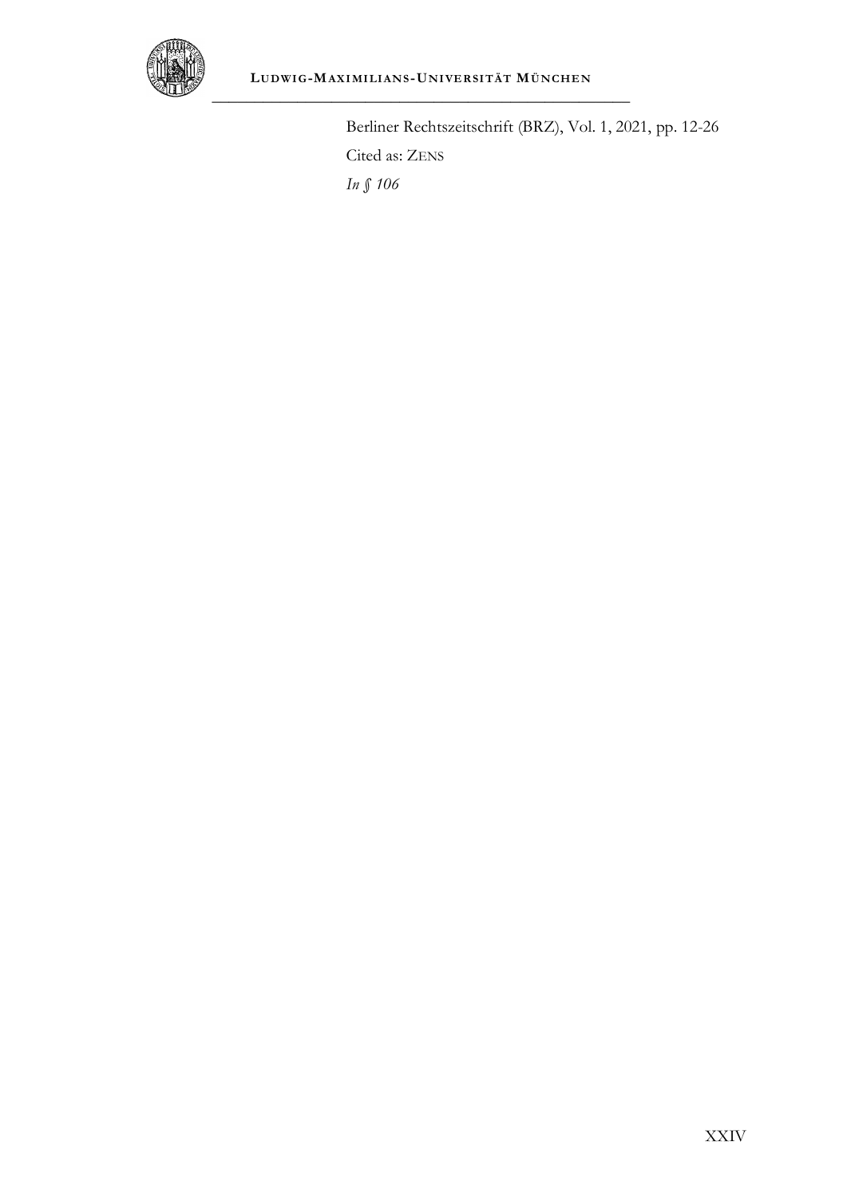Berliner Rechtszeitschrift (BRZ), Vol. 1, 2021, pp. 12-26

Cited as: ZENS

*In § 106*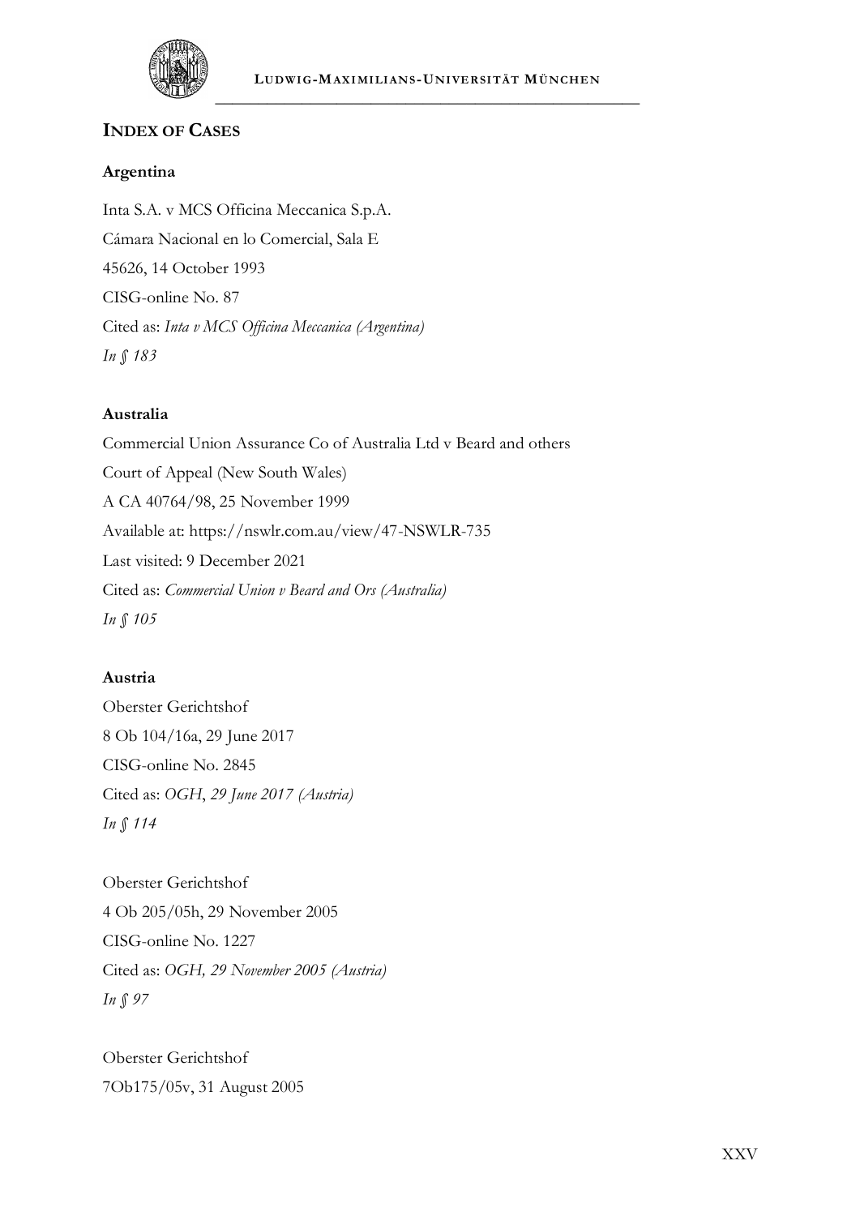## INDEX OF CASES

### Argentina

Inta S.A. v MCS Officina Meccanica S.p.A.

Cámara Nacional en lo Comercial, Sala E

45626, 14 October 1993

CISG-online No. 87

Cited as: *Inta v MCS Officina Meccanica (Argentina)*

*In § 183*

### Australia

Commercial Union Assurance Co of Australia Ltd v Beard and others

Court of Appeal (New South Wales)

A CA 40764/98, 25 November 1999

Available at: https://nswlr.com.au/view/47-NSWLR-735

Last visited: 9 December 2021

Cited as: *Commercial Union v Beard and Ors (Australia)*

*In § 105*

### Austria

Oberster Gerichtshof

8 Ob 104/16a, 29 June 2017

CISG-online No. 2845

Cited as: *OGH, 29 June 2017 (Austria)*

*In § 114*

Oberster Gerichtshof

4 Ob 205/05h, 29 November 2005

CISG-online No. 1227

Cited as: *OGH, 29 November 2005 (Austria)*

*In § 97*

Oberster Gerichtshof

7Ob175/05v, 31 August 2005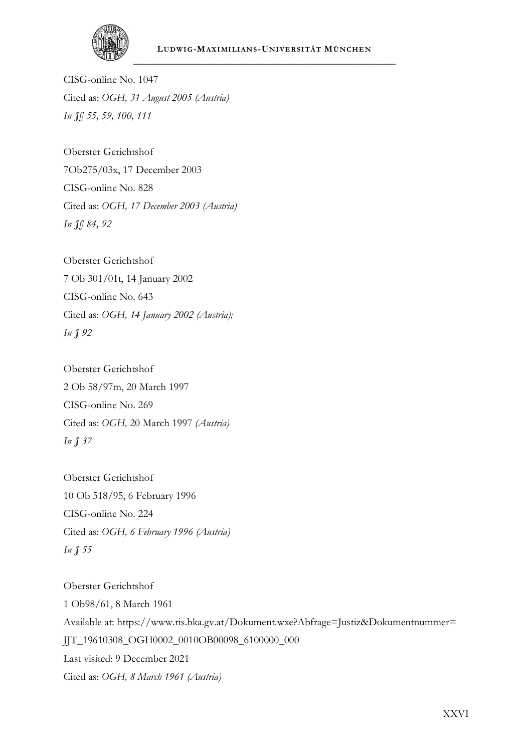CISG-online No. 1047

Cited as: *OGH, 31 August 2005 (Austria)*

*In §§ 55, 59, 100, 111*

Oberster Gerichtshof

7Ob275/03x, 17 December 2003

CISG-online No. 828

Cited as: *OGH, 17 December 2003 (Austria)*

*In §§ 84, 92*

Oberster Gerichtshof

7 Ob 301/01t, 14 January 2002

CISG-online No. 643

Cited as: *OGH, 14 January 2002 (Austria);*

*In § 92*

Oberster Gerichtshof

2 Ob 58/97m, 20 March 1997

CISG-online No. 269

Cited as: *OGH,* 20 March 1997 *(Austria)*

*In § 37*

Oberster Gerichtshof

10 Ob 518/95, 6 February 1996

CISG-online No. 224

Cited as: *OGH, 6 February 1996 (Austria)*

*In § 55*

Oberster Gerichtshof

1 Ob98/61, 8 March 1961

Available at: https://www.ris.bka.gv.at/Dokument.wxe?Abfrage=Justiz&Dokumentnummer=JJT_19610308_OGH0002_0010OB00098_6100000_000

Last visited: 9 December 2021

Cited as: *OGH, 8 March 1961 (Austria)*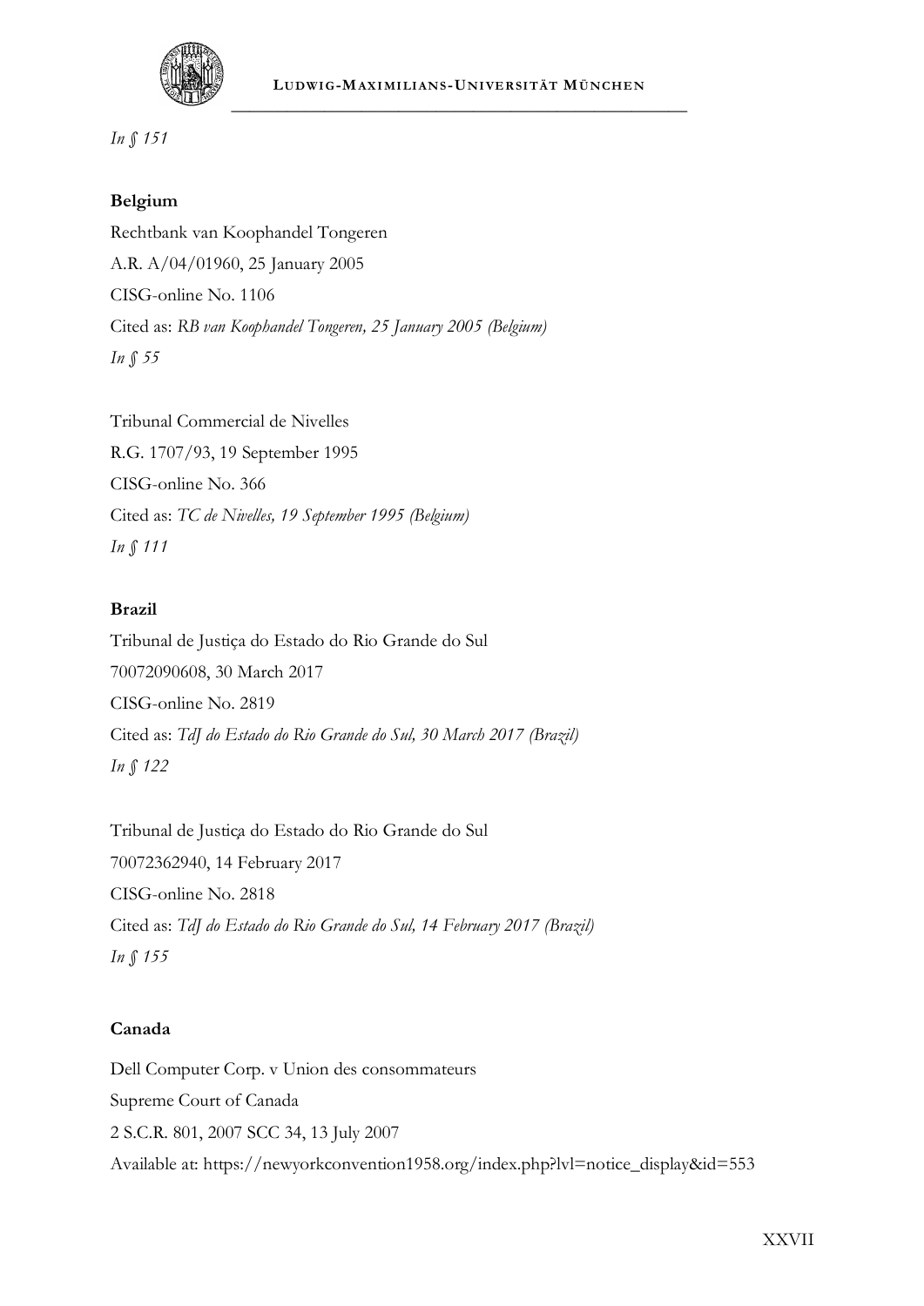*In § 151*

**Belgium**

Rechtbank van Koophandel Tongeren
A.R. A/04/01960, 25 January 2005
CISG-online No. 1106
Cited as: *RB van Koophandel Tongeren, 25 January 2005 (Belgium)*
*In § 55*

Tribunal Commercial de Nivelles
R.G. 1707/93, 19 September 1995
CISG-online No. 366
Cited as: *TC de Nivelles, 19 September 1995 (Belgium)*
*In § 111*

**Brazil**

Tribunal de Justiça do Estado do Rio Grande do Sul
70072090608, 30 March 2017
CISG-online No. 2819
Cited as: *TdJ do Estado do Rio Grande do Sul, 30 March 2017 (Brazil)*
*In § 122*

Tribunal de Justiça do Estado do Rio Grande do Sul
70072362940, 14 February 2017
CISG-online No. 2818
Cited as: *TdJ do Estado do Rio Grande do Sul, 14 February 2017 (Brazil)*
*In § 155*

**Canada**

Dell Computer Corp. v Union des consommateurs
Supreme Court of Canada
2 S.C.R. 801, 2007 SCC 34, 13 July 2007
Available at: https://newyorkconvention1958.org/index.php?lvl=notice_display&id=553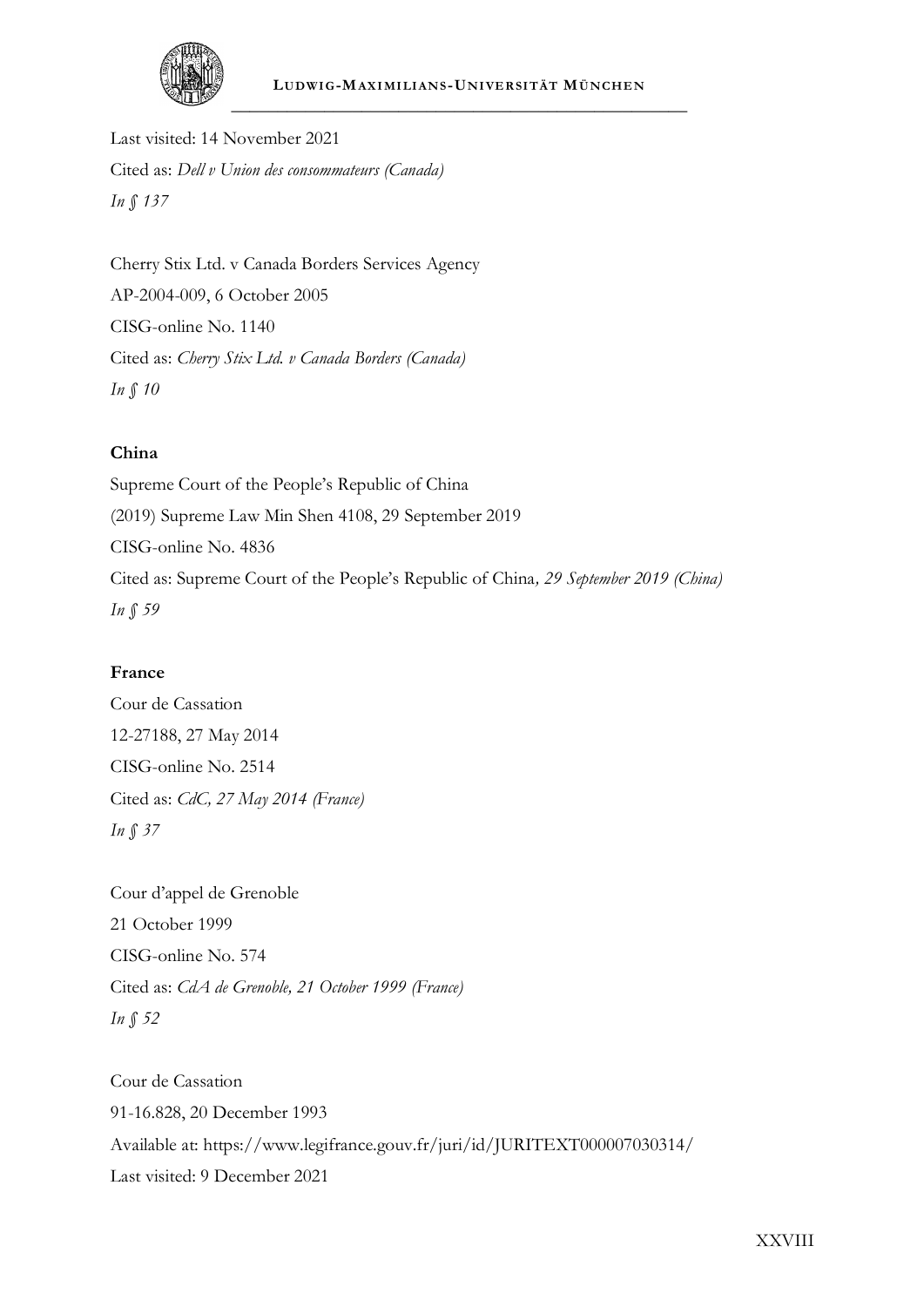Last visited: 14 November 2021

Cited as: *Dell v Union des consommateurs (Canada)*

*In § 137*

Cherry Stix Ltd. v Canada Borders Services Agency

AP-2004-009, 6 October 2005

CISG-online No. 1140

Cited as: *Cherry Stix Ltd. v Canada Borders (Canada)*

*In § 10*

**China**

Supreme Court of the People's Republic of China

(2019) Supreme Law Min Shen 4108, 29 September 2019

CISG-online No. 4836

Cited as: Supreme Court of the People's Republic of China*, 29 September 2019 (China)*

*In § 59*

**France**

Cour de Cassation

12-27188, 27 May 2014

CISG-online No. 2514

Cited as: *CdC, 27 May 2014 (France)*

*In § 37*

Cour d'appel de Grenoble

21 October 1999

CISG-online No. 574

Cited as: *CdA de Grenoble, 21 October 1999 (France)*

*In § 52*

Cour de Cassation

91-16.828, 20 December 1993

Available at: https://www.legifrance.gouv.fr/juri/id/JURITEXT000007030314/

Last visited: 9 December 2021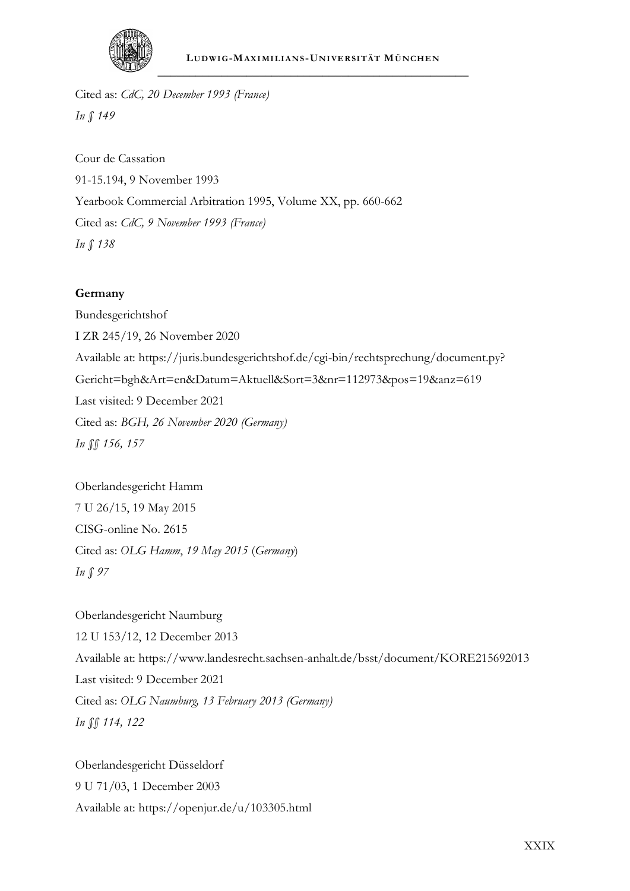Cited as: *CdC, 20 December 1993 (France)*
*In § 149*

Cour de Cassation
91-15.194, 9 November 1993
Yearbook Commercial Arbitration 1995, Volume XX, pp. 660-662
Cited as: *CdC, 9 November 1993 (France)*
*In § 138*

**Germany**

Bundesgerichtshof
I ZR 245/19, 26 November 2020
Available at: https://juris.bundesgerichtshof.de/cgi-bin/rechtsprechung/document.py?Gericht=bgh&Art=en&Datum=Aktuell&Sort=3&nr=112973&pos=19&anz=619
Last visited: 9 December 2021
Cited as: *BGH, 26 November 2020 (Germany)*
*In §§ 156, 157*

Oberlandesgericht Hamm
7 U 26/15, 19 May 2015
CISG-online No. 2615
Cited as: *OLG Hamm*, *19 May 2015* (*Germany*)
*In § 97*

Oberlandesgericht Naumburg
12 U 153/12, 12 December 2013
Available at: https://www.landesrecht.sachsen-anhalt.de/bsst/document/KORE215692013
Last visited: 9 December 2021
Cited as: *OLG Naumburg, 13 February 2013 (Germany)*
*In §§ 114, 122*

Oberlandesgericht Düsseldorf
9 U 71/03, 1 December 2003
Available at: https://openjur.de/u/103305.html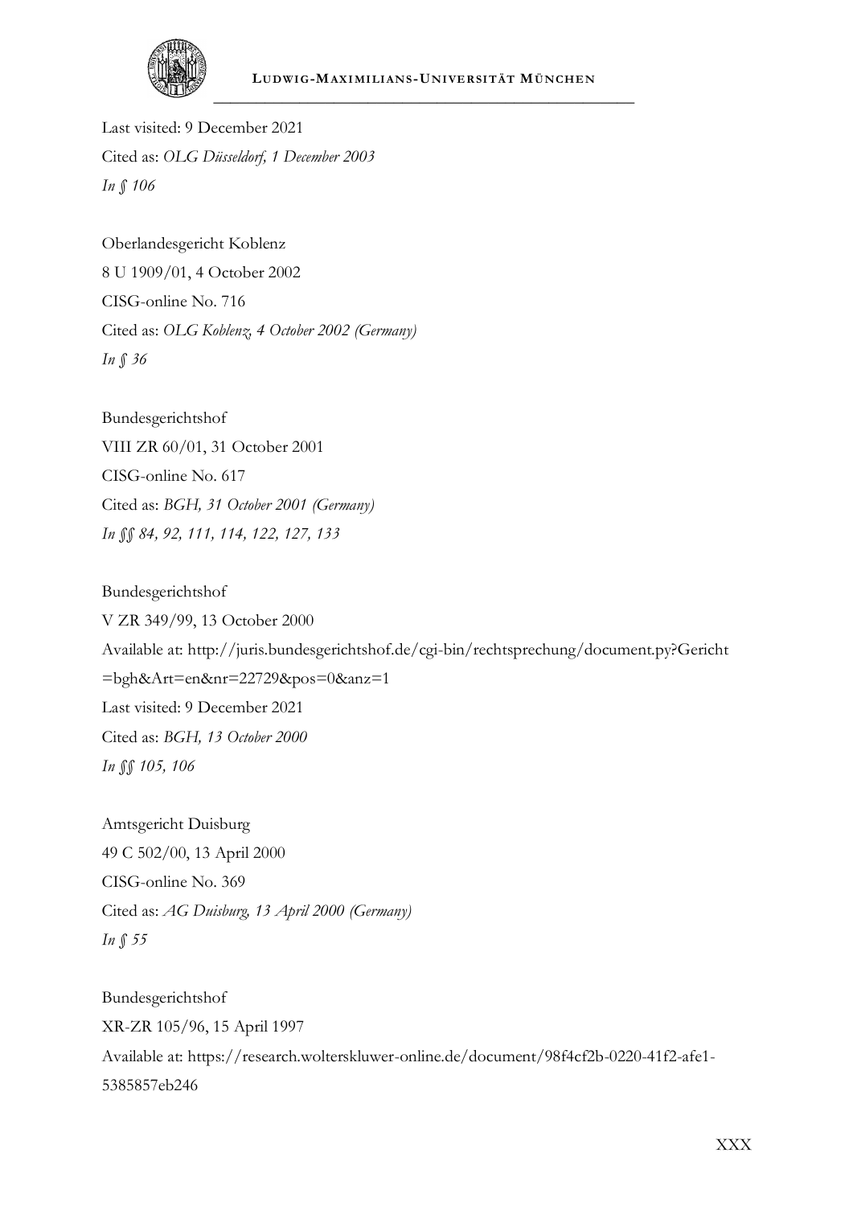Last visited: 9 December 2021

Cited as: *OLG Düsseldorf, 1 December 2003*

*In § 106*

Oberlandesgericht Koblenz

8 U 1909/01, 4 October 2002

CISG-online No. 716

Cited as: *OLG Koblenz, 4 October 2002 (Germany)*

*In § 36*

Bundesgerichtshof

VIII ZR 60/01, 31 October 2001

CISG-online No. 617

Cited as: *BGH, 31 October 2001 (Germany)*

*In §§ 84, 92, 111, 114, 122, 127, 133*

Bundesgerichtshof

V ZR 349/99, 13 October 2000

Available at: http://juris.bundesgerichtshof.de/cgi-bin/rechtsprechung/document.py?Gericht=bgh&Art=en&nr=22729&pos=0&anz=1

Last visited: 9 December 2021

Cited as: *BGH, 13 October 2000*

*In §§ 105, 106*

Amtsgericht Duisburg

49 C 502/00, 13 April 2000

CISG-online No. 369

Cited as: *AG Duisburg, 13 April 2000 (Germany)*

*In § 55*

Bundesgerichtshof

XR-ZR 105/96, 15 April 1997

Available at: https://research.wolterskluwer-online.de/document/98f4cf2b-0220-41f2-afe1-5385857eb246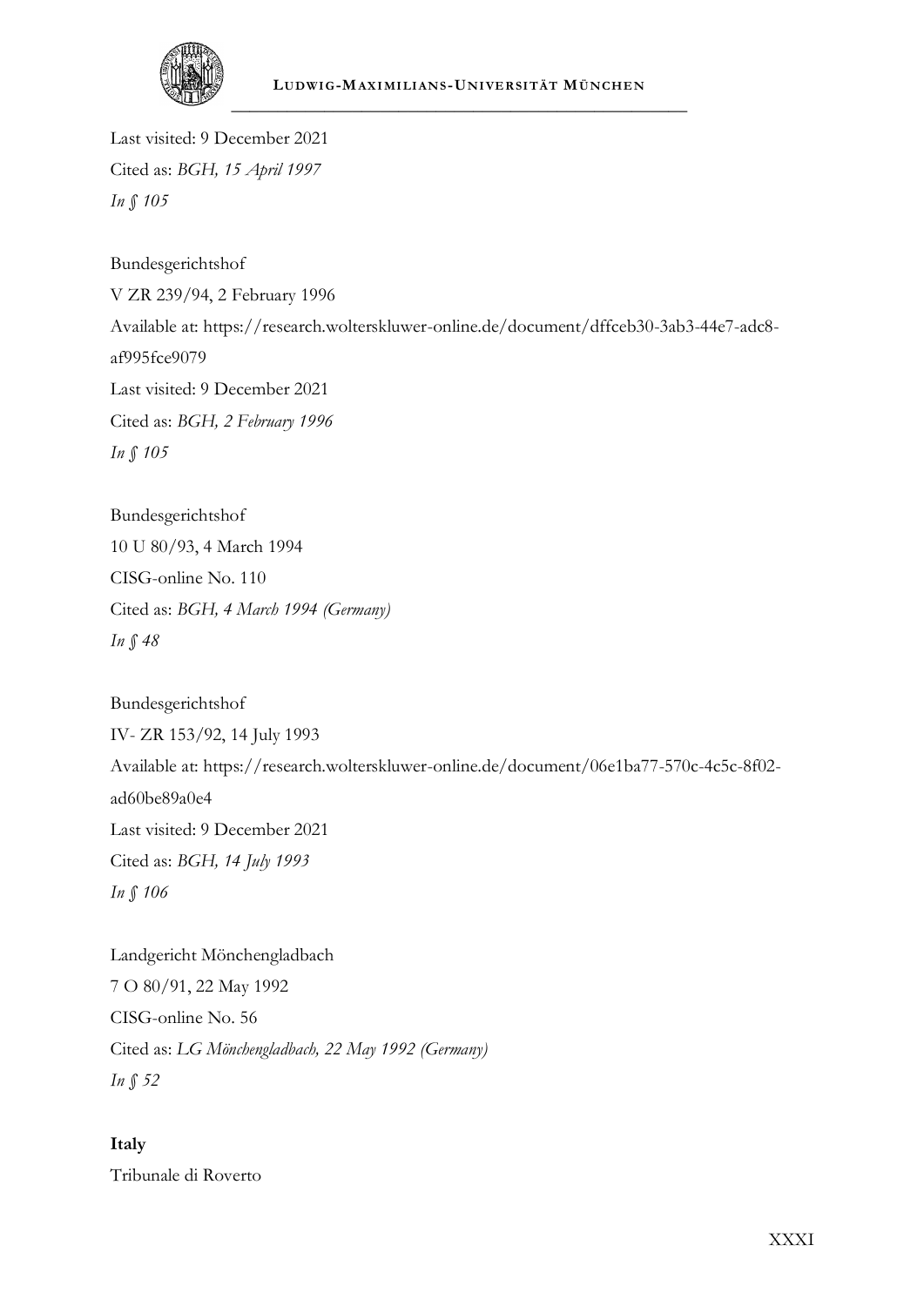Last visited: 9 December 2021

Cited as: *BGH, 15 April 1997*

*In § 105*

Bundesgerichtshof

V ZR 239/94, 2 February 1996

Available at: https://research.wolterskluwer-online.de/document/dffceb30-3ab3-44e7-adc8-af995fce9079

Last visited: 9 December 2021

Cited as: *BGH, 2 February 1996*

*In § 105*

Bundesgerichtshof

10 U 80/93, 4 March 1994

CISG-online No. 110

Cited as: *BGH, 4 March 1994 (Germany)*

*In § 48*

Bundesgerichtshof

IV- ZR 153/92, 14 July 1993

Available at: https://research.wolterskluwer-online.de/document/06e1ba77-570c-4c5c-8f02-ad60be89a0e4

Last visited: 9 December 2021

Cited as: *BGH, 14 July 1993*

*In § 106*

Landgericht Mönchengladbach

7 O 80/91, 22 May 1992

CISG-online No. 56

Cited as: *LG Mönchengladbach, 22 May 1992 (Germany)*

*In § 52*

**Italy**

Tribunale di Roverto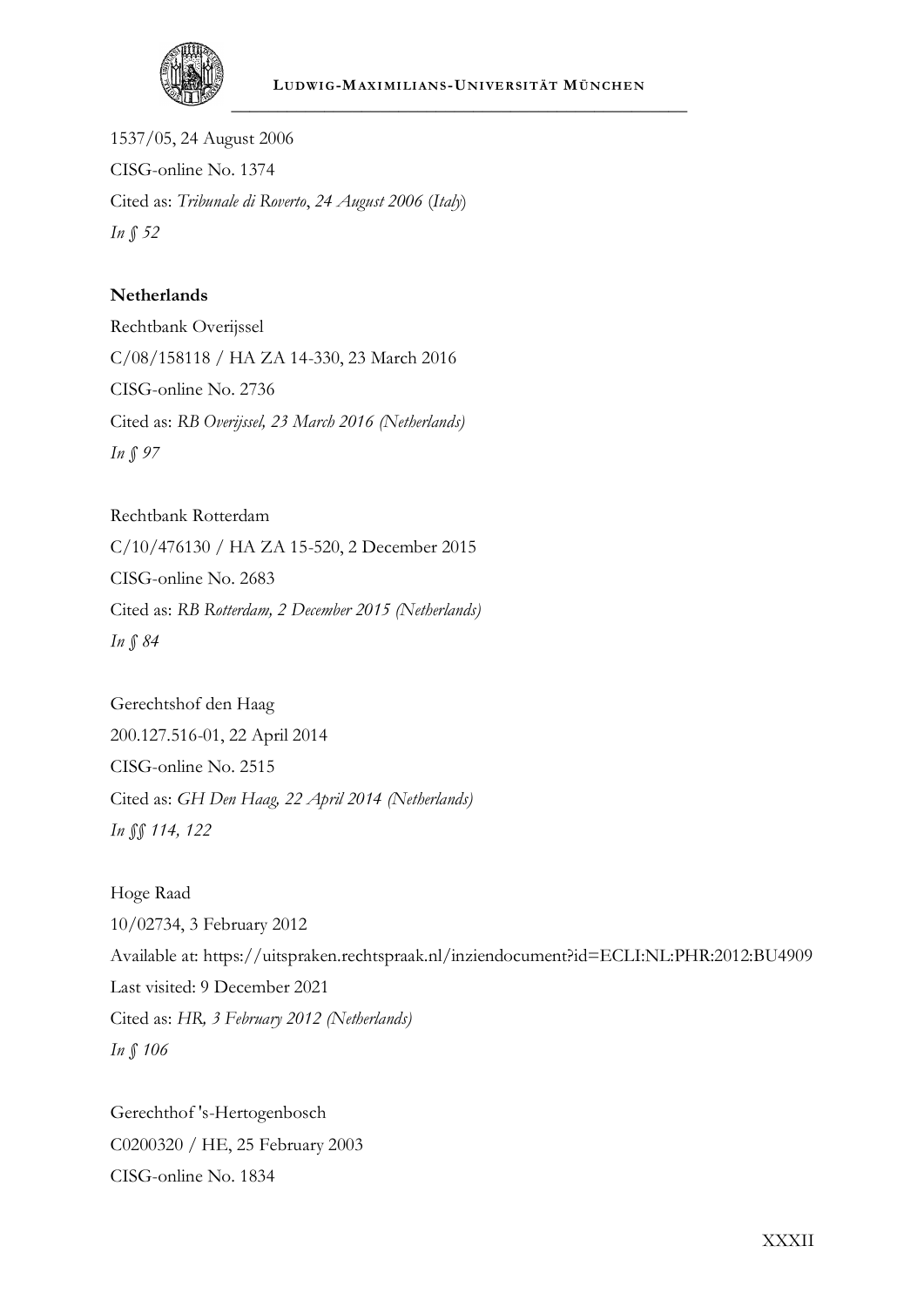1537/05, 24 August 2006
CISG-online No. 1374
Cited as: *Tribunale di Roverto*, *24 August 2006* (*Italy*)
*In § 52*

**Netherlands**

Rechtbank Overijssel
C/08/158118 / HA ZA 14-330, 23 March 2016
CISG-online No. 2736
Cited as: *RB Overijssel, 23 March 2016 (Netherlands)*
*In § 97*

Rechtbank Rotterdam
C/10/476130 / HA ZA 15-520, 2 December 2015
CISG-online No. 2683
Cited as: *RB Rotterdam, 2 December 2015 (Netherlands)*
*In § 84*

Gerechtshof den Haag
200.127.516-01, 22 April 2014
CISG-online No. 2515
Cited as: *GH Den Haag, 22 April 2014 (Netherlands)*
*In §§ 114, 122*

Hoge Raad
10/02734, 3 February 2012
Available at: https://uitspraken.rechtspraak.nl/inziendocument?id=ECLI:NL:PHR:2012:BU4909
Last visited: 9 December 2021
Cited as: *HR, 3 February 2012 (Netherlands)*
*In § 106*

Gerechthof 's-Hertogenbosch
C0200320 / HE, 25 February 2003
CISG-online No. 1834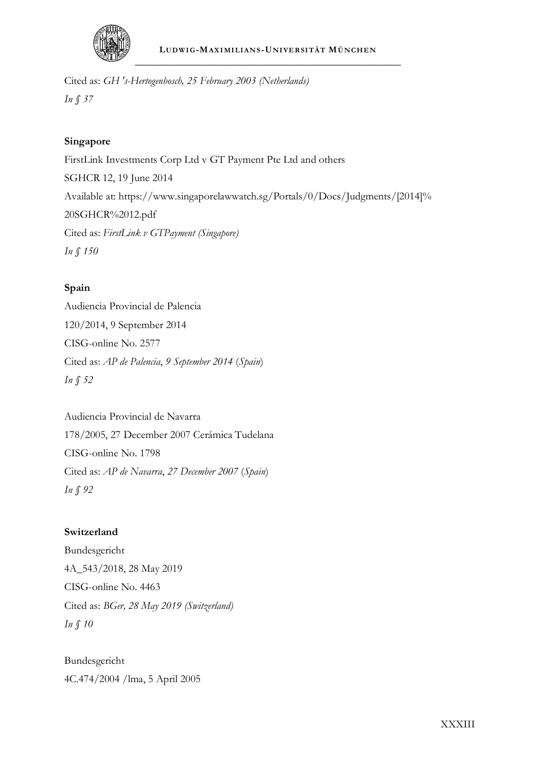Cited as: *GH 's-Hertogenbosch, 25 February 2003 (Netherlands)*

*In § 37*

**Singapore**

FirstLink Investments Corp Ltd v GT Payment Pte Ltd and others

SGHCR 12, 19 June 2014

Available at: https://www.singaporelawwatch.sg/Portals/0/Docs/Judgments/[2014]%20SGHCR%2012.pdf

Cited as: *FirstLink v GTPayment (Singapore)*

*In § 150*

**Spain**

Audiencia Provincial de Palencia

120/2014, 9 September 2014

CISG-online No. 2577

Cited as: *AP de Palencia*, *9 September 2014* (*Spain*)

*In § 52*

Audiencia Provincial de Navarra

178/2005, 27 December 2007 Cerámica Tudelana

CISG-online No. 1798

Cited as: *AP de Navarra*, *27 December 2007* (*Spain*)

*In § 92*

**Switzerland**

Bundesgericht

4A_543/2018, 28 May 2019

CISG-online No. 4463

Cited as: *BGer, 28 May 2019 (Switzerland)*

*In § 10*

Bundesgericht

4C.474/2004 /lma, 5 April 2005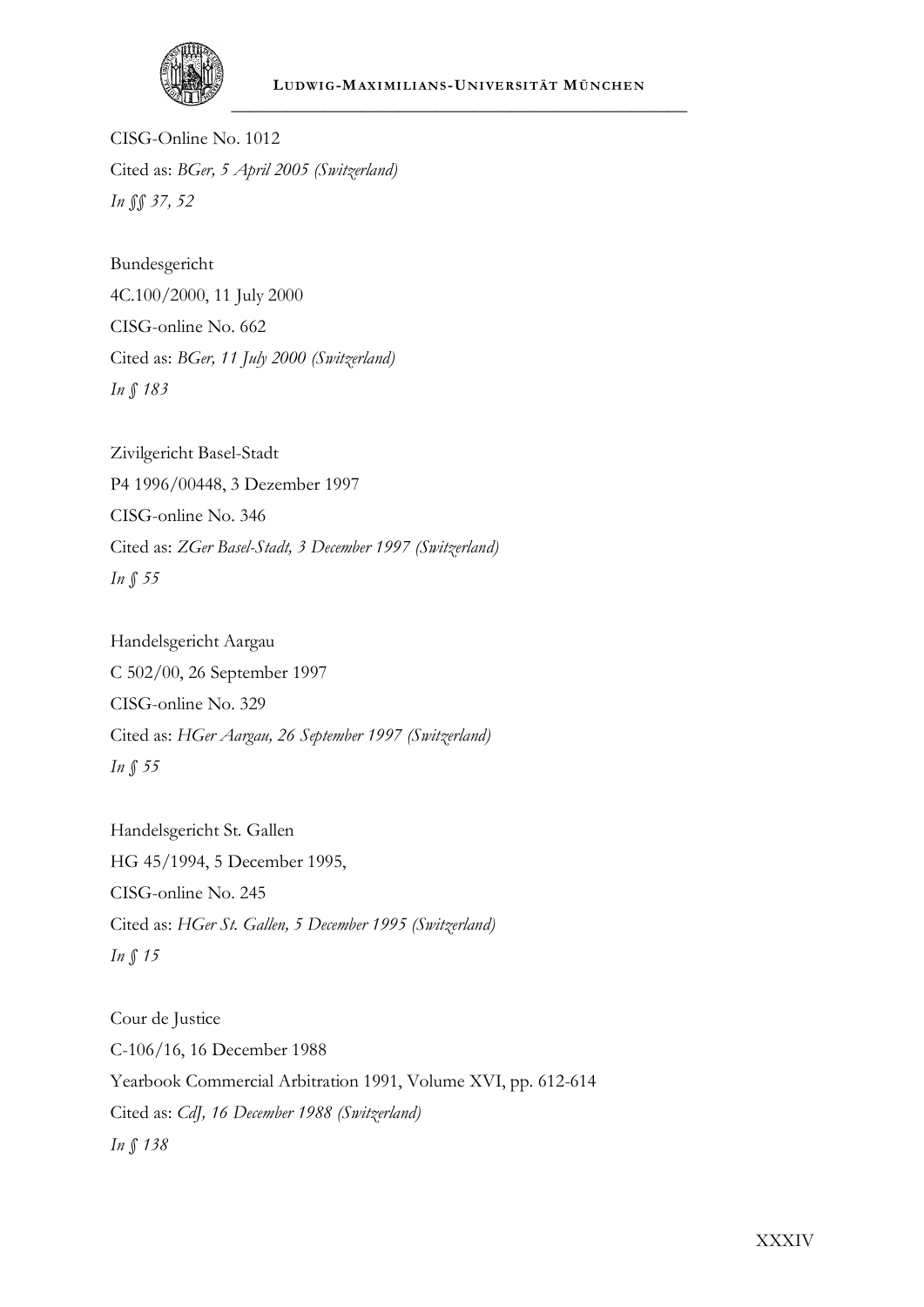CISG-Online No. 1012
Cited as: *BGer, 5 April 2005 (Switzerland)*
*In §§ 37, 52*

Bundesgericht
4C.100/2000, 11 July 2000
CISG-online No. 662
Cited as: *BGer, 11 July 2000 (Switzerland)*
*In § 183*

Zivilgericht Basel-Stadt
P4 1996/00448, 3 Dezember 1997
CISG-online No. 346
Cited as: *ZGer Basel-Stadt, 3 December 1997 (Switzerland)*
*In § 55*

Handelsgericht Aargau
C 502/00, 26 September 1997
CISG-online No. 329
Cited as: *HGer Aargau, 26 September 1997 (Switzerland)*
*In § 55*

Handelsgericht St. Gallen
HG 45/1994, 5 December 1995,
CISG-online No. 245
Cited as: *HGer St. Gallen, 5 December 1995 (Switzerland)*
*In § 15*

Cour de Justice
C-106/16, 16 December 1988
Yearbook Commercial Arbitration 1991, Volume XVI, pp. 612-614
Cited as: *CdJ, 16 December 1988 (Switzerland)*
*In § 138*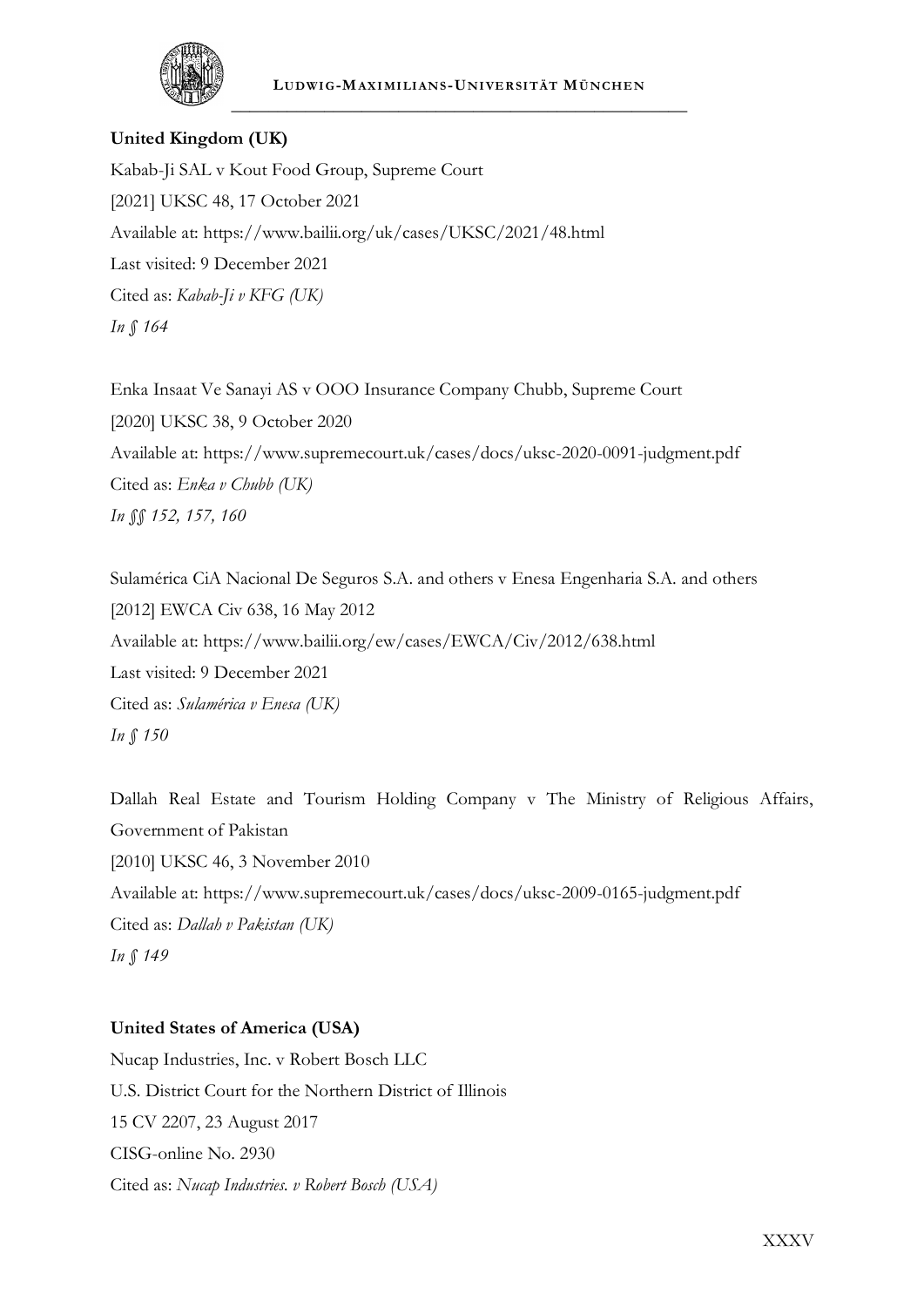**United Kingdom (UK)**

Kabab-Ji SAL v Kout Food Group, Supreme Court
[2021] UKSC 48, 17 October 2021
Available at: https://www.bailii.org/uk/cases/UKSC/2021/48.html
Last visited: 9 December 2021
Cited as: *Kabab-Ji v KFG (UK)*
*In § 164*

Enka Insaat Ve Sanayi AS v OOO Insurance Company Chubb, Supreme Court
[2020] UKSC 38, 9 October 2020
Available at: https://www.supremecourt.uk/cases/docs/uksc-2020-0091-judgment.pdf
Cited as: *Enka v Chubb (UK)*
*In §§ 152, 157, 160*

Sulamérica CiA Nacional De Seguros S.A. and others v Enesa Engenharia S.A. and others
[2012] EWCA Civ 638, 16 May 2012
Available at: https://www.bailii.org/ew/cases/EWCA/Civ/2012/638.html
Last visited: 9 December 2021
Cited as: *Sulamérica v Enesa (UK)*
*In § 150*

Dallah Real Estate and Tourism Holding Company v The Ministry of Religious Affairs, Government of Pakistan
[2010] UKSC 46, 3 November 2010
Available at: https://www.supremecourt.uk/cases/docs/uksc-2009-0165-judgment.pdf
Cited as: *Dallah v Pakistan (UK)*
*In § 149*

**United States of America (USA)**

Nucap Industries, Inc. v Robert Bosch LLC
U.S. District Court for the Northern District of Illinois
15 CV 2207, 23 August 2017
CISG-online No. 2930
Cited as: *Nucap Industries. v Robert Bosch (USA)*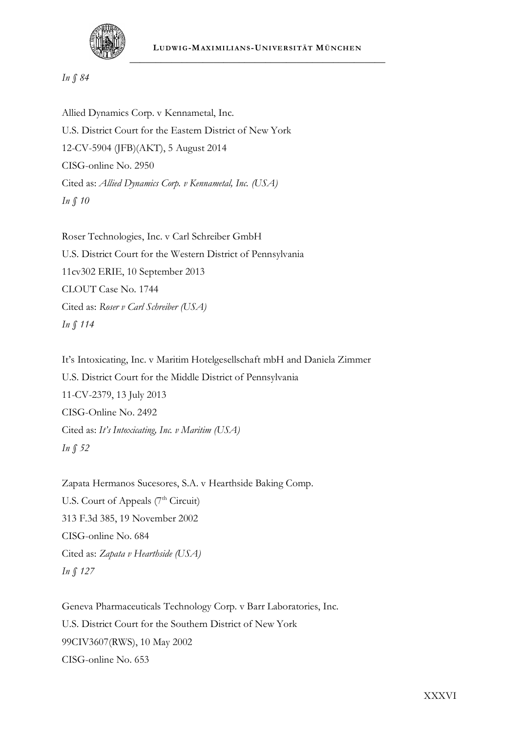*In § 84*

Allied Dynamics Corp. v Kennametal, Inc.
U.S. District Court for the Eastern District of New York
12-CV-5904 (JFB)(AKT), 5 August 2014
CISG-online No. 2950
Cited as: *Allied Dynamics Corp. v Kennametal, Inc. (USA)*
*In § 10*

Roser Technologies, Inc. v Carl Schreiber GmbH
U.S. District Court for the Western District of Pennsylvania
11cv302 ERIE, 10 September 2013
CLOUT Case No. 1744
Cited as: *Roser v Carl Schreiber (USA)*
*In § 114*

It's Intoxicating, Inc. v Maritim Hotelgesellschaft mbH and Daniela Zimmer
U.S. District Court for the Middle District of Pennsylvania
11-CV-2379, 13 July 2013
CISG-Online No. 2492
Cited as: *It's Intoxicating, Inc. v Maritim (USA)*
*In § 52*

Zapata Hermanos Sucesores, S.A. v Hearthside Baking Comp.
U.S. Court of Appeals (7th Circuit)
313 F.3d 385, 19 November 2002
CISG-online No. 684
Cited as: *Zapata v Hearthside (USA)*
*In § 127*

Geneva Pharmaceuticals Technology Corp. v Barr Laboratories, Inc.
U.S. District Court for the Southern District of New York
99CIV3607(RWS), 10 May 2002
CISG-online No. 653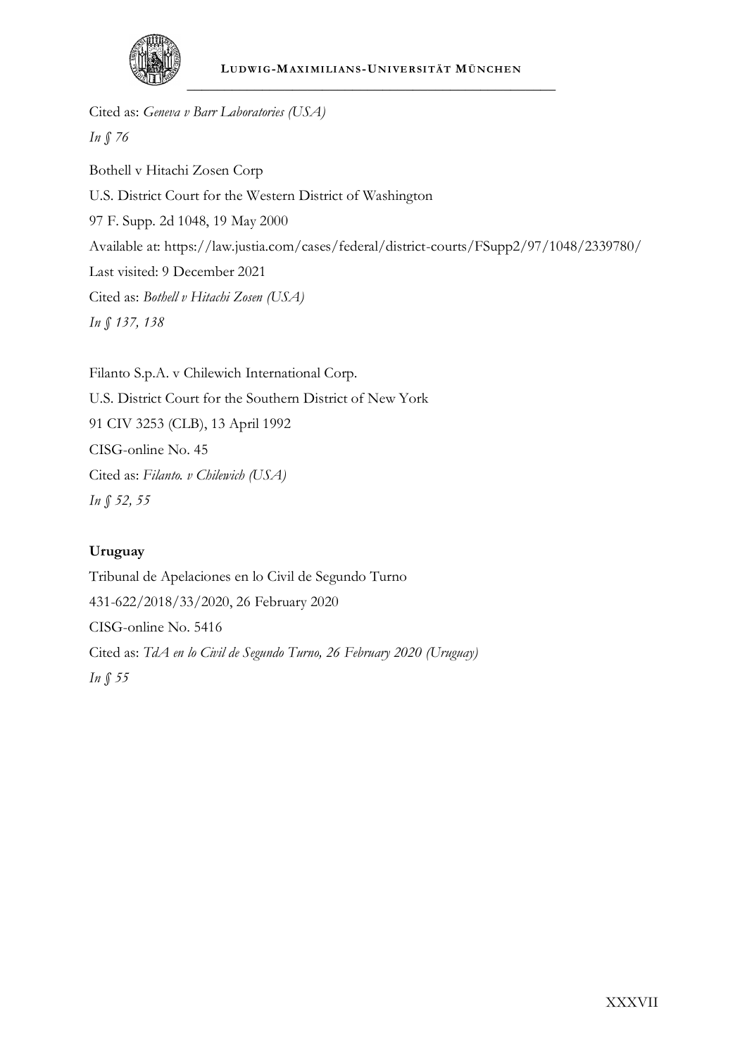Cited as: *Geneva v Barr Laboratories (USA)*

*In § 76*

Bothell v Hitachi Zosen Corp

U.S. District Court for the Western District of Washington

97 F. Supp. 2d 1048, 19 May 2000

Available at: https://law.justia.com/cases/federal/district-courts/FSupp2/97/1048/2339780/

Last visited: 9 December 2021

Cited as: *Bothell v Hitachi Zosen (USA)*

*In § 137, 138*

Filanto S.p.A. v Chilewich International Corp.

U.S. District Court for the Southern District of New York

91 CIV 3253 (CLB), 13 April 1992

CISG-online No. 45

Cited as: *Filanto. v Chilewich (USA)*

*In § 52, 55*

**Uruguay**

Tribunal de Apelaciones en lo Civil de Segundo Turno

431-622/2018/33/2020, 26 February 2020

CISG-online No. 5416

Cited as: *TdA en lo Civil de Segundo Turno, 26 February 2020 (Uruguay)*

*In § 55*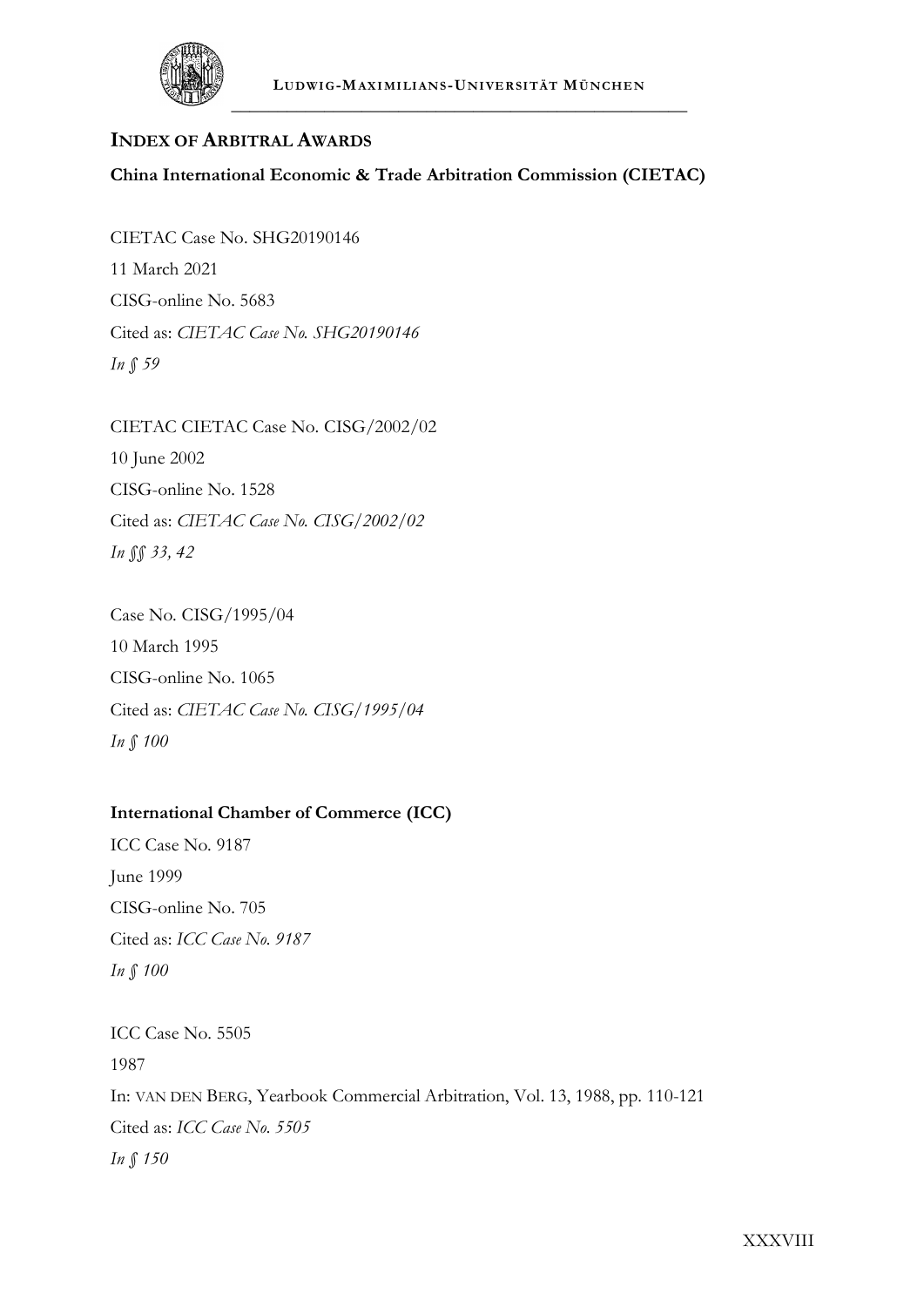## INDEX OF ARBITRAL AWARDS

### China International Economic & Trade Arbitration Commission (CIETAC)

CIETAC Case No. SHG20190146

11 March 2021

CISG-online No. 5683

Cited as: *CIETAC Case No. SHG20190146*

*In § 59*

CIETAC CIETAC Case No. CISG/2002/02

10 June 2002

CISG-online No. 1528

Cited as: *CIETAC Case No. CISG/2002/02*

*In §§ 33, 42*

Case No. CISG/1995/04

10 March 1995

CISG-online No. 1065

Cited as: *CIETAC Case No. CISG/1995/04*

*In § 100*

### International Chamber of Commerce (ICC)

ICC Case No. 9187

June 1999

CISG-online No. 705

Cited as: *ICC Case No. 9187*

*In § 100*

ICC Case No. 5505

1987

In: VAN DEN BERG, Yearbook Commercial Arbitration, Vol. 13, 1988, pp. 110-121

Cited as: *ICC Case No. 5505*

*In § 150*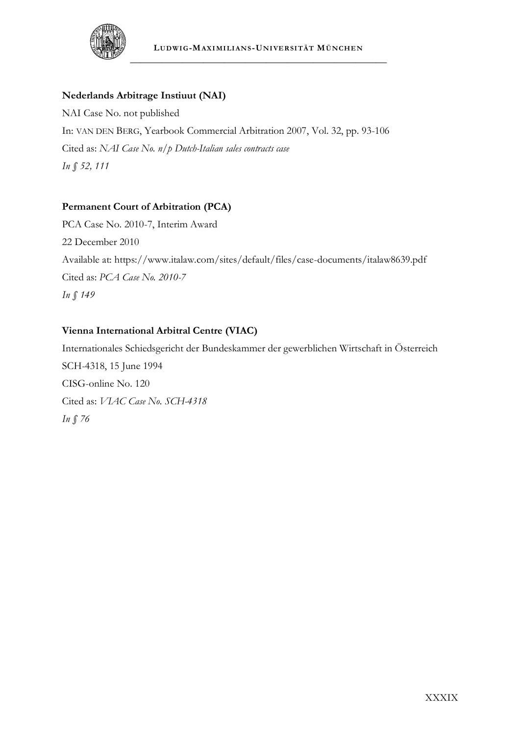**Nederlands Arbitrage Instiuut (NAI)**

NAI Case No. not published

In: VAN DEN BERG, Yearbook Commercial Arbitration 2007, Vol. 32, pp. 93-106

Cited as: *NAI Case No. n/p Dutch-Italian sales contracts case*

*In § 52, 111*

**Permanent Court of Arbitration (PCA)**

PCA Case No. 2010-7, Interim Award

22 December 2010

Available at: https://www.italaw.com/sites/default/files/case-documents/italaw8639.pdf

Cited as: *PCA Case No. 2010-7*

*In § 149*

**Vienna International Arbitral Centre (VIAC)**

Internationales Schiedsgericht der Bundeskammer der gewerblichen Wirtschaft in Österreich

SCH-4318, 15 June 1994

CISG-online No. 120

Cited as: *VIAC Case No. SCH-4318*

*In § 76*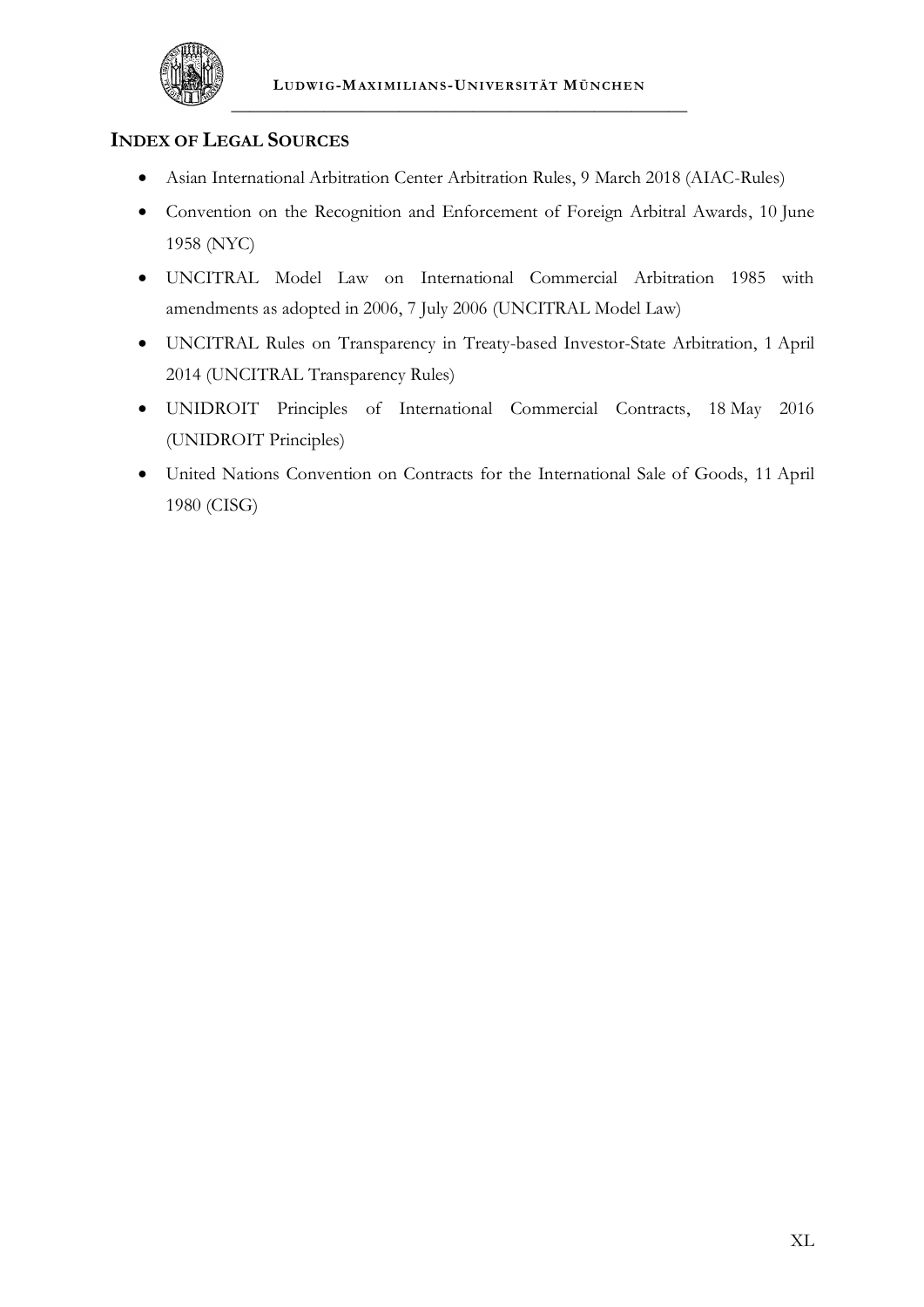## INDEX OF LEGAL SOURCES

- Asian International Arbitration Center Arbitration Rules, 9 March 2018 (AIAC-Rules)
- Convention on the Recognition and Enforcement of Foreign Arbitral Awards, 10 June 1958 (NYC)
- UNCITRAL Model Law on International Commercial Arbitration 1985 with amendments as adopted in 2006, 7 July 2006 (UNCITRAL Model Law)
- UNCITRAL Rules on Transparency in Treaty-based Investor-State Arbitration, 1 April 2014 (UNCITRAL Transparency Rules)
- UNIDROIT Principles of International Commercial Contracts, 18 May 2016 (UNIDROIT Principles)
- United Nations Convention on Contracts for the International Sale of Goods, 11 April 1980 (CISG)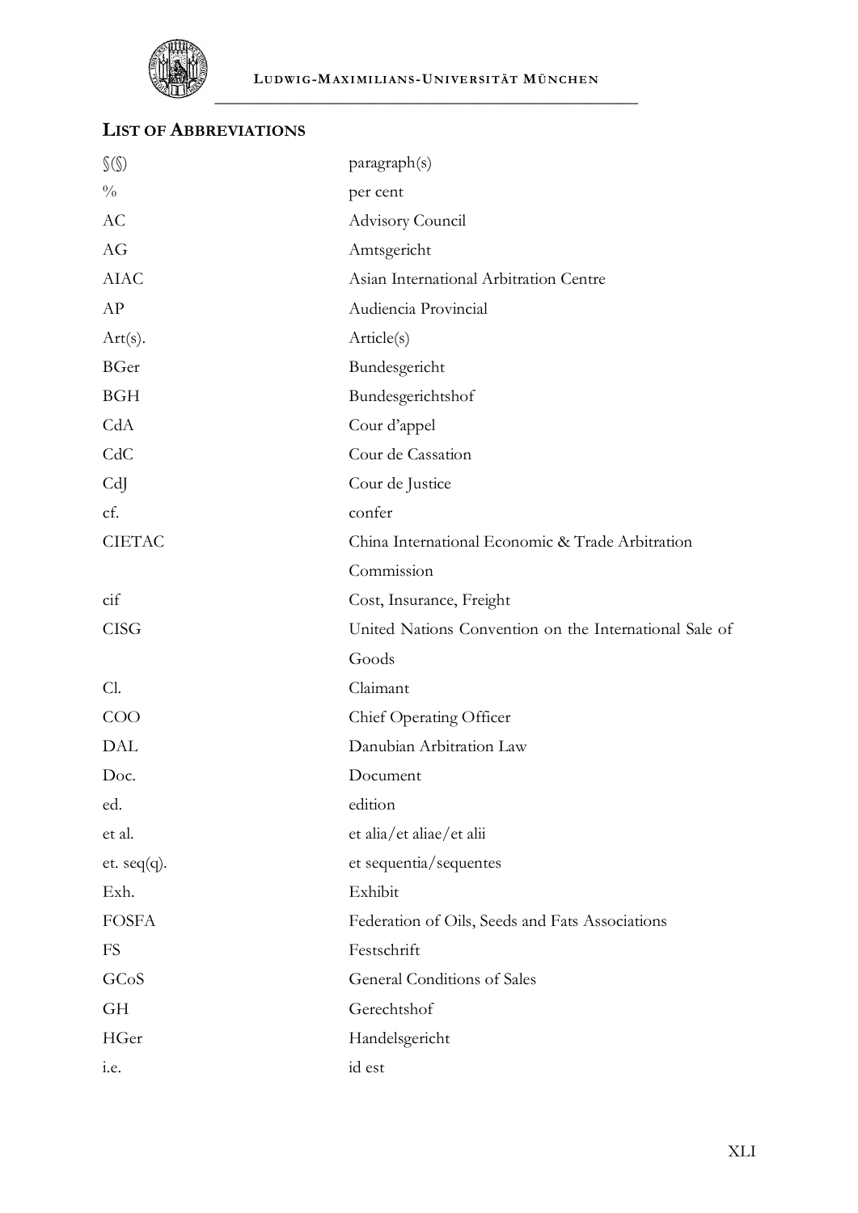## LIST OF ABBREVIATIONS

| | |
|---|---|
| §(§) | paragraph(s) |
| % | per cent |
| AC | Advisory Council |
| AG | Amtsgericht |
| AIAC | Asian International Arbitration Centre |
| AP | Audiencia Provincial |
| Art(s). | Article(s) |
| BGer | Bundesgericht |
| BGH | Bundesgerichtshof |
| CdA | Cour d'appel |
| CdC | Cour de Cassation |
| CdJ | Cour de Justice |
| cf. | confer |
| CIETAC | China International Economic & Trade Arbitration Commission |
| cif | Cost, Insurance, Freight |
| CISG | United Nations Convention on the International Sale of Goods |
| Cl. | Claimant |
| COO | Chief Operating Officer |
| DAL | Danubian Arbitration Law |
| Doc. | Document |
| ed. | edition |
| et al. | et alia/et aliae/et alii |
| et. seq(q). | et sequentia/sequentes |
| Exh. | Exhibit |
| FOSFA | Federation of Oils, Seeds and Fats Associations |
| FS | Festschrift |
| GCoS | General Conditions of Sales |
| GH | Gerechtshof |
| HGer | Handelsgericht |
| i.e. | id est |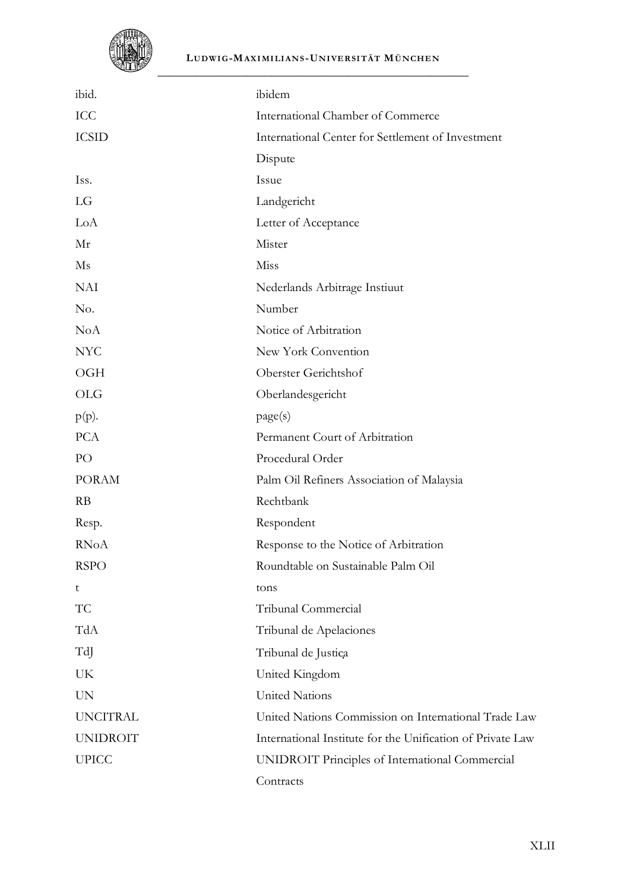| | |
|---|---|
| ibid. | ibidem |
| ICC | International Chamber of Commerce |
| ICSID | International Center for Settlement of Investment Dispute |
| Iss. | Issue |
| LG | Landgericht |
| LoA | Letter of Acceptance |
| Mr | Mister |
| Ms | Miss |
| NAI | Nederlands Arbitrage Instiuut |
| No. | Number |
| NoA | Notice of Arbitration |
| NYC | New York Convention |
| OGH | Oberster Gerichtshof |
| OLG | Oberlandesgericht |
| p(p). | page(s) |
| PCA | Permanent Court of Arbitration |
| PO | Procedural Order |
| PORAM | Palm Oil Refiners Association of Malaysia |
| RB | Rechtbank |
| Resp. | Respondent |
| RNoA | Response to the Notice of Arbitration |
| RSPO | Roundtable on Sustainable Palm Oil |
| t | tons |
| TC | Tribunal Commercial |
| TdA | Tribunal de Apelaciones |
| TdJ | Tribunal de Justiça |
| UK | United Kingdom |
| UN | United Nations |
| UNCITRAL | United Nations Commission on International Trade Law |
| UNIDROIT | International Institute for the Unification of Private Law |
| UPICC | UNIDROIT Principles of International Commercial Contracts |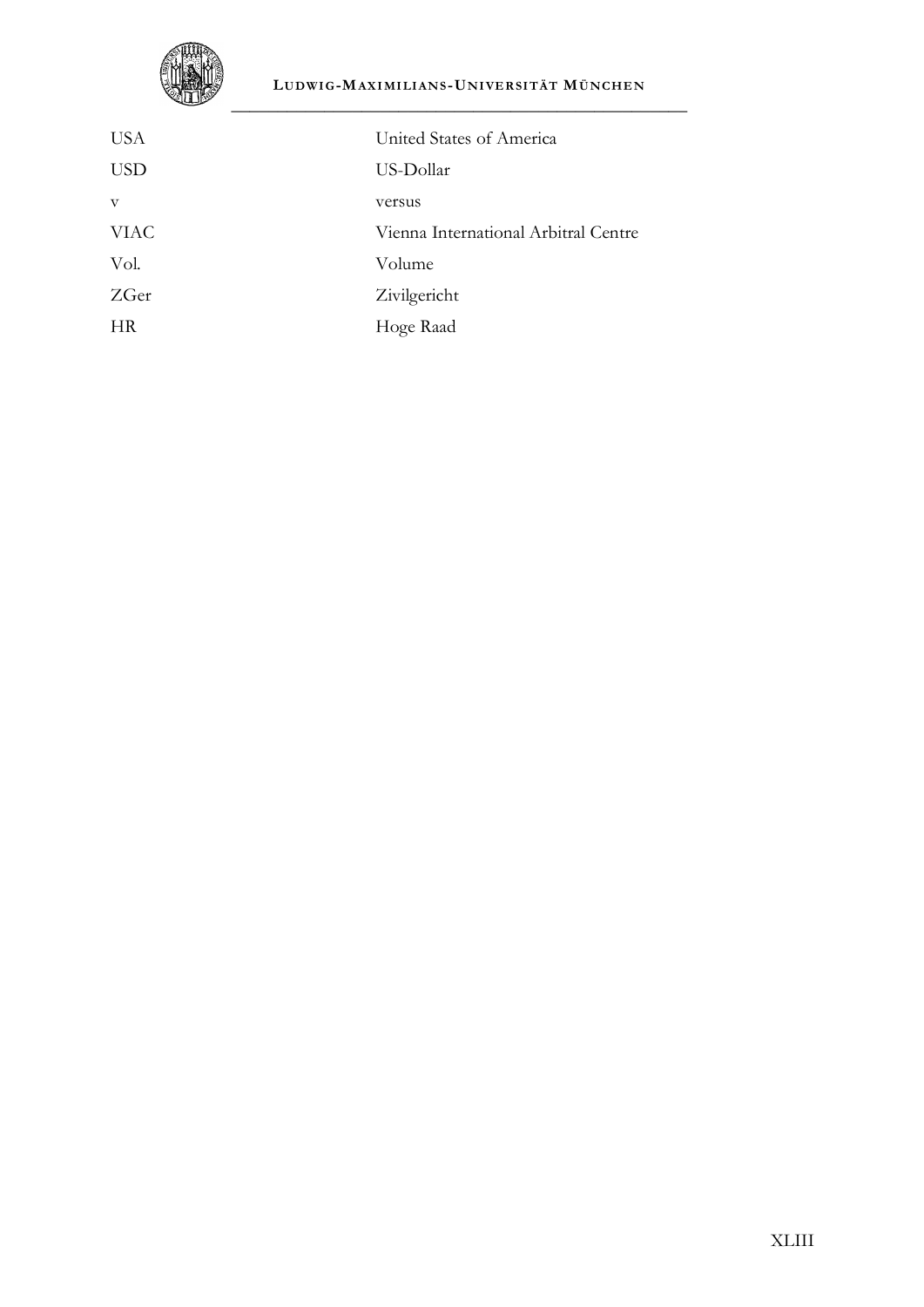| | |
|---|---|
| USA | United States of America |
| USD | US-Dollar |
| v | versus |
| VIAC | Vienna International Arbitral Centre |
| Vol. | Volume |
| ZGer | Zivilgericht |
| HR | Hoge Raad |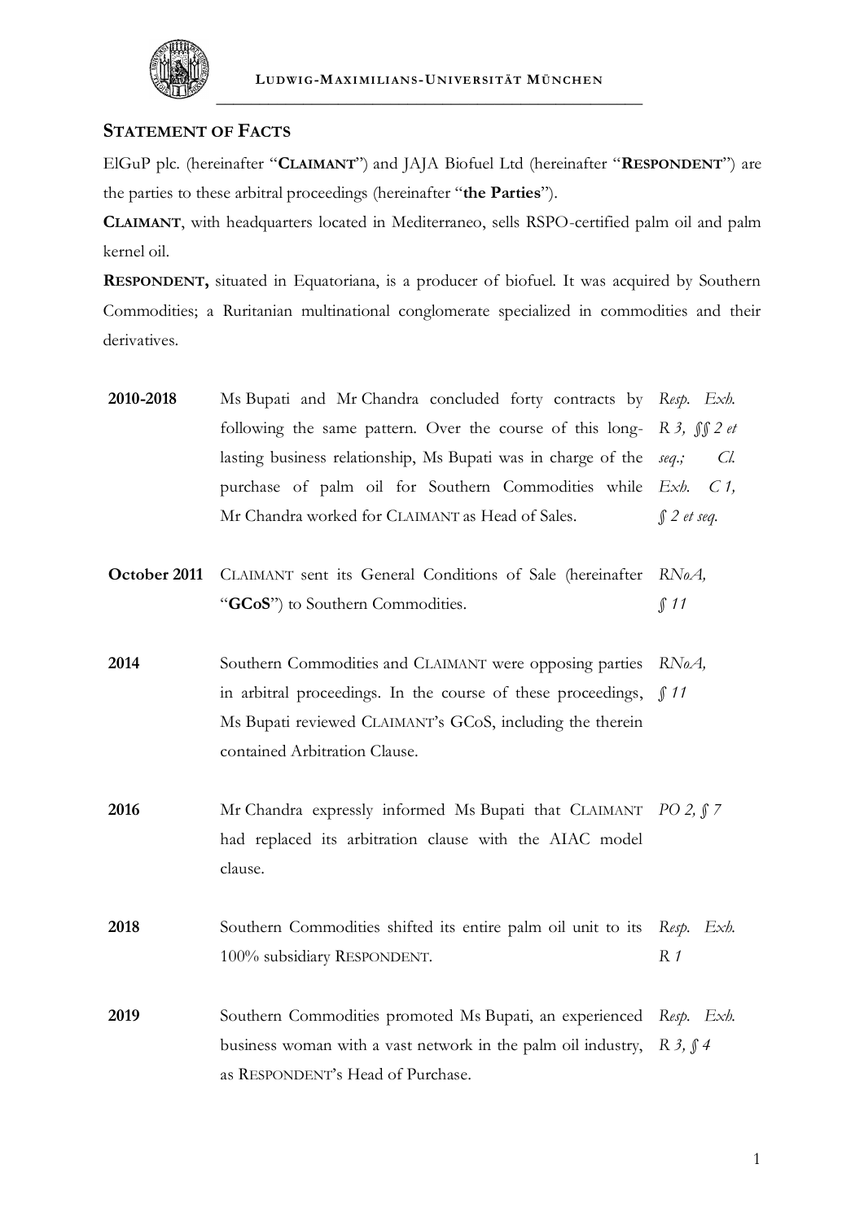## STATEMENT OF FACTS

ElGuP plc. (hereinafter "**CLAIMANT**") and JAJA Biofuel Ltd (hereinafter "**RESPONDENT**") are the parties to these arbitral proceedings (hereinafter "**the Parties**").

**CLAIMANT**, with headquarters located in Mediterraneo, sells RSPO-certified palm oil and palm kernel oil.

**RESPONDENT,** situated in Equatoriana, is a producer of biofuel. It was acquired by Southern Commodities; a Ruritanian multinational conglomerate specialized in commodities and their derivatives.

| | | |
|---|---|---|
| **2010-2018** | Ms Bupati and Mr Chandra concluded forty contracts by following the same pattern. Over the course of this long-lasting business relationship, Ms Bupati was in charge of the purchase of palm oil for Southern Commodities while Mr Chandra worked for CLAIMANT as Head of Sales. | *Resp. Exh. R 3, §§ 2 et seq.; Cl. Exh. C 1, § 2 et seq.* |
| **October 2011** | CLAIMANT sent its General Conditions of Sale (hereinafter "**GCoS**") to Southern Commodities. | *RNoA, § 11* |
| **2014** | Southern Commodities and CLAIMANT were opposing parties in arbitral proceedings. In the course of these proceedings, Ms Bupati reviewed CLAIMANT's GCoS, including the therein contained Arbitration Clause. | *RNoA, § 11* |
| **2016** | Mr Chandra expressly informed Ms Bupati that CLAIMANT had replaced its arbitration clause with the AIAC model clause. | *PO 2, § 7* |
| **2018** | Southern Commodities shifted its entire palm oil unit to its 100% subsidiary RESPONDENT. | *Resp. Exh. R 1* |
| **2019** | Southern Commodities promoted Ms Bupati, an experienced business woman with a vast network in the palm oil industry, as RESPONDENT's Head of Purchase. | *Resp. Exh. R 3, § 4* |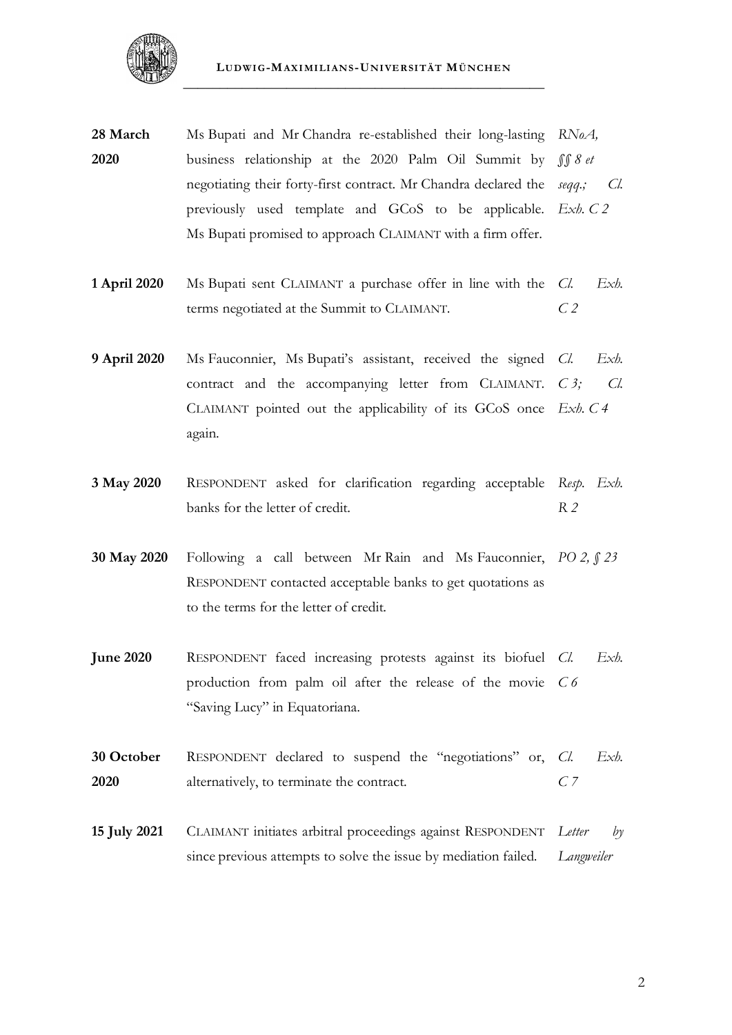| | | |
|---|---|---|
| **28 March 2020** | Ms Bupati and Mr Chandra re-established their long-lasting business relationship at the 2020 Palm Oil Summit by negotiating their forty-first contract. Mr Chandra declared the previously used template and GCoS to be applicable. Ms Bupati promised to approach CLAIMANT with a firm offer. | *RNoA, §§ 8 et seqq.; Cl. Exh. C 2* |
| **1 April 2020** | Ms Bupati sent CLAIMANT a purchase offer in line with the terms negotiated at the Summit to CLAIMANT. | *Cl. Exh. C 2* |
| **9 April 2020** | Ms Fauconnier, Ms Bupati's assistant, received the signed contract and the accompanying letter from CLAIMANT. CLAIMANT pointed out the applicability of its GCoS once again. | *Cl. Exh. C 3; Cl. Exh. C 4* |
| **3 May 2020** | RESPONDENT asked for clarification regarding acceptable banks for the letter of credit. | *Resp. Exh. R 2* |
| **30 May 2020** | Following a call between Mr Rain and Ms Fauconnier, RESPONDENT contacted acceptable banks to get quotations as to the terms for the letter of credit. | *PO 2, § 23* |
| **June 2020** | RESPONDENT faced increasing protests against its biofuel production from palm oil after the release of the movie "Saving Lucy" in Equatoriana. | *Cl. Exh. C 6* |
| **30 October 2020** | RESPONDENT declared to suspend the "negotiations" or, alternatively, to terminate the contract. | *Cl. Exh. C 7* |
| **15 July 2021** | CLAIMANT initiates arbitral proceedings against RESPONDENT since previous attempts to solve the issue by mediation failed. | *Letter by Langweiler* |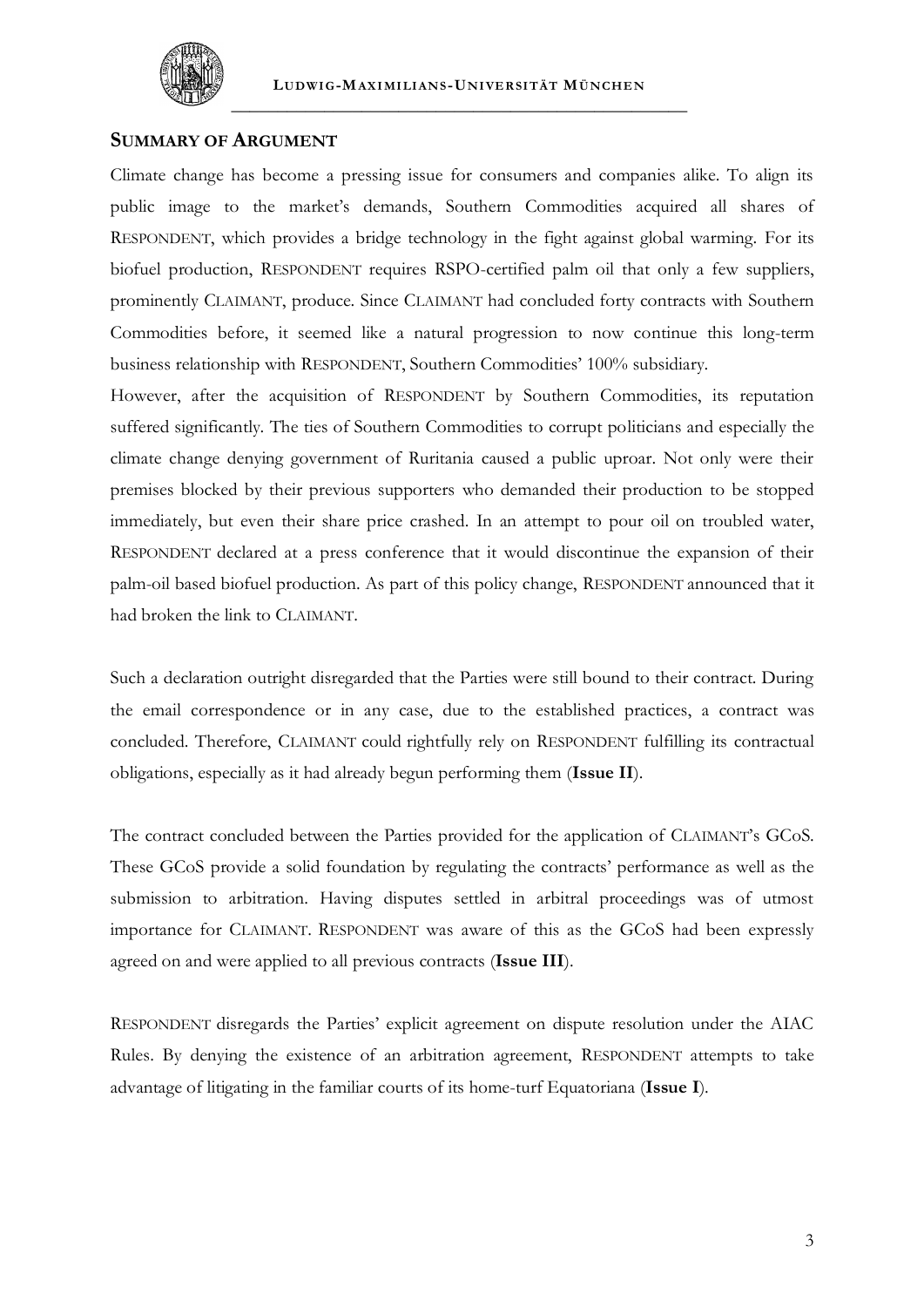## SUMMARY OF ARGUMENT

Climate change has become a pressing issue for consumers and companies alike. To align its public image to the market's demands, Southern Commodities acquired all shares of RESPONDENT, which provides a bridge technology in the fight against global warming. For its biofuel production, RESPONDENT requires RSPO-certified palm oil that only a few suppliers, prominently CLAIMANT, produce. Since CLAIMANT had concluded forty contracts with Southern Commodities before, it seemed like a natural progression to now continue this long-term business relationship with RESPONDENT, Southern Commodities' 100% subsidiary.

However, after the acquisition of RESPONDENT by Southern Commodities, its reputation suffered significantly. The ties of Southern Commodities to corrupt politicians and especially the climate change denying government of Ruritania caused a public uproar. Not only were their premises blocked by their previous supporters who demanded their production to be stopped immediately, but even their share price crashed. In an attempt to pour oil on troubled water, RESPONDENT declared at a press conference that it would discontinue the expansion of their palm-oil based biofuel production. As part of this policy change, RESPONDENT announced that it had broken the link to CLAIMANT.

Such a declaration outright disregarded that the Parties were still bound to their contract. During the email correspondence or in any case, due to the established practices, a contract was concluded. Therefore, CLAIMANT could rightfully rely on RESPONDENT fulfilling its contractual obligations, especially as it had already begun performing them (**Issue II**).

The contract concluded between the Parties provided for the application of CLAIMANT's GCoS. These GCoS provide a solid foundation by regulating the contracts' performance as well as the submission to arbitration. Having disputes settled in arbitral proceedings was of utmost importance for CLAIMANT. RESPONDENT was aware of this as the GCoS had been expressly agreed on and were applied to all previous contracts (**Issue III**).

RESPONDENT disregards the Parties' explicit agreement on dispute resolution under the AIAC Rules. By denying the existence of an arbitration agreement, RESPONDENT attempts to take advantage of litigating in the familiar courts of its home-turf Equatoriana (**Issue I**).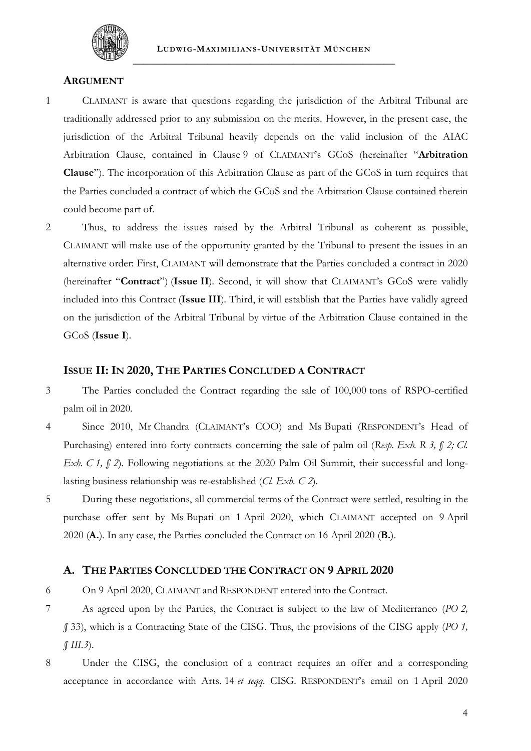## ARGUMENT

1 CLAIMANT is aware that questions regarding the jurisdiction of the Arbitral Tribunal are traditionally addressed prior to any submission on the merits. However, in the present case, the jurisdiction of the Arbitral Tribunal heavily depends on the valid inclusion of the AIAC Arbitration Clause, contained in Clause 9 of CLAIMANT's GCoS (hereinafter "**Arbitration Clause**"). The incorporation of this Arbitration Clause as part of the GCoS in turn requires that the Parties concluded a contract of which the GCoS and the Arbitration Clause contained therein could become part of.

2 Thus, to address the issues raised by the Arbitral Tribunal as coherent as possible, CLAIMANT will make use of the opportunity granted by the Tribunal to present the issues in an alternative order: First, CLAIMANT will demonstrate that the Parties concluded a contract in 2020 (hereinafter "**Contract**") (**Issue II**). Second, it will show that CLAIMANT's GCoS were validly included into this Contract (**Issue III**). Third, it will establish that the Parties have validly agreed on the jurisdiction of the Arbitral Tribunal by virtue of the Arbitration Clause contained in the GCoS (**Issue I**).

## ISSUE II: IN 2020, THE PARTIES CONCLUDED A CONTRACT

3 The Parties concluded the Contract regarding the sale of 100,000 tons of RSPO-certified palm oil in 2020.

4 Since 2010, Mr Chandra (CLAIMANT's COO) and Ms Bupati (RESPONDENT's Head of Purchasing) entered into forty contracts concerning the sale of palm oil (*Resp. Exh. R 3, § 2; Cl. Exh. C 1, § 2*). Following negotiations at the 2020 Palm Oil Summit, their successful and long-lasting business relationship was re-established (*Cl. Exh. C 2*).

5 During these negotiations, all commercial terms of the Contract were settled, resulting in the purchase offer sent by Ms Bupati on 1 April 2020, which CLAIMANT accepted on 9 April 2020 (**A.**). In any case, the Parties concluded the Contract on 16 April 2020 (**B.**).

### A. THE PARTIES CONCLUDED THE CONTRACT ON 9 APRIL 2020

6 On 9 April 2020, CLAIMANT and RESPONDENT entered into the Contract.

7 As agreed upon by the Parties, the Contract is subject to the law of Mediterraneo (*PO 2, § 33*), which is a Contracting State of the CISG. Thus, the provisions of the CISG apply (*PO 1, § III.3*).

8 Under the CISG, the conclusion of a contract requires an offer and a corresponding acceptance in accordance with Arts. 14 *et seqq.* CISG. RESPONDENT's email on 1 April 2020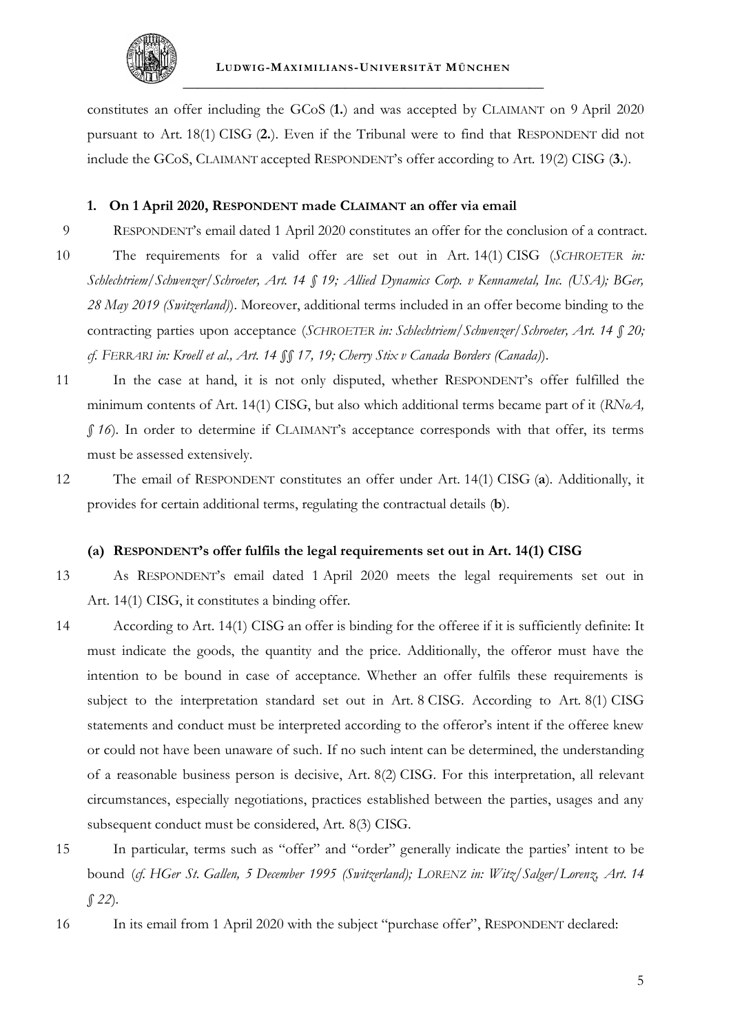constitutes an offer including the GCoS (**1.**) and was accepted by CLAIMANT on 9 April 2020 pursuant to Art. 18(1) CISG (**2.**). Even if the Tribunal were to find that RESPONDENT did not include the GCoS, CLAIMANT accepted RESPONDENT's offer according to Art. 19(2) CISG (**3.**).

#### 1. On 1 April 2020, RESPONDENT made CLAIMANT an offer via email

9 RESPONDENT's email dated 1 April 2020 constitutes an offer for the conclusion of a contract.

10 The requirements for a valid offer are set out in Art. 14(1) CISG (*SCHROETER in: Schlechtriem/Schwenzer/Schroeter, Art. 14 § 19; Allied Dynamics Corp. v Kennametal, Inc. (USA); BGer, 28 May 2019 (Switzerland)*). Moreover, additional terms included in an offer become binding to the contracting parties upon acceptance (*SCHROETER in: Schlechtriem/Schwenzer/Schroeter, Art. 14 § 20; cf. FERRARI in: Kroell et al., Art. 14 §§ 17, 19; Cherry Stix v Canada Borders (Canada)*).

11 In the case at hand, it is not only disputed, whether RESPONDENT's offer fulfilled the minimum contents of Art. 14(1) CISG, but also which additional terms became part of it (*RNoA, § 16*). In order to determine if CLAIMANT's acceptance corresponds with that offer, its terms must be assessed extensively.

12 The email of RESPONDENT constitutes an offer under Art. 14(1) CISG (**a**). Additionally, it provides for certain additional terms, regulating the contractual details (**b**).

#### (a) RESPONDENT's offer fulfils the legal requirements set out in Art. 14(1) CISG

13 As RESPONDENT's email dated 1 April 2020 meets the legal requirements set out in Art. 14(1) CISG, it constitutes a binding offer.

14 According to Art. 14(1) CISG an offer is binding for the offeree if it is sufficiently definite: It must indicate the goods, the quantity and the price. Additionally, the offeror must have the intention to be bound in case of acceptance. Whether an offer fulfils these requirements is subject to the interpretation standard set out in Art. 8 CISG. According to Art. 8(1) CISG statements and conduct must be interpreted according to the offeror's intent if the offeree knew or could not have been unaware of such. If no such intent can be determined, the understanding of a reasonable business person is decisive, Art. 8(2) CISG. For this interpretation, all relevant circumstances, especially negotiations, practices established between the parties, usages and any subsequent conduct must be considered, Art. 8(3) CISG.

15 In particular, terms such as "offer" and "order" generally indicate the parties' intent to be bound (*cf. HGer St. Gallen, 5 December 1995 (Switzerland); LORENZ in: Witz/Salger/Lorenz, Art. 14 § 22*).

16 In its email from 1 April 2020 with the subject "purchase offer", RESPONDENT declared: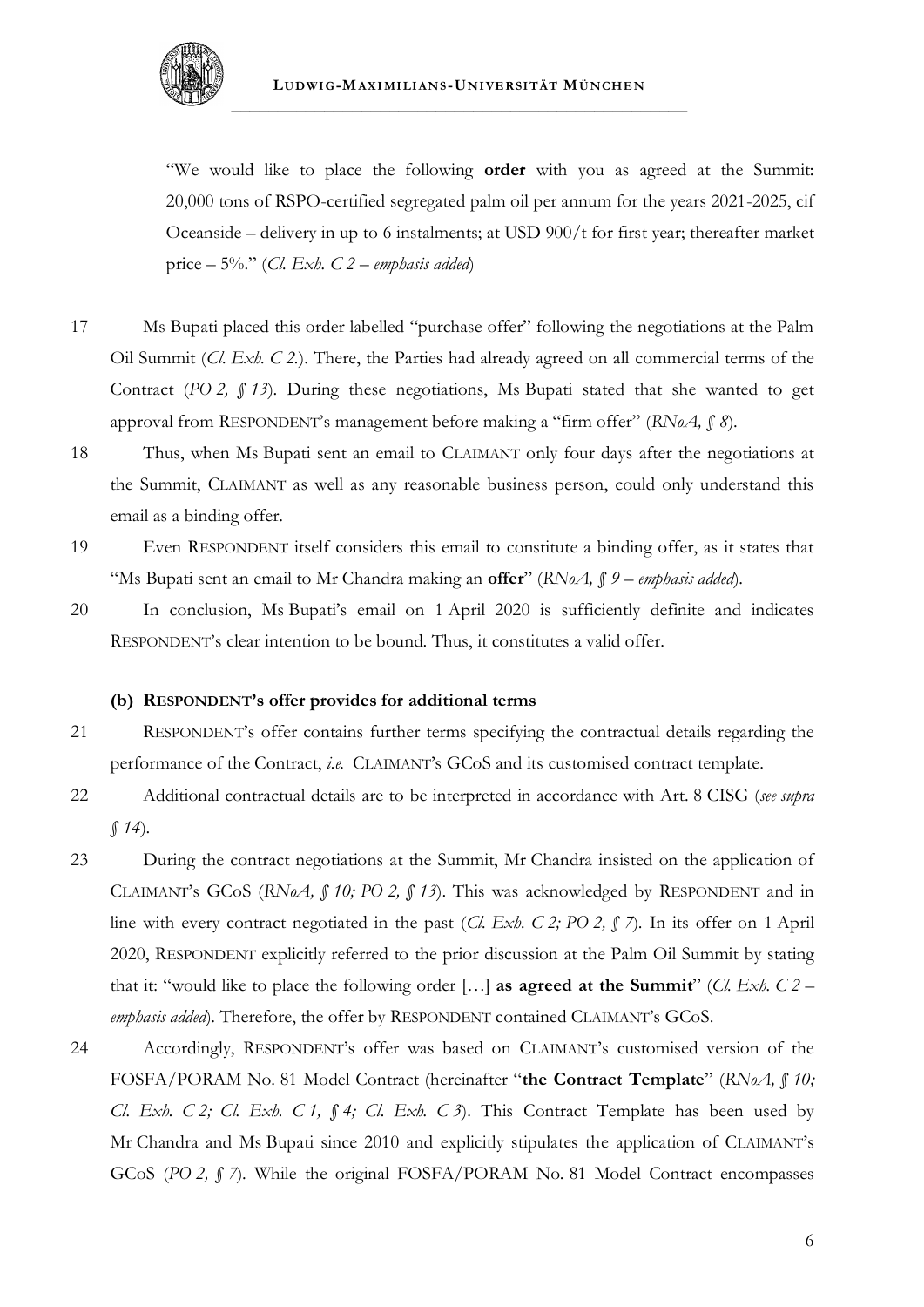> "We would like to place the following **order** with you as agreed at the Summit: 20,000 tons of RSPO-certified segregated palm oil per annum for the years 2021-2025, cif Oceanside – delivery in up to 6 instalments; at USD 900/t for first year; thereafter market price – 5%." (*Cl. Exh. C 2 – emphasis added*)

17 Ms Bupati placed this order labelled "purchase offer" following the negotiations at the Palm Oil Summit (*Cl. Exh. C 2.*). There, the Parties had already agreed on all commercial terms of the Contract (*PO 2, § 13*). During these negotiations, Ms Bupati stated that she wanted to get approval from RESPONDENT's management before making a "firm offer" (*RNoA, § 8*).

18 Thus, when Ms Bupati sent an email to CLAIMANT only four days after the negotiations at the Summit, CLAIMANT as well as any reasonable business person, could only understand this email as a binding offer.

19 Even RESPONDENT itself considers this email to constitute a binding offer, as it states that "Ms Bupati sent an email to Mr Chandra making an **offer**" (*RNoA, § 9 – emphasis added*).

20 In conclusion, Ms Bupati's email on 1 April 2020 is sufficiently definite and indicates RESPONDENT's clear intention to be bound. Thus, it constitutes a valid offer.

#### (b) RESPONDENT's offer provides for additional terms

21 RESPONDENT's offer contains further terms specifying the contractual details regarding the performance of the Contract, *i.e.* CLAIMANT's GCoS and its customised contract template.

22 Additional contractual details are to be interpreted in accordance with Art. 8 CISG (*see supra § 14*).

23 During the contract negotiations at the Summit, Mr Chandra insisted on the application of CLAIMANT's GCoS (*RNoA, § 10; PO 2, § 13*). This was acknowledged by RESPONDENT and in line with every contract negotiated in the past (*Cl. Exh. C 2; PO 2, § 7*). In its offer on 1 April 2020, RESPONDENT explicitly referred to the prior discussion at the Palm Oil Summit by stating that it: "would like to place the following order […] **as agreed at the Summit**" (*Cl. Exh. C 2 – emphasis added*). Therefore, the offer by RESPONDENT contained CLAIMANT's GCoS.

24 Accordingly, RESPONDENT's offer was based on CLAIMANT's customised version of the FOSFA/PORAM No. 81 Model Contract (hereinafter "**the Contract Template**" (*RNoA, § 10; Cl. Exh. C 2; Cl. Exh. C 1, § 4; Cl. Exh. C 3*). This Contract Template has been used by Mr Chandra and Ms Bupati since 2010 and explicitly stipulates the application of CLAIMANT's GCoS (*PO 2, § 7*). While the original FOSFA/PORAM No. 81 Model Contract encompasses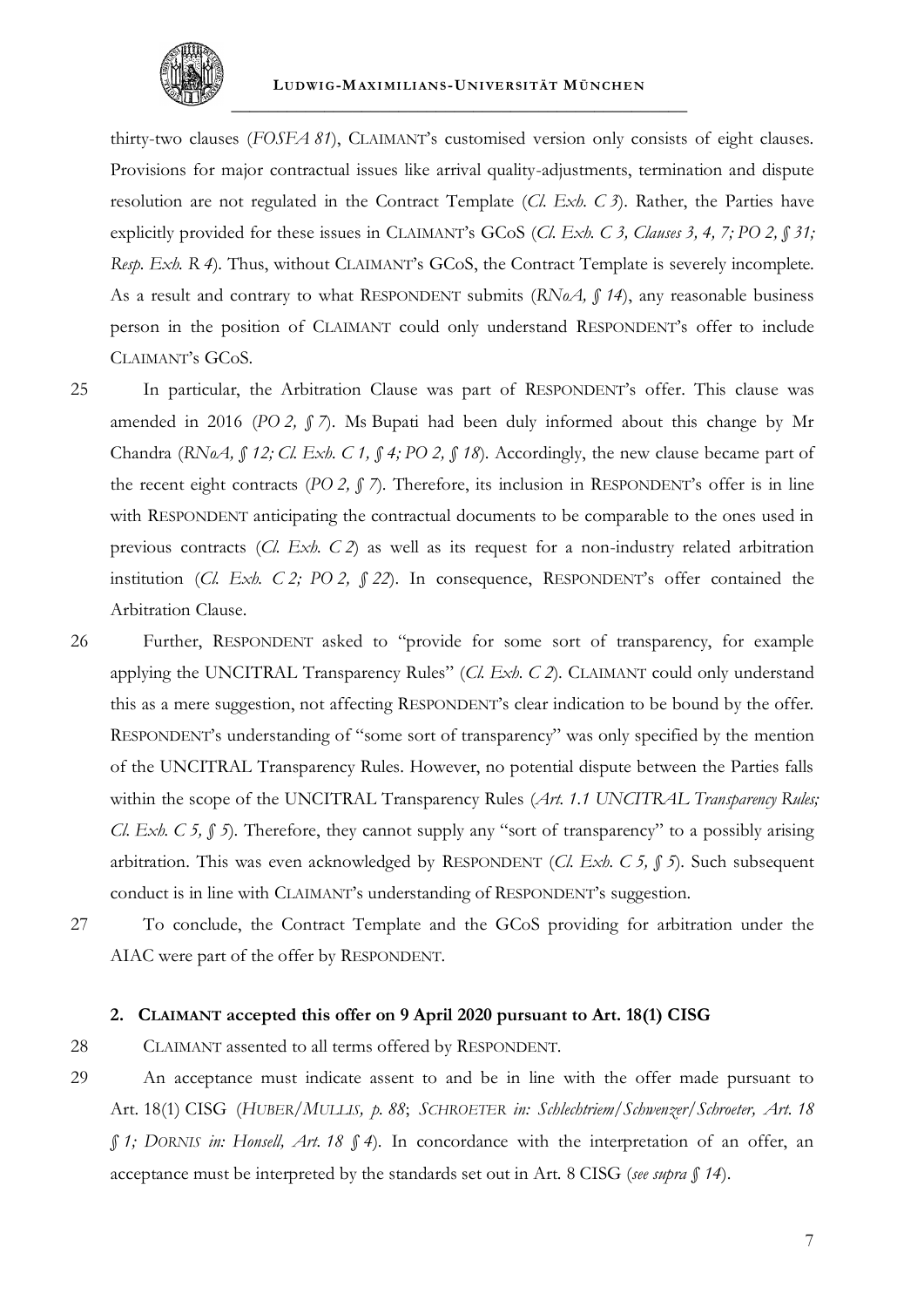thirty-two clauses (*FOSFA 81*), CLAIMANT's customised version only consists of eight clauses. Provisions for major contractual issues like arrival quality-adjustments, termination and dispute resolution are not regulated in the Contract Template (*Cl. Exh. C 3*). Rather, the Parties have explicitly provided for these issues in CLAIMANT's GCoS (*Cl. Exh. C 3, Clauses 3, 4, 7; PO 2, § 31; Resp. Exh. R 4*). Thus, without CLAIMANT's GCoS, the Contract Template is severely incomplete. As a result and contrary to what RESPONDENT submits (*RNoA, § 14*), any reasonable business person in the position of CLAIMANT could only understand RESPONDENT's offer to include CLAIMANT's GCoS.

25 In particular, the Arbitration Clause was part of RESPONDENT's offer. This clause was amended in 2016 (*PO 2, § 7*). Ms Bupati had been duly informed about this change by Mr Chandra (*RNoA, § 12; Cl. Exh. C 1, § 4; PO 2, § 18*). Accordingly, the new clause became part of the recent eight contracts (*PO 2, § 7*). Therefore, its inclusion in RESPONDENT's offer is in line with RESPONDENT anticipating the contractual documents to be comparable to the ones used in previous contracts (*Cl. Exh. C 2*) as well as its request for a non-industry related arbitration institution (*Cl. Exh. C 2; PO 2, § 22*). In consequence, RESPONDENT's offer contained the Arbitration Clause.

26 Further, RESPONDENT asked to "provide for some sort of transparency, for example applying the UNCITRAL Transparency Rules" (*Cl. Exh. C 2*). CLAIMANT could only understand this as a mere suggestion, not affecting RESPONDENT's clear indication to be bound by the offer. RESPONDENT's understanding of "some sort of transparency" was only specified by the mention of the UNCITRAL Transparency Rules. However, no potential dispute between the Parties falls within the scope of the UNCITRAL Transparency Rules (*Art. 1.1 UNCITRAL Transparency Rules; Cl. Exh. C 5, § 5*). Therefore, they cannot supply any "sort of transparency" to a possibly arising arbitration. This was even acknowledged by RESPONDENT (*Cl. Exh. C 5, § 5*). Such subsequent conduct is in line with CLAIMANT's understanding of RESPONDENT's suggestion.

27 To conclude, the Contract Template and the GCoS providing for arbitration under the AIAC were part of the offer by RESPONDENT.

### 2. CLAIMANT accepted this offer on 9 April 2020 pursuant to Art. 18(1) CISG

28 CLAIMANT assented to all terms offered by RESPONDENT.

29 An acceptance must indicate assent to and be in line with the offer made pursuant to Art. 18(1) CISG (*HUBER/MULLIS, p. 88*; *SCHROETER in: Schlechtriem/Schwenzer/Schroeter, Art. 18 § 1; DORNIS in: Honsell, Art. 18 § 4*). In concordance with the interpretation of an offer, an acceptance must be interpreted by the standards set out in Art. 8 CISG (*see supra § 14*).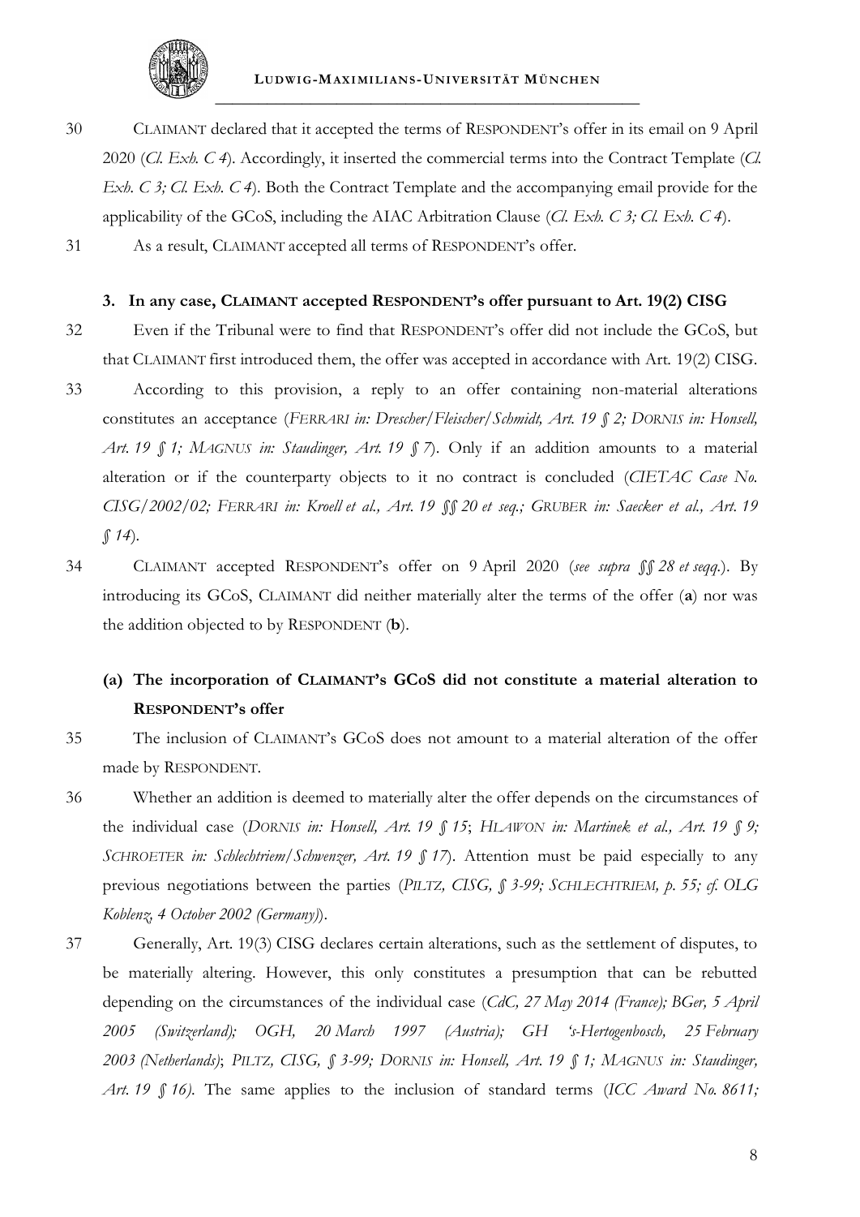30 CLAIMANT declared that it accepted the terms of RESPONDENT's offer in its email on 9 April 2020 (*Cl. Exh. C 4*). Accordingly, it inserted the commercial terms into the Contract Template (*Cl. Exh. C 3; Cl. Exh. C 4*). Both the Contract Template and the accompanying email provide for the applicability of the GCoS, including the AIAC Arbitration Clause (*Cl. Exh. C 3; Cl. Exh. C 4*).

31 As a result, CLAIMANT accepted all terms of RESPONDENT's offer.

### 3. In any case, CLAIMANT accepted RESPONDENT's offer pursuant to Art. 19(2) CISG

32 Even if the Tribunal were to find that RESPONDENT's offer did not include the GCoS, but that CLAIMANT first introduced them, the offer was accepted in accordance with Art. 19(2) CISG.

33 According to this provision, a reply to an offer containing non-material alterations constitutes an acceptance (*FERRARI in: Drescher/Fleischer/Schmidt, Art. 19 § 2; DORNIS in: Honsell, Art. 19 § 1; MAGNUS in: Staudinger, Art. 19 § 7*). Only if an addition amounts to a material alteration or if the counterparty objects to it no contract is concluded (*CIETAC Case No. CISG/2002/02; FERRARI in: Kroell et al., Art. 19 §§ 20 et seq.; GRUBER in: Saecker et al., Art. 19 § 14*).

34 CLAIMANT accepted RESPONDENT's offer on 9 April 2020 (*see supra §§ 28 et seqq.*). By introducing its GCoS, CLAIMANT did neither materially alter the terms of the offer (**a**) nor was the addition objected to by RESPONDENT (**b**).

#### (a) The incorporation of CLAIMANT's GCoS did not constitute a material alteration to RESPONDENT's offer

35 The inclusion of CLAIMANT's GCoS does not amount to a material alteration of the offer made by RESPONDENT.

36 Whether an addition is deemed to materially alter the offer depends on the circumstances of the individual case (*DORNIS in: Honsell, Art. 19 § 15*; *HLAWON in: Martinek et al., Art. 19 § 9; SCHROETER in: Schlechtriem/Schwenzer, Art. 19 § 17*). Attention must be paid especially to any previous negotiations between the parties (*PILTZ, CISG, § 3-99; SCHLECHTRIEM, p. 55; cf. OLG Koblenz, 4 October 2002 (Germany)*).

37 Generally, Art. 19(3) CISG declares certain alterations, such as the settlement of disputes, to be materially altering. However, this only constitutes a presumption that can be rebutted depending on the circumstances of the individual case (*CdC, 27 May 2014 (France); BGer, 5 April 2005 (Switzerland); OGH, 20 March 1997 (Austria); GH 's-Hertogenbosch, 25 February 2003 (Netherlands)*; *PILTZ, CISG, § 3-99; DORNIS in: Honsell, Art. 19 § 1; MAGNUS in: Staudinger, Art. 19 § 16).* The same applies to the inclusion of standard terms (*ICC Award No. 8611;*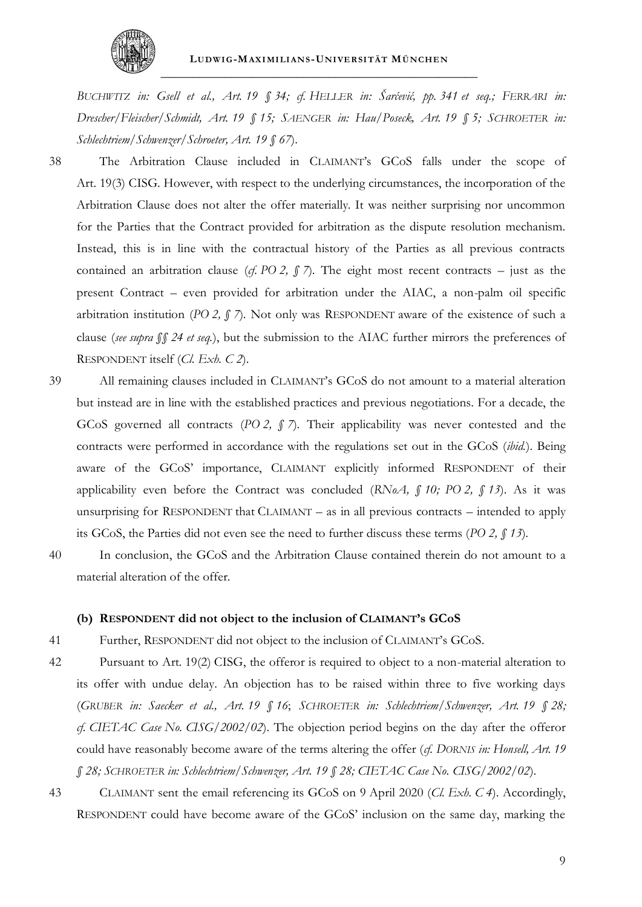*BUCHWITZ in: Gsell et al., Art. 19 § 34; cf. HELLER in: Šarčević, pp. 341 et seq.; FERRARI in: Drescher/Fleischer/Schmidt, Art. 19 § 15; SAENGER in: Hau/Poseck, Art. 19 § 5; SCHROETER in: Schlechtriem/Schwenzer/Schroeter, Art. 19 § 67*).

38 The Arbitration Clause included in CLAIMANT's GCoS falls under the scope of Art. 19(3) CISG. However, with respect to the underlying circumstances, the incorporation of the Arbitration Clause does not alter the offer materially. It was neither surprising nor uncommon for the Parties that the Contract provided for arbitration as the dispute resolution mechanism. Instead, this is in line with the contractual history of the Parties as all previous contracts contained an arbitration clause (*cf. PO 2, § 7*). The eight most recent contracts – just as the present Contract – even provided for arbitration under the AIAC, a non-palm oil specific arbitration institution (*PO 2, § 7*). Not only was RESPONDENT aware of the existence of such a clause (*see supra §§ 24 et seq.*), but the submission to the AIAC further mirrors the preferences of RESPONDENT itself (*Cl. Exh. C 2*).

39 All remaining clauses included in CLAIMANT's GCoS do not amount to a material alteration but instead are in line with the established practices and previous negotiations. For a decade, the GCoS governed all contracts (*PO 2, § 7*). Their applicability was never contested and the contracts were performed in accordance with the regulations set out in the GCoS (*ibid.*). Being aware of the GCoS' importance, CLAIMANT explicitly informed RESPONDENT of their applicability even before the Contract was concluded (*RNoA, § 10; PO 2, § 13*). As it was unsurprising for RESPONDENT that CLAIMANT – as in all previous contracts – intended to apply its GCoS, the Parties did not even see the need to further discuss these terms (*PO 2, § 13*).

40 In conclusion, the GCoS and the Arbitration Clause contained therein do not amount to a material alteration of the offer.

#### (b) RESPONDENT did not object to the inclusion of CLAIMANT's GCoS

41 Further, RESPONDENT did not object to the inclusion of CLAIMANT's GCoS.

42 Pursuant to Art. 19(2) CISG, the offeror is required to object to a non-material alteration to its offer with undue delay. An objection has to be raised within three to five working days (*GRUBER in: Saecker et al., Art. 19 § 16*; *SCHROETER in: Schlechtriem/Schwenzer, Art. 19 § 28; cf. CIETAC Case No. CISG/2002/02*). The objection period begins on the day after the offeror could have reasonably become aware of the terms altering the offer (*cf. DORNIS in: Honsell, Art. 19 § 28; SCHROETER in: Schlechtriem/Schwenzer, Art. 19 § 28; CIETAC Case No. CISG/2002/02*).

43 CLAIMANT sent the email referencing its GCoS on 9 April 2020 (*Cl. Exh. C 4*). Accordingly, RESPONDENT could have become aware of the GCoS' inclusion on the same day, marking the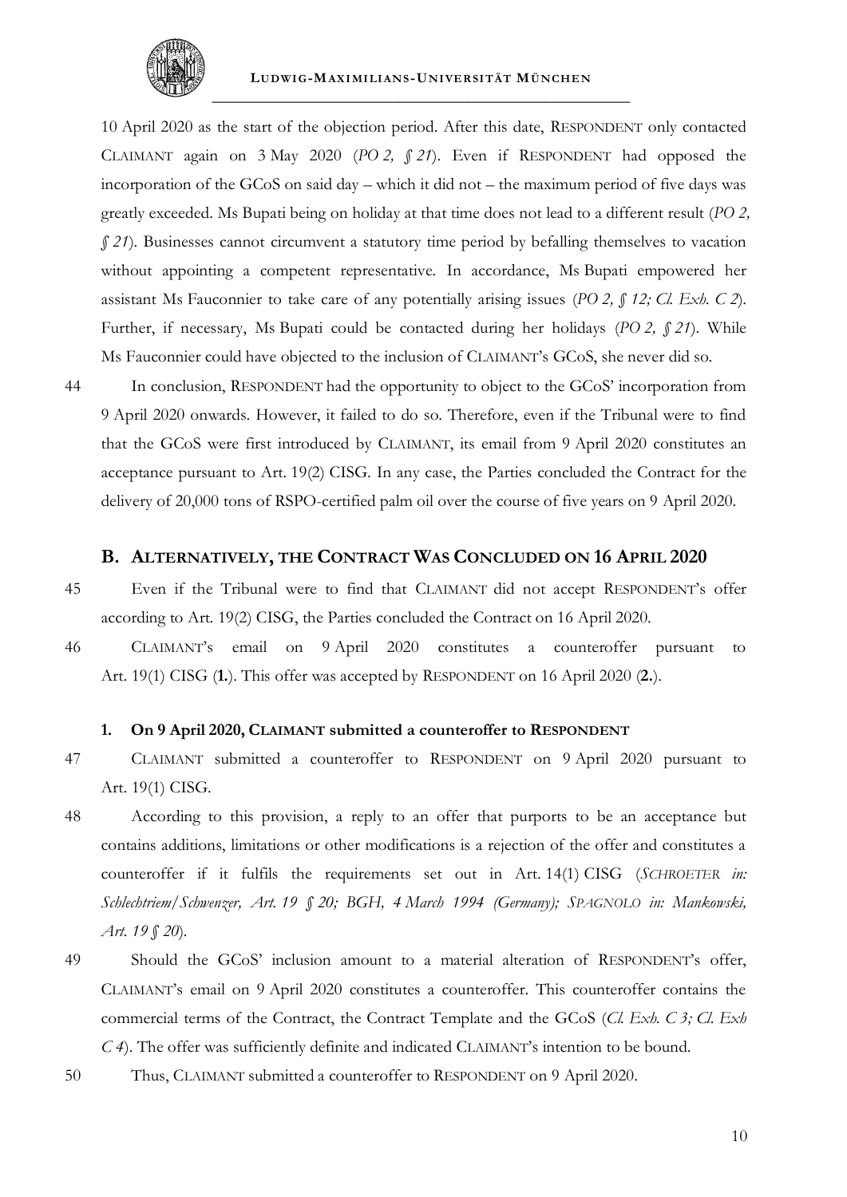10 April 2020 as the start of the objection period. After this date, RESPONDENT only contacted CLAIMANT again on 3 May 2020 (*PO 2, § 21*). Even if RESPONDENT had opposed the incorporation of the GCoS on said day – which it did not – the maximum period of five days was greatly exceeded. Ms Bupati being on holiday at that time does not lead to a different result (*PO 2, § 21*). Businesses cannot circumvent a statutory time period by befalling themselves to vacation without appointing a competent representative. In accordance, Ms Bupati empowered her assistant Ms Fauconnier to take care of any potentially arising issues (*PO 2, § 12; Cl. Exh. C 2*). Further, if necessary, Ms Bupati could be contacted during her holidays (*PO 2, § 21*). While Ms Fauconnier could have objected to the inclusion of CLAIMANT's GCoS, she never did so.

44 In conclusion, RESPONDENT had the opportunity to object to the GCoS' incorporation from 9 April 2020 onwards. However, it failed to do so. Therefore, even if the Tribunal were to find that the GCoS were first introduced by CLAIMANT, its email from 9 April 2020 constitutes an acceptance pursuant to Art. 19(2) CISG. In any case, the Parties concluded the Contract for the delivery of 20,000 tons of RSPO-certified palm oil over the course of five years on 9 April 2020.

## B. ALTERNATIVELY, THE CONTRACT WAS CONCLUDED ON 16 APRIL 2020

45 Even if the Tribunal were to find that CLAIMANT did not accept RESPONDENT's offer according to Art. 19(2) CISG, the Parties concluded the Contract on 16 April 2020.

46 CLAIMANT's email on 9 April 2020 constitutes a counteroffer pursuant to Art. 19(1) CISG (**1.**). This offer was accepted by RESPONDENT on 16 April 2020 (**2.**).

### 1. On 9 April 2020, CLAIMANT submitted a counteroffer to RESPONDENT

47 CLAIMANT submitted a counteroffer to RESPONDENT on 9 April 2020 pursuant to Art. 19(1) CISG.

48 According to this provision, a reply to an offer that purports to be an acceptance but contains additions, limitations or other modifications is a rejection of the offer and constitutes a counteroffer if it fulfils the requirements set out in Art. 14(1) CISG (*SCHROETER in: Schlechtriem/Schwenzer, Art. 19 § 20; BGH, 4 March 1994 (Germany); SPAGNOLO in: Mankowski, Art. 19 § 20*).

49 Should the GCoS' inclusion amount to a material alteration of RESPONDENT's offer, CLAIMANT's email on 9 April 2020 constitutes a counteroffer. This counteroffer contains the commercial terms of the Contract, the Contract Template and the GCoS (*Cl. Exh. C 3; Cl. Exh C 4*). The offer was sufficiently definite and indicated CLAIMANT's intention to be bound.

50 Thus, CLAIMANT submitted a counteroffer to RESPONDENT on 9 April 2020.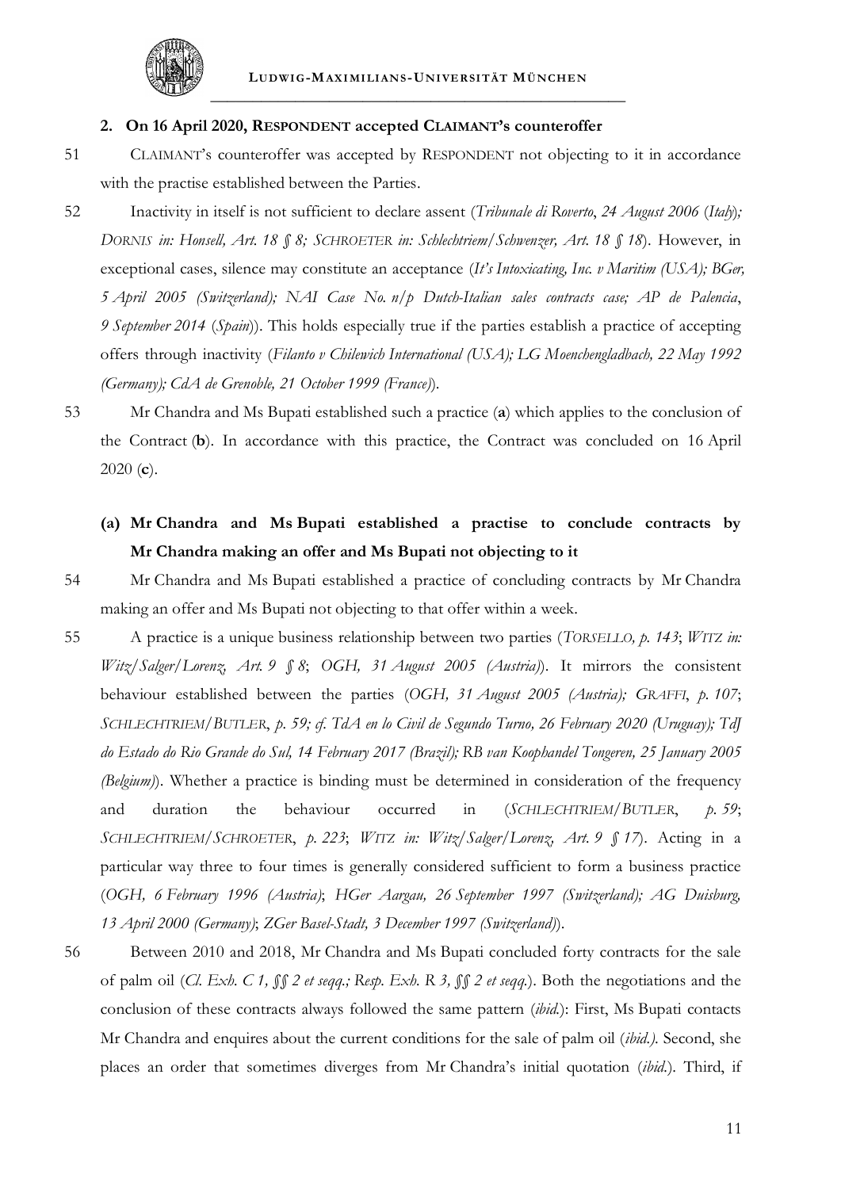### 2. On 16 April 2020, RESPONDENT accepted CLAIMANT's counteroffer

51 CLAIMANT's counteroffer was accepted by RESPONDENT not objecting to it in accordance with the practise established between the Parties.

52 Inactivity in itself is not sufficient to declare assent (*Tribunale di Roverto*, *24 August 2006* (*Italy*)*; DORNIS in: Honsell, Art. 18 § 8; SCHROETER in: Schlechtriem/Schwenzer, Art. 18 § 18*). However, in exceptional cases, silence may constitute an acceptance (*It's Intoxicating, Inc. v Maritim (USA); BGer, 5 April 2005 (Switzerland); NAI Case No. n/p Dutch-Italian sales contracts case; AP de Palencia*, *9 September 2014* (*Spain*)). This holds especially true if the parties establish a practice of accepting offers through inactivity (*Filanto v Chilewich International (USA); LG Moenchengladbach, 22 May 1992 (Germany); CdA de Grenoble, 21 October 1999 (France)*).

53 Mr Chandra and Ms Bupati established such a practice (**a**) which applies to the conclusion of the Contract (**b**). In accordance with this practice, the Contract was concluded on 16 April 2020 (**c**).

#### (a) Mr Chandra and Ms Bupati established a practise to conclude contracts by Mr Chandra making an offer and Ms Bupati not objecting to it

54 Mr Chandra and Ms Bupati established a practice of concluding contracts by Mr Chandra making an offer and Ms Bupati not objecting to that offer within a week.

55 A practice is a unique business relationship between two parties (*TORSELLO, p. 143*; *WITZ in: Witz/Salger/Lorenz, Art. 9 § 8*; *OGH, 31 August 2005 (Austria)*). It mirrors the consistent behaviour established between the parties (*OGH, 31 August 2005 (Austria); GRAFFI*, *p. 107*; *SCHLECHTRIEM/BUTLER*, *p. 59; cf. TdA en lo Civil de Segundo Turno, 26 February 2020 (Uruguay); TdJ do Estado do Rio Grande do Sul, 14 February 2017 (Brazil); RB van Koophandel Tongeren, 25 January 2005 (Belgium)*). Whether a practice is binding must be determined in consideration of the frequency and duration the behaviour occurred in (*SCHLECHTRIEM/BUTLER*, *p. 59*; *SCHLECHTRIEM/SCHROETER*, *p. 223*; *WITZ in: Witz/Salger/Lorenz, Art. 9 § 17*). Acting in a particular way three to four times is generally considered sufficient to form a business practice (*OGH, 6 February 1996 (Austria)*; *HGer Aargau, 26 September 1997 (Switzerland); AG Duisburg, 13 April 2000 (Germany)*; *ZGer Basel-Stadt, 3 December 1997 (Switzerland)*).

56 Between 2010 and 2018, Mr Chandra and Ms Bupati concluded forty contracts for the sale of palm oil (*Cl. Exh. C 1, §§ 2 et seqq.; Resp. Exh. R 3, §§ 2 et seqq.*). Both the negotiations and the conclusion of these contracts always followed the same pattern (*ibid.*): First, Ms Bupati contacts Mr Chandra and enquires about the current conditions for the sale of palm oil (*ibid.)*. Second, she places an order that sometimes diverges from Mr Chandra's initial quotation (*ibid.*). Third, if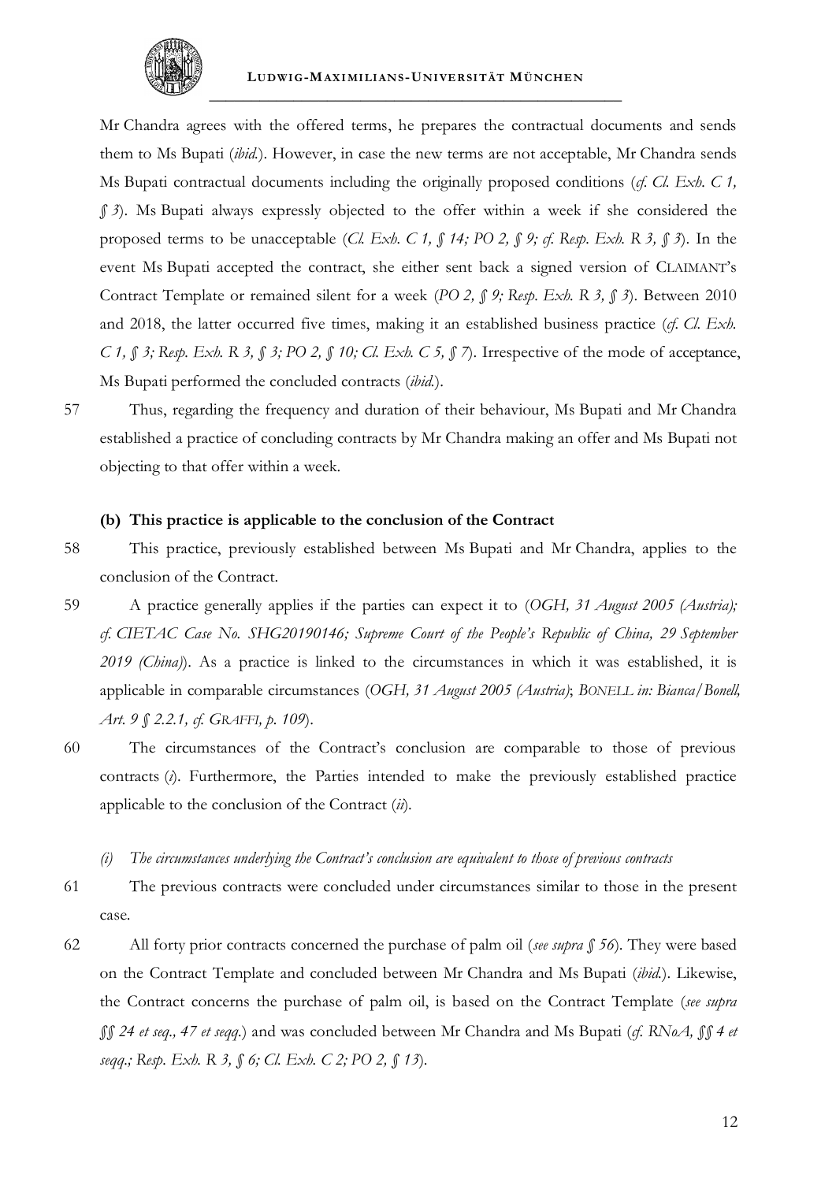Mr Chandra agrees with the offered terms, he prepares the contractual documents and sends them to Ms Bupati (*ibid.*). However, in case the new terms are not acceptable, Mr Chandra sends Ms Bupati contractual documents including the originally proposed conditions (*cf. Cl. Exh. C 1, § 3*). Ms Bupati always expressly objected to the offer within a week if she considered the proposed terms to be unacceptable (*Cl. Exh. C 1, § 14; PO 2, § 9; cf. Resp. Exh. R 3, § 3*). In the event Ms Bupati accepted the contract, she either sent back a signed version of CLAIMANT's Contract Template or remained silent for a week (*PO 2, § 9; Resp. Exh. R 3, § 3*). Between 2010 and 2018, the latter occurred five times, making it an established business practice (*cf. Cl. Exh. C 1, § 3; Resp. Exh. R 3, § 3; PO 2, § 10; Cl. Exh. C 5, § 7*). Irrespective of the mode of acceptance, Ms Bupati performed the concluded contracts (*ibid.*).

57 Thus, regarding the frequency and duration of their behaviour, Ms Bupati and Mr Chandra established a practice of concluding contracts by Mr Chandra making an offer and Ms Bupati not objecting to that offer within a week.

**(b) This practice is applicable to the conclusion of the Contract**

58 This practice, previously established between Ms Bupati and Mr Chandra, applies to the conclusion of the Contract.

59 A practice generally applies if the parties can expect it to (*OGH, 31 August 2005 (Austria); cf. CIETAC Case No. SHG20190146; Supreme Court of the People's Republic of China, 29 September 2019 (China)*). As a practice is linked to the circumstances in which it was established, it is applicable in comparable circumstances (*OGH, 31 August 2005 (Austria)*; *BONELL in: Bianca/Bonell, Art. 9 § 2.2.1, cf. GRAFFI, p. 109*).

60 The circumstances of the Contract's conclusion are comparable to those of previous contracts (*i*). Furthermore, the Parties intended to make the previously established practice applicable to the conclusion of the Contract (*ii*).

*(i) The circumstances underlying the Contract's conclusion are equivalent to those of previous contracts*

61 The previous contracts were concluded under circumstances similar to those in the present case.

62 All forty prior contracts concerned the purchase of palm oil (*see supra § 56*). They were based on the Contract Template and concluded between Mr Chandra and Ms Bupati (*ibid.*). Likewise, the Contract concerns the purchase of palm oil, is based on the Contract Template (*see supra §§ 24 et seq., 47 et seqq.*) and was concluded between Mr Chandra and Ms Bupati (*cf. RNoA, §§ 4 et seqq.; Resp. Exh. R 3, § 6; Cl. Exh. C 2; PO 2, § 13*).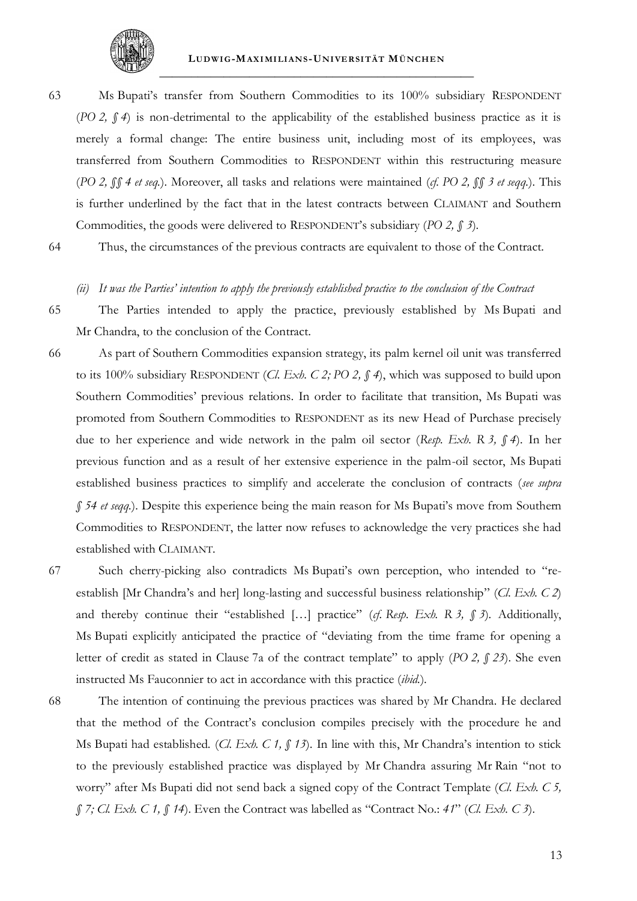63 Ms Bupati's transfer from Southern Commodities to its 100% subsidiary RESPONDENT (*PO 2, § 4*) is non-detrimental to the applicability of the established business practice as it is merely a formal change: The entire business unit, including most of its employees, was transferred from Southern Commodities to RESPONDENT within this restructuring measure (*PO 2, §§ 4 et seq.*). Moreover, all tasks and relations were maintained (*cf. PO 2, §§ 3 et seqq.*). This is further underlined by the fact that in the latest contracts between CLAIMANT and Southern Commodities, the goods were delivered to RESPONDENT's subsidiary (*PO 2, § 3*).

64 Thus, the circumstances of the previous contracts are equivalent to those of the Contract.

*(ii) It was the Parties' intention to apply the previously established practice to the conclusion of the Contract*

65 The Parties intended to apply the practice, previously established by Ms Bupati and Mr Chandra, to the conclusion of the Contract.

66 As part of Southern Commodities expansion strategy, its palm kernel oil unit was transferred to its 100% subsidiary RESPONDENT (*Cl. Exh. C 2; PO 2, § 4*), which was supposed to build upon Southern Commodities' previous relations. In order to facilitate that transition, Ms Bupati was promoted from Southern Commodities to RESPONDENT as its new Head of Purchase precisely due to her experience and wide network in the palm oil sector (*Resp. Exh. R 3, § 4*). In her previous function and as a result of her extensive experience in the palm-oil sector, Ms Bupati established business practices to simplify and accelerate the conclusion of contracts (*see supra § 54 et seqq.*). Despite this experience being the main reason for Ms Bupati's move from Southern Commodities to RESPONDENT, the latter now refuses to acknowledge the very practices she had established with CLAIMANT.

67 Such cherry-picking also contradicts Ms Bupati's own perception, who intended to "re-establish [Mr Chandra's and her] long-lasting and successful business relationship" (*Cl. Exh. C 2*) and thereby continue their "established […] practice" (*cf. Resp. Exh. R 3, § 3*). Additionally, Ms Bupati explicitly anticipated the practice of "deviating from the time frame for opening a letter of credit as stated in Clause 7a of the contract template" to apply (*PO 2, § 23*). She even instructed Ms Fauconnier to act in accordance with this practice (*ibid.*).

68 The intention of continuing the previous practices was shared by Mr Chandra. He declared that the method of the Contract's conclusion compiles precisely with the procedure he and Ms Bupati had established. (*Cl. Exh. C 1, § 13*). In line with this, Mr Chandra's intention to stick to the previously established practice was displayed by Mr Chandra assuring Mr Rain "not to worry" after Ms Bupati did not send back a signed copy of the Contract Template (*Cl. Exh. C 5, § 7; Cl. Exh. C 1, § 14*). Even the Contract was labelled as "Contract No.: *41*" (*Cl. Exh. C 3*).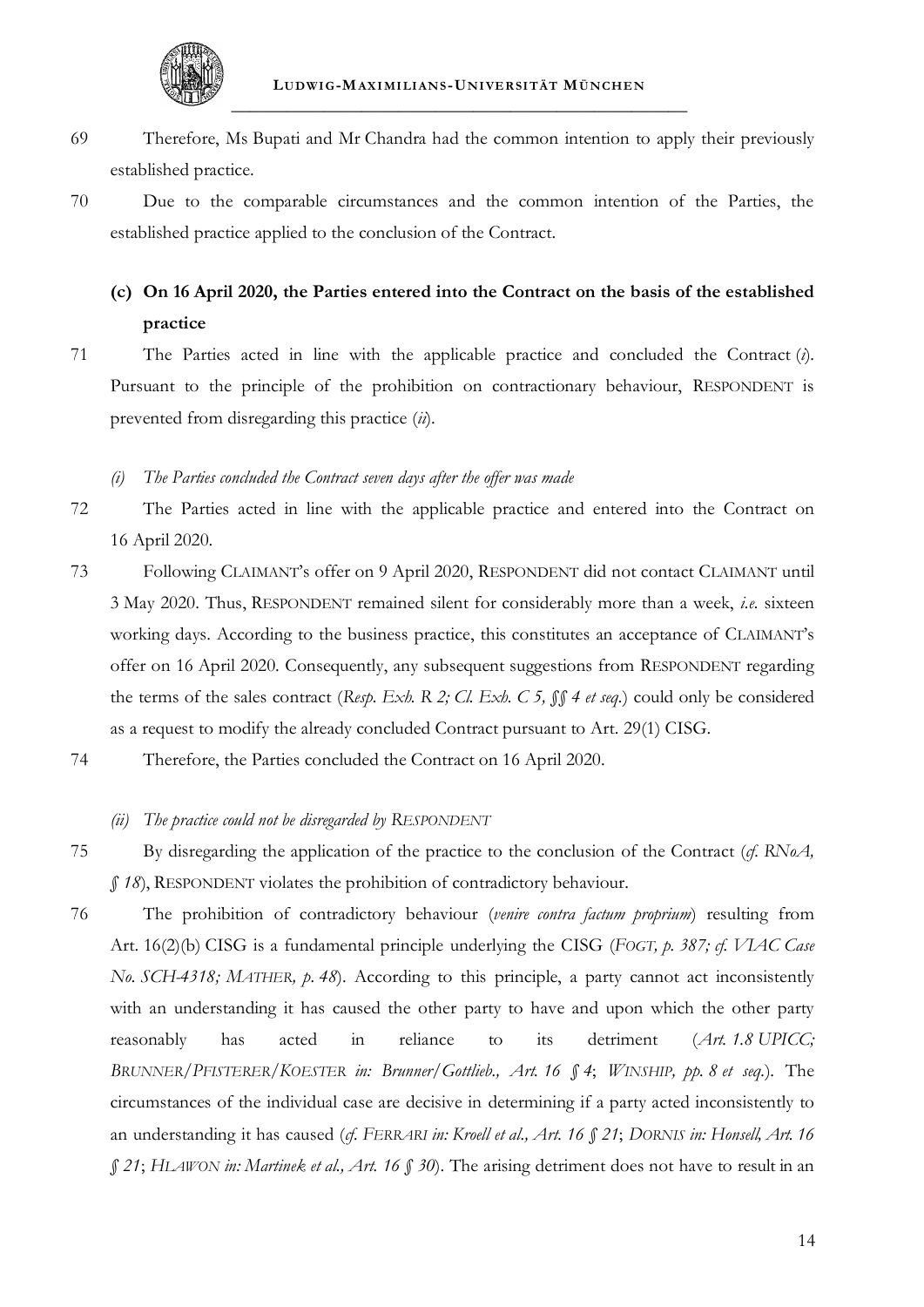69 Therefore, Ms Bupati and Mr Chandra had the common intention to apply their previously established practice.

70 Due to the comparable circumstances and the common intention of the Parties, the established practice applied to the conclusion of the Contract.

### (c) On 16 April 2020, the Parties entered into the Contract on the basis of the established practice

71 The Parties acted in line with the applicable practice and concluded the Contract (*i*). Pursuant to the principle of the prohibition on contractionary behaviour, RESPONDENT is prevented from disregarding this practice (*ii*).

#### *(i) The Parties concluded the Contract seven days after the offer was made*

72 The Parties acted in line with the applicable practice and entered into the Contract on 16 April 2020.

73 Following CLAIMANT's offer on 9 April 2020, RESPONDENT did not contact CLAIMANT until 3 May 2020. Thus, RESPONDENT remained silent for considerably more than a week, *i.e.* sixteen working days. According to the business practice, this constitutes an acceptance of CLAIMANT's offer on 16 April 2020. Consequently, any subsequent suggestions from RESPONDENT regarding the terms of the sales contract (*Resp. Exh. R 2; Cl. Exh. C 5, §§ 4 et seq.*) could only be considered as a request to modify the already concluded Contract pursuant to Art. 29(1) CISG.

74 Therefore, the Parties concluded the Contract on 16 April 2020.

#### *(ii) The practice could not be disregarded by RESPONDENT*

75 By disregarding the application of the practice to the conclusion of the Contract (*cf. RNoA, § 18*), RESPONDENT violates the prohibition of contradictory behaviour.

76 The prohibition of contradictory behaviour (*venire contra factum proprium*) resulting from Art. 16(2)(b) CISG is a fundamental principle underlying the CISG (*FOGT, p. 387; cf. VIAC Case No. SCH-4318; MATHER, p. 48*). According to this principle, a party cannot act inconsistently with an understanding it has caused the other party to have and upon which the other party reasonably has acted in reliance to its detriment (*Art. 1.8 UPICC; BRUNNER/PFISTERER/KOESTER in: Brunner/Gottlieb., Art. 16 § 4*; *WINSHIP, pp. 8 et seq.*). The circumstances of the individual case are decisive in determining if a party acted inconsistently to an understanding it has caused (*cf. FERRARI in: Kroell et al., Art. 16 § 21*; *DORNIS in: Honsell, Art. 16 § 21*; *HLAWON in: Martinek et al., Art. 16 § 30*). The arising detriment does not have to result in an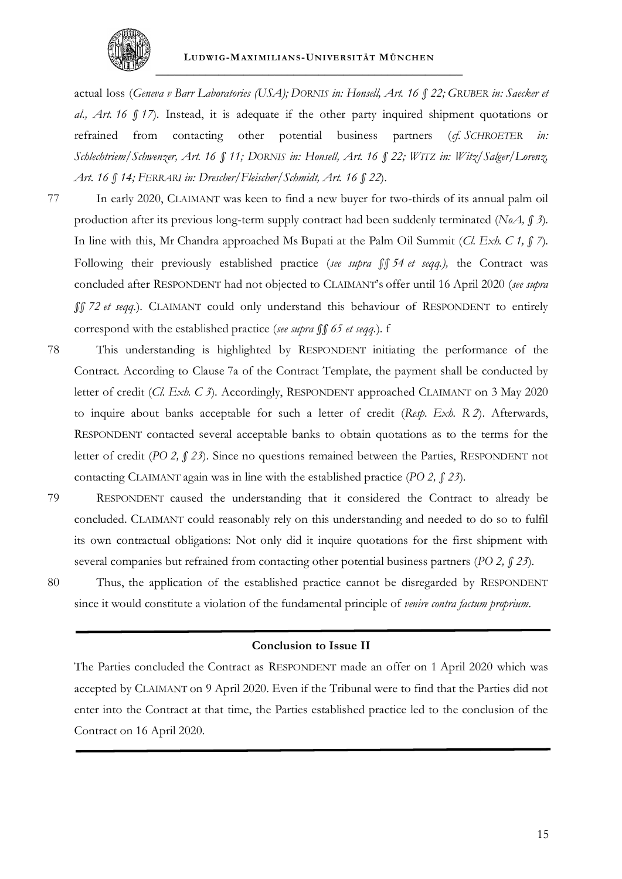actual loss (*Geneva v Barr Laboratories (USA); DORNIS in: Honsell, Art. 16 § 22; GRUBER in: Saecker et al., Art. 16 § 17*). Instead, it is adequate if the other party inquired shipment quotations or refrained from contacting other potential business partners (*cf. SCHROETER in: Schlechtriem/Schwenzer, Art. 16 § 11; DORNIS in: Honsell, Art. 16 § 22; WITZ in: Witz/Salger/Lorenz, Art. 16 § 14; FERRARI in: Drescher/Fleischer/Schmidt, Art. 16 § 22*).

77 In early 2020, CLAIMANT was keen to find a new buyer for two-thirds of its annual palm oil production after its previous long-term supply contract had been suddenly terminated (*NoA, § 3*). In line with this, Mr Chandra approached Ms Bupati at the Palm Oil Summit (*Cl. Exh. C 1, § 7*). Following their previously established practice (*see supra §§ 54 et seqq.),* the Contract was concluded after RESPONDENT had not objected to CLAIMANT's offer until 16 April 2020 (*see supra §§ 72 et seqq.*). CLAIMANT could only understand this behaviour of RESPONDENT to entirely correspond with the established practice (*see supra §§ 65 et seqq.*). f

78 This understanding is highlighted by RESPONDENT initiating the performance of the Contract. According to Clause 7a of the Contract Template, the payment shall be conducted by letter of credit (*Cl. Exh. C 3*). Accordingly, RESPONDENT approached CLAIMANT on 3 May 2020 to inquire about banks acceptable for such a letter of credit (*Resp. Exh. R 2*). Afterwards, RESPONDENT contacted several acceptable banks to obtain quotations as to the terms for the letter of credit (*PO 2, § 23*). Since no questions remained between the Parties, RESPONDENT not contacting CLAIMANT again was in line with the established practice (*PO 2, § 23*).

79 RESPONDENT caused the understanding that it considered the Contract to already be concluded. CLAIMANT could reasonably rely on this understanding and needed to do so to fulfil its own contractual obligations: Not only did it inquire quotations for the first shipment with several companies but refrained from contacting other potential business partners (*PO 2, § 23*).

80 Thus, the application of the established practice cannot be disregarded by RESPONDENT since it would constitute a violation of the fundamental principle of *venire contra factum proprium*.

---

**Conclusion to Issue II**

The Parties concluded the Contract as RESPONDENT made an offer on 1 April 2020 which was accepted by CLAIMANT on 9 April 2020. Even if the Tribunal were to find that the Parties did not enter into the Contract at that time, the Parties established practice led to the conclusion of the Contract on 16 April 2020.

---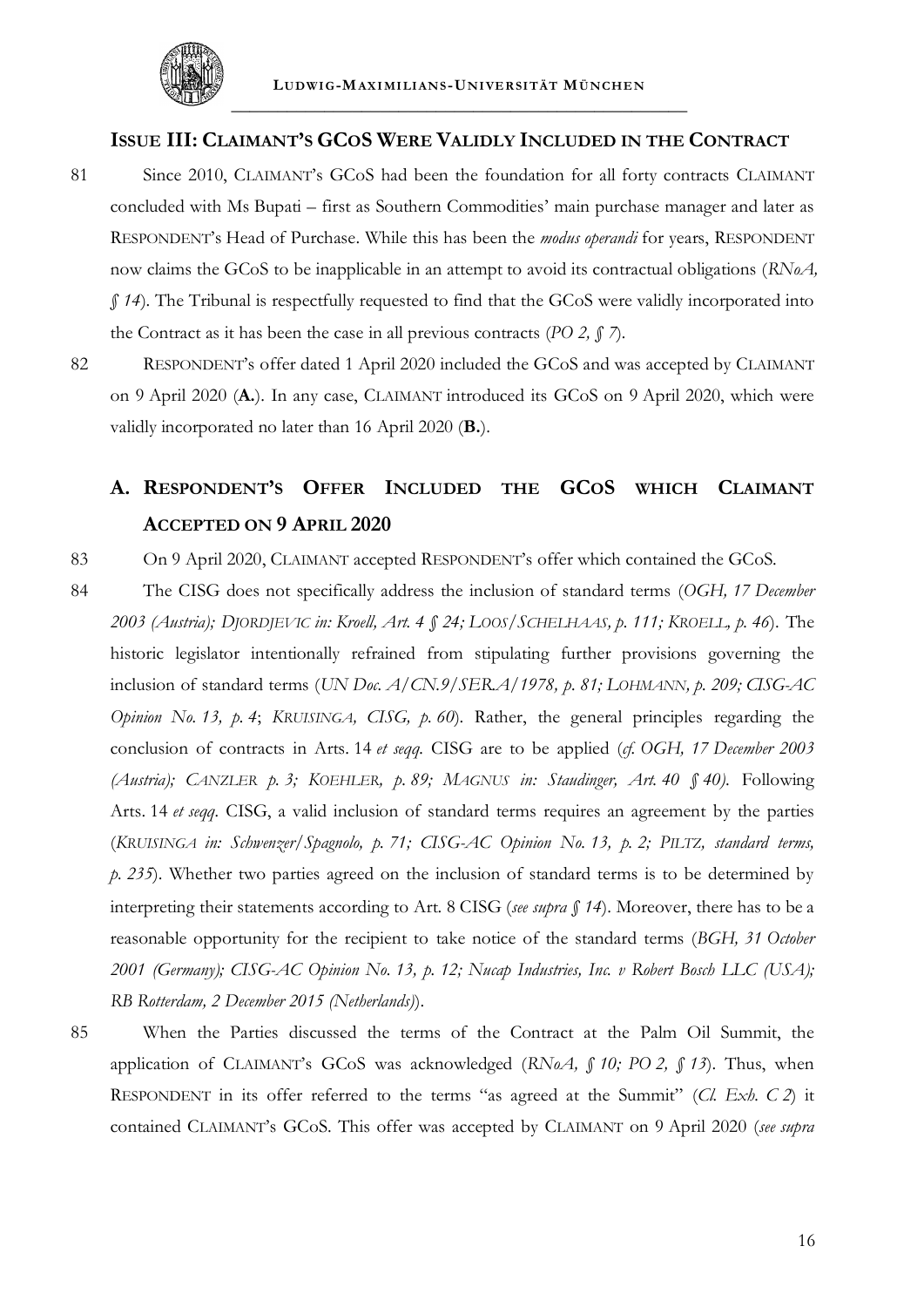## ISSUE III: CLAIMANT'S GCOS WERE VALIDLY INCLUDED IN THE CONTRACT

81 Since 2010, CLAIMANT's GCoS had been the foundation for all forty contracts CLAIMANT concluded with Ms Bupati – first as Southern Commodities' main purchase manager and later as RESPONDENT's Head of Purchase. While this has been the *modus operandi* for years, RESPONDENT now claims the GCoS to be inapplicable in an attempt to avoid its contractual obligations (*RNoA, § 14*). The Tribunal is respectfully requested to find that the GCoS were validly incorporated into the Contract as it has been the case in all previous contracts (*PO 2, § 7*).

82 RESPONDENT's offer dated 1 April 2020 included the GCoS and was accepted by CLAIMANT on 9 April 2020 (**A.**). In any case, CLAIMANT introduced its GCoS on 9 April 2020, which were validly incorporated no later than 16 April 2020 (**B.**).

### A. RESPONDENT'S OFFER INCLUDED THE GCOS WHICH CLAIMANT ACCEPTED ON 9 APRIL 2020

83 On 9 April 2020, CLAIMANT accepted RESPONDENT's offer which contained the GCoS.

84 The CISG does not specifically address the inclusion of standard terms (*OGH, 17 December 2003 (Austria); DJORDJEVIC in: Kroell, Art. 4 § 24; LOOS/SCHELHAAS, p. 111; KROELL, p. 46*). The historic legislator intentionally refrained from stipulating further provisions governing the inclusion of standard terms (*UN Doc. A/CN.9/SER.A/1978, p. 81; LOHMANN, p. 209; CISG-AC Opinion No. 13, p. 4*; *KRUISINGA, CISG, p. 60*). Rather, the general principles regarding the conclusion of contracts in Arts. 14 *et seqq.* CISG are to be applied (*cf. OGH, 17 December 2003 (Austria); CANZLER p. 3; KOEHLER, p. 89; MAGNUS in: Staudinger, Art. 40 § 40).* Following Arts. 14 *et seqq.* CISG, a valid inclusion of standard terms requires an agreement by the parties (*KRUISINGA in: Schwenzer/Spagnolo, p. 71; CISG-AC Opinion No. 13, p. 2; PILTZ, standard terms, p. 235*). Whether two parties agreed on the inclusion of standard terms is to be determined by interpreting their statements according to Art. 8 CISG (*see supra § 14*). Moreover, there has to be a reasonable opportunity for the recipient to take notice of the standard terms (*BGH, 31 October 2001 (Germany); CISG-AC Opinion No. 13, p. 12; Nucap Industries, Inc. v Robert Bosch LLC (USA); RB Rotterdam, 2 December 2015 (Netherlands)*).

85 When the Parties discussed the terms of the Contract at the Palm Oil Summit, the application of CLAIMANT's GCoS was acknowledged (*RNoA, § 10; PO 2, § 13*). Thus, when RESPONDENT in its offer referred to the terms "as agreed at the Summit" (*Cl. Exh. C 2*) it contained CLAIMANT's GCoS. This offer was accepted by CLAIMANT on 9 April 2020 (*see supra*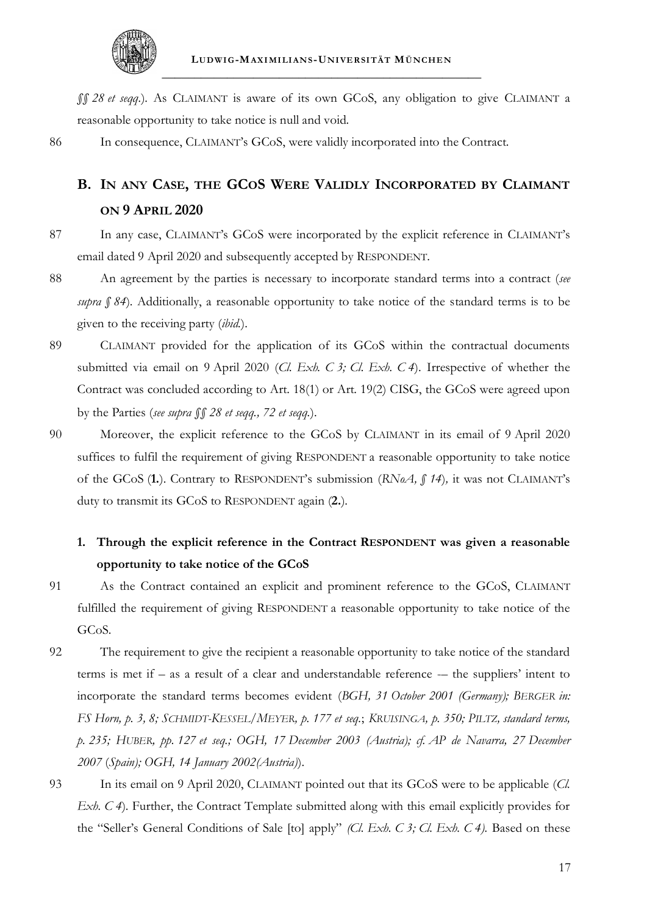*§§ 28 et seqq.*). As CLAIMANT is aware of its own GCoS, any obligation to give CLAIMANT a reasonable opportunity to take notice is null and void.

86 In consequence, CLAIMANT's GCoS, were validly incorporated into the Contract.

## B. IN ANY CASE, THE GCOS WERE VALIDLY INCORPORATED BY CLAIMANT ON 9 APRIL 2020

87 In any case, CLAIMANT's GCoS were incorporated by the explicit reference in CLAIMANT's email dated 9 April 2020 and subsequently accepted by RESPONDENT.

88 An agreement by the parties is necessary to incorporate standard terms into a contract (*see supra § 84*). Additionally, a reasonable opportunity to take notice of the standard terms is to be given to the receiving party (*ibid.*).

89 CLAIMANT provided for the application of its GCoS within the contractual documents submitted via email on 9 April 2020 (*Cl. Exh. C 3; Cl. Exh. C 4*). Irrespective of whether the Contract was concluded according to Art. 18(1) or Art. 19(2) CISG, the GCoS were agreed upon by the Parties (*see supra §§ 28 et seqq., 72 et seqq.*).

90 Moreover, the explicit reference to the GCoS by CLAIMANT in its email of 9 April 2020 suffices to fulfil the requirement of giving RESPONDENT a reasonable opportunity to take notice of the GCoS (**1.**). Contrary to RESPONDENT's submission (*RNoA, § 14*), it was not CLAIMANT's duty to transmit its GCoS to RESPONDENT again (**2.**).

### 1. Through the explicit reference in the Contract RESPONDENT was given a reasonable opportunity to take notice of the GCoS

91 As the Contract contained an explicit and prominent reference to the GCoS, CLAIMANT fulfilled the requirement of giving RESPONDENT a reasonable opportunity to take notice of the GCoS.

92 The requirement to give the recipient a reasonable opportunity to take notice of the standard terms is met if – as a result of a clear and understandable reference -– the suppliers' intent to incorporate the standard terms becomes evident (*BGH, 31 October 2001 (Germany); BERGER in: FS Horn, p. 3, 8; SCHMIDT-KESSEL/MEYER, p. 177 et seq.*; *KRUISINGA, p. 350; PILTZ, standard terms, p. 235; HUBER, pp. 127 et seq.; OGH, 17 December 2003 (Austria); cf. AP de Navarra, 27 December 2007* (*Spain); OGH, 14 January 2002(Austria)*).

93 In its email on 9 April 2020, CLAIMANT pointed out that its GCoS were to be applicable (*Cl. Exh. C 4*). Further, the Contract Template submitted along with this email explicitly provides for the "Seller's General Conditions of Sale [to] apply" *(Cl. Exh. C 3; Cl. Exh. C 4).* Based on these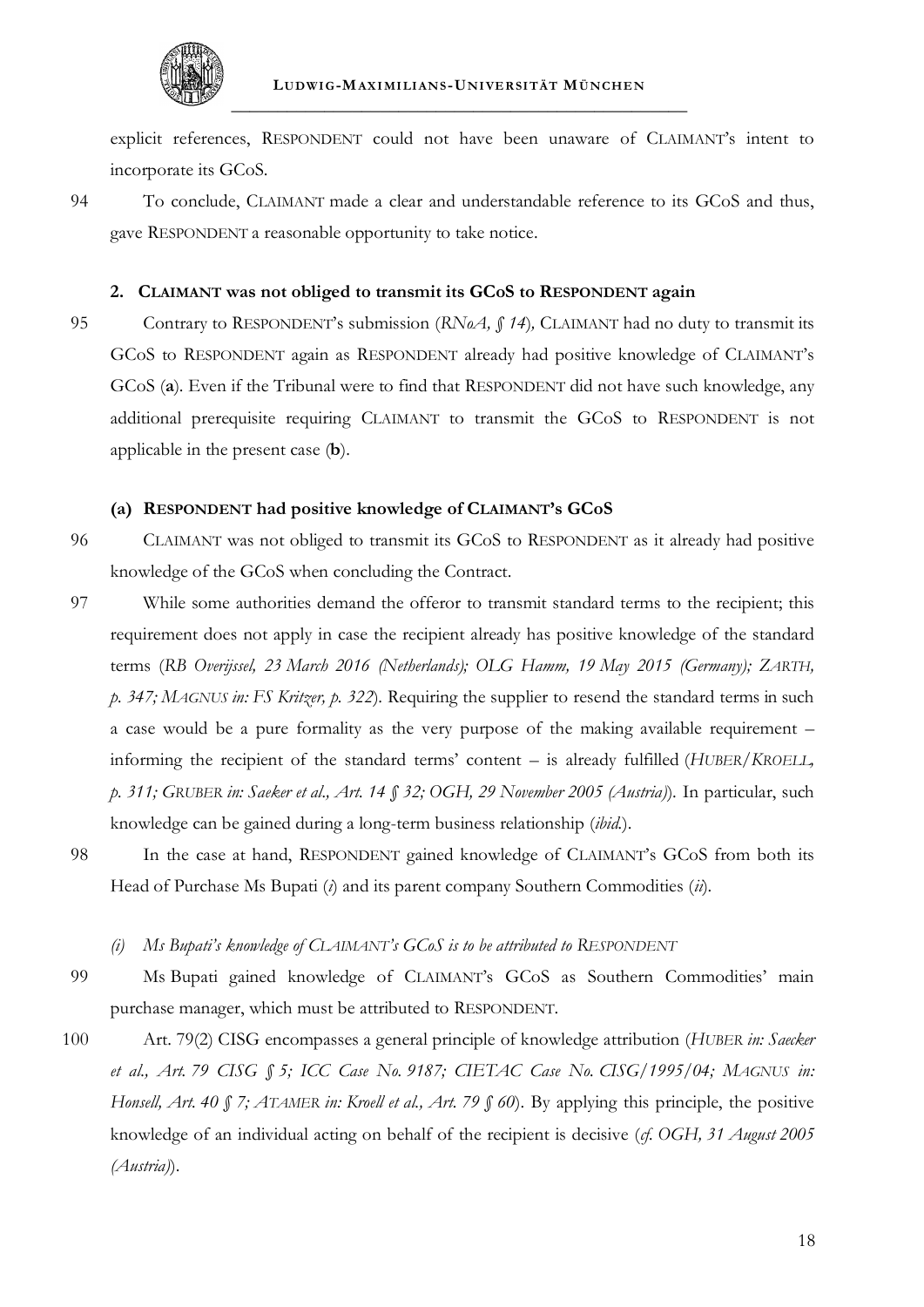explicit references, RESPONDENT could not have been unaware of CLAIMANT's intent to incorporate its GCoS.

94 To conclude, CLAIMANT made a clear and understandable reference to its GCoS and thus, gave RESPONDENT a reasonable opportunity to take notice.

### 2. CLAIMANT was not obliged to transmit its GCoS to RESPONDENT again

95 Contrary to RESPONDENT's submission (*RNoA, § 14*), CLAIMANT had no duty to transmit its GCoS to RESPONDENT again as RESPONDENT already had positive knowledge of CLAIMANT's GCoS (**a**). Even if the Tribunal were to find that RESPONDENT did not have such knowledge, any additional prerequisite requiring CLAIMANT to transmit the GCoS to RESPONDENT is not applicable in the present case (**b**).

#### (a) RESPONDENT had positive knowledge of CLAIMANT's GCoS

96 CLAIMANT was not obliged to transmit its GCoS to RESPONDENT as it already had positive knowledge of the GCoS when concluding the Contract.

97 While some authorities demand the offeror to transmit standard terms to the recipient; this requirement does not apply in case the recipient already has positive knowledge of the standard terms (*RB Overijssel, 23 March 2016 (Netherlands); OLG Hamm, 19 May 2015 (Germany); ZARTH, p. 347; MAGNUS in: FS Kritzer, p. 322*). Requiring the supplier to resend the standard terms in such a case would be a pure formality as the very purpose of the making available requirement – informing the recipient of the standard terms' content – is already fulfilled (*HUBER/KROELL, p. 311; GRUBER in: Saeker et al., Art. 14 § 32; OGH, 29 November 2005 (Austria)*). In particular, such knowledge can be gained during a long-term business relationship (*ibid.*).

98 In the case at hand, RESPONDENT gained knowledge of CLAIMANT's GCoS from both its Head of Purchase Ms Bupati (*i*) and its parent company Southern Commodities (*ii*).

##### *(i) Ms Bupati's knowledge of CLAIMANT's GCoS is to be attributed to RESPONDENT*

99 Ms Bupati gained knowledge of CLAIMANT's GCoS as Southern Commodities' main purchase manager, which must be attributed to RESPONDENT.

100 Art. 79(2) CISG encompasses a general principle of knowledge attribution (*HUBER in: Saecker et al., Art. 79 CISG § 5; ICC Case No. 9187; CIETAC Case No. CISG/1995/04; MAGNUS in: Honsell, Art. 40 § 7; ATAMER in: Kroell et al., Art. 79 § 60*). By applying this principle, the positive knowledge of an individual acting on behalf of the recipient is decisive (*cf. OGH, 31 August 2005 (Austria)*).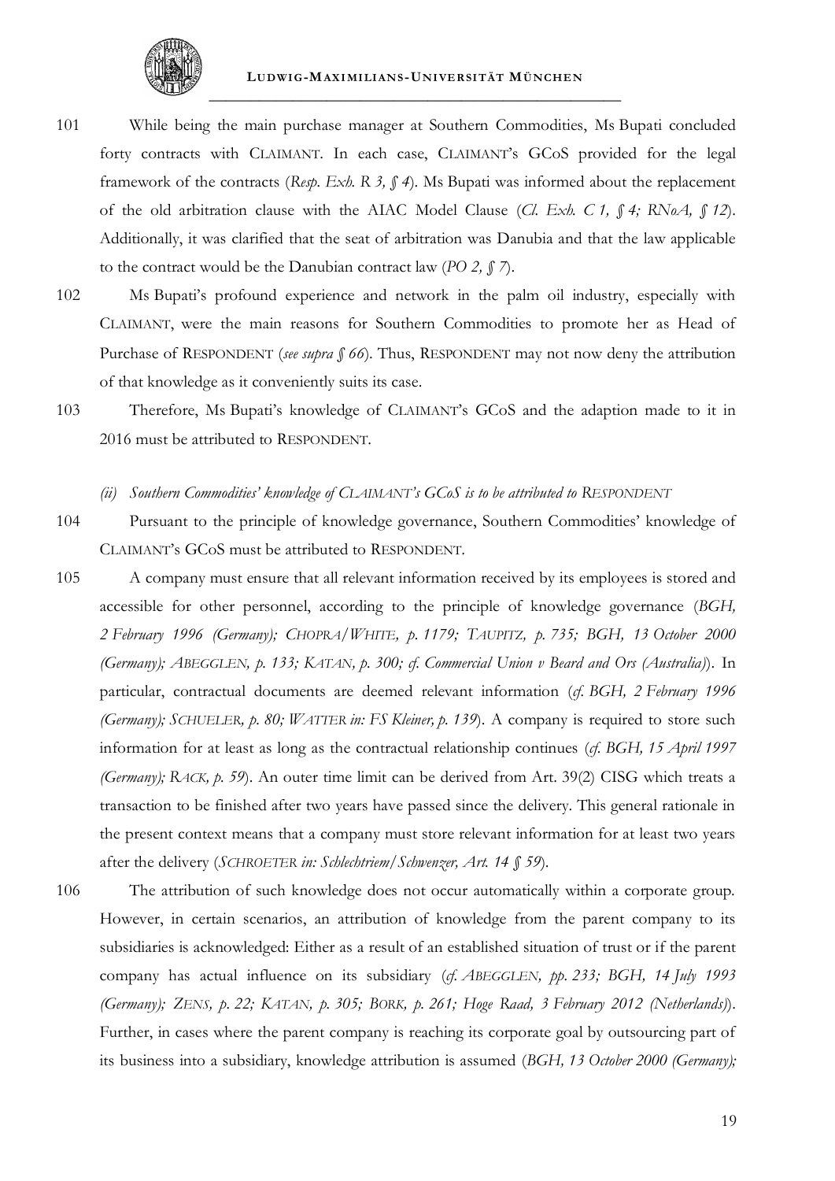101 While being the main purchase manager at Southern Commodities, Ms Bupati concluded forty contracts with CLAIMANT. In each case, CLAIMANT's GCoS provided for the legal framework of the contracts (*Resp. Exh. R 3, § 4*). Ms Bupati was informed about the replacement of the old arbitration clause with the AIAC Model Clause (*Cl. Exh. C 1, § 4; RNoA, § 12*). Additionally, it was clarified that the seat of arbitration was Danubia and that the law applicable to the contract would be the Danubian contract law (*PO 2, § 7*).

102 Ms Bupati's profound experience and network in the palm oil industry, especially with CLAIMANT, were the main reasons for Southern Commodities to promote her as Head of Purchase of RESPONDENT (*see supra § 66*). Thus, RESPONDENT may not now deny the attribution of that knowledge as it conveniently suits its case.

103 Therefore, Ms Bupati's knowledge of CLAIMANT's GCoS and the adaption made to it in 2016 must be attributed to RESPONDENT.

*(ii) Southern Commodities' knowledge of CLAIMANT's GCoS is to be attributed to RESPONDENT*

104 Pursuant to the principle of knowledge governance, Southern Commodities' knowledge of CLAIMANT's GCoS must be attributed to RESPONDENT.

105 A company must ensure that all relevant information received by its employees is stored and accessible for other personnel, according to the principle of knowledge governance (*BGH, 2 February 1996 (Germany); CHOPRA/WHITE, p. 1179; TAUPITZ, p. 735; BGH, 13 October 2000 (Germany); ABEGGLEN, p. 133; KATAN, p. 300; cf. Commercial Union v Beard and Ors (Australia)*). In particular, contractual documents are deemed relevant information (*cf. BGH, 2 February 1996 (Germany); SCHUELER, p. 80; WATTER in: FS Kleiner, p. 139*). A company is required to store such information for at least as long as the contractual relationship continues (*cf. BGH, 15 April 1997 (Germany); RACK, p. 59*). An outer time limit can be derived from Art. 39(2) CISG which treats a transaction to be finished after two years have passed since the delivery. This general rationale in the present context means that a company must store relevant information for at least two years after the delivery (*SCHROETER in: Schlechtriem/Schwenzer, Art. 14 § 59*).

106 The attribution of such knowledge does not occur automatically within a corporate group. However, in certain scenarios, an attribution of knowledge from the parent company to its subsidiaries is acknowledged: Either as a result of an established situation of trust or if the parent company has actual influence on its subsidiary (*cf. ABEGGLEN, pp. 233; BGH, 14 July 1993 (Germany); ZENS, p. 22; KATAN, p. 305; BORK, p. 261; Hoge Raad, 3 February 2012 (Netherlands)*). Further, in cases where the parent company is reaching its corporate goal by outsourcing part of its business into a subsidiary, knowledge attribution is assumed (*BGH, 13 October 2000 (Germany);*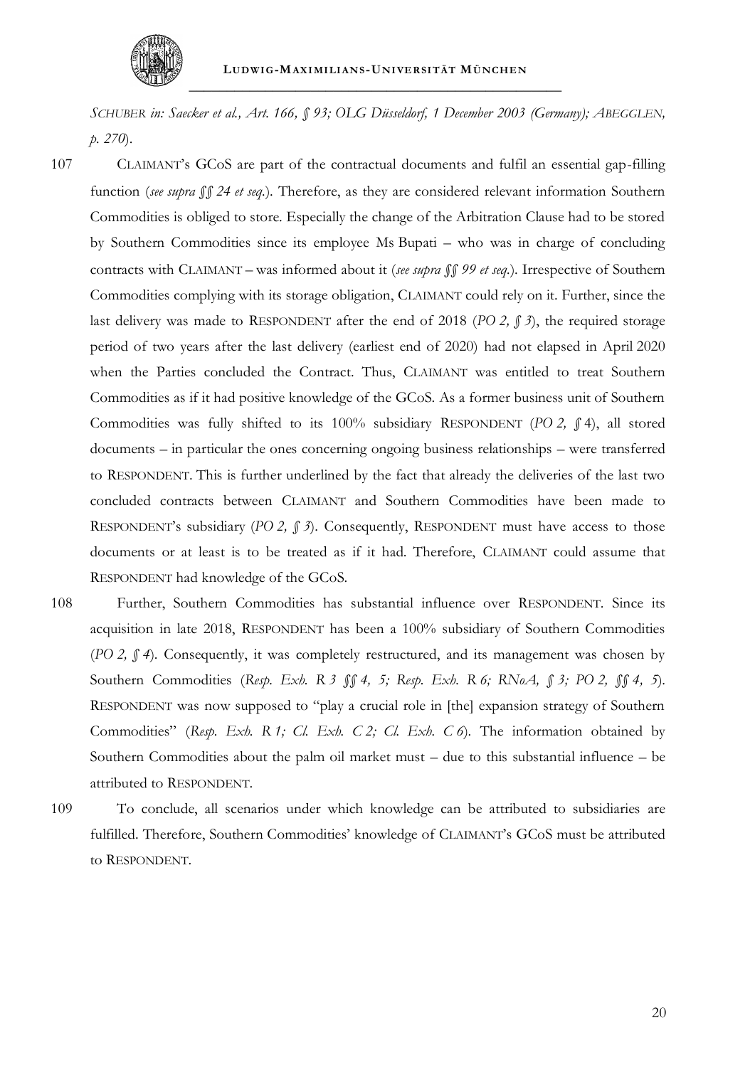*SCHUBER in: Saecker et al., Art. 166, § 93; OLG Düsseldorf, 1 December 2003 (Germany); ABEGGLEN, p. 270*).

107 CLAIMANT's GCoS are part of the contractual documents and fulfil an essential gap-filling function (*see supra §§ 24 et seq.*). Therefore, as they are considered relevant information Southern Commodities is obliged to store. Especially the change of the Arbitration Clause had to be stored by Southern Commodities since its employee Ms Bupati – who was in charge of concluding contracts with CLAIMANT – was informed about it (*see supra §§ 99 et seq.*). Irrespective of Southern Commodities complying with its storage obligation, CLAIMANT could rely on it. Further, since the last delivery was made to RESPONDENT after the end of 2018 (*PO 2, § 3*), the required storage period of two years after the last delivery (earliest end of 2020) had not elapsed in April 2020 when the Parties concluded the Contract. Thus, CLAIMANT was entitled to treat Southern Commodities as if it had positive knowledge of the GCoS. As a former business unit of Southern Commodities was fully shifted to its 100% subsidiary RESPONDENT (*PO 2, §* 4), all stored documents – in particular the ones concerning ongoing business relationships – were transferred to RESPONDENT. This is further underlined by the fact that already the deliveries of the last two concluded contracts between CLAIMANT and Southern Commodities have been made to RESPONDENT's subsidiary (*PO 2, § 3*). Consequently, RESPONDENT must have access to those documents or at least is to be treated as if it had. Therefore, CLAIMANT could assume that RESPONDENT had knowledge of the GCoS.

108 Further, Southern Commodities has substantial influence over RESPONDENT. Since its acquisition in late 2018, RESPONDENT has been a 100% subsidiary of Southern Commodities (*PO 2, § 4*). Consequently, it was completely restructured, and its management was chosen by Southern Commodities (*Resp. Exh. R 3 §§ 4, 5; Resp. Exh. R 6; RNoA, § 3; PO 2, §§ 4, 5*). RESPONDENT was now supposed to "play a crucial role in [the] expansion strategy of Southern Commodities" (*Resp. Exh. R 1; Cl. Exh. C 2; Cl. Exh. C 6*). The information obtained by Southern Commodities about the palm oil market must – due to this substantial influence – be attributed to RESPONDENT.

109 To conclude, all scenarios under which knowledge can be attributed to subsidiaries are fulfilled. Therefore, Southern Commodities' knowledge of CLAIMANT's GCoS must be attributed to RESPONDENT.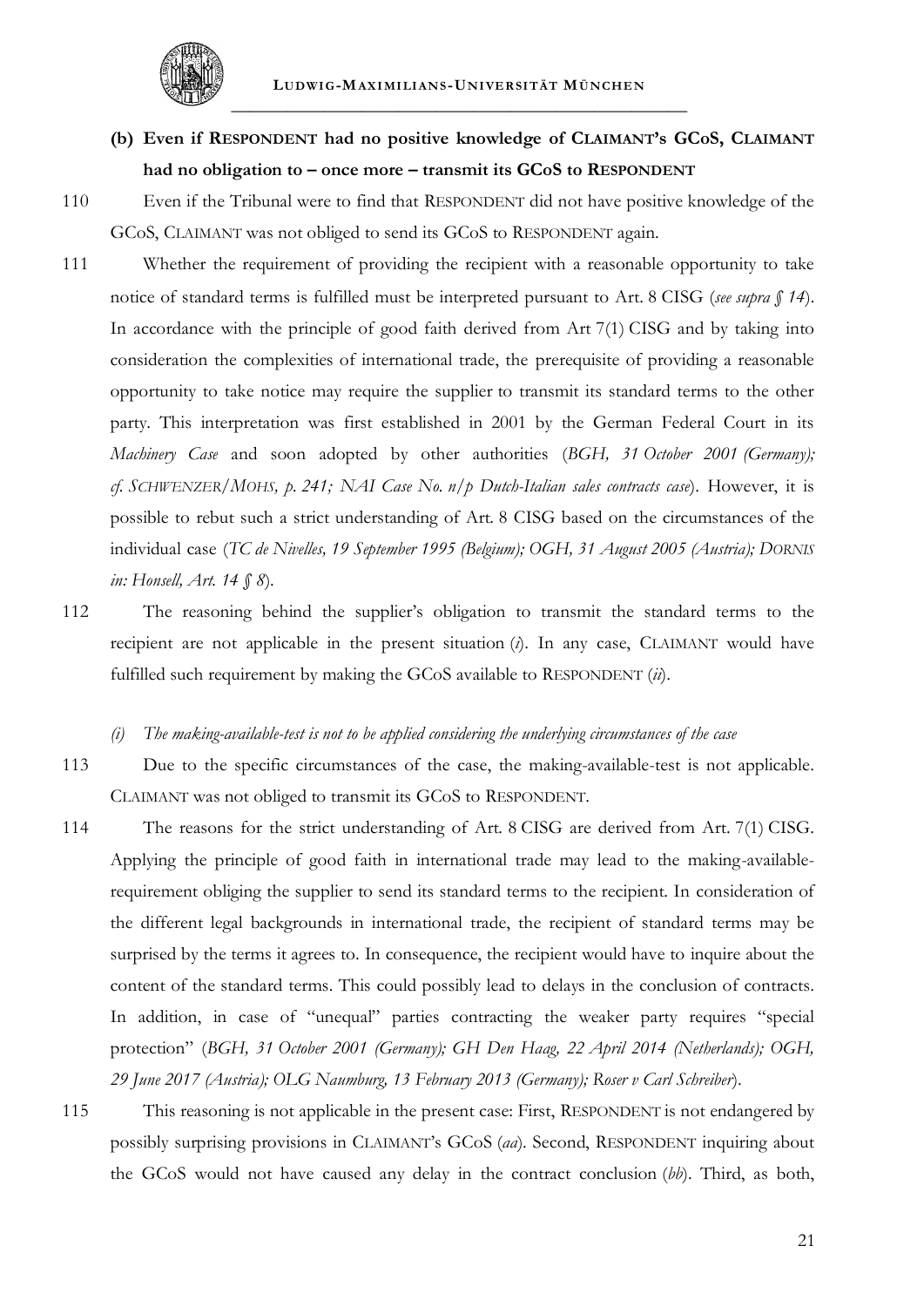### (b) Even if RESPONDENT had no positive knowledge of CLAIMANT's GCoS, CLAIMANT had no obligation to – once more – transmit its GCoS to RESPONDENT

110 Even if the Tribunal were to find that RESPONDENT did not have positive knowledge of the GCoS, CLAIMANT was not obliged to send its GCoS to RESPONDENT again.

111 Whether the requirement of providing the recipient with a reasonable opportunity to take notice of standard terms is fulfilled must be interpreted pursuant to Art. 8 CISG (*see supra § 14*). In accordance with the principle of good faith derived from Art 7(1) CISG and by taking into consideration the complexities of international trade, the prerequisite of providing a reasonable opportunity to take notice may require the supplier to transmit its standard terms to the other party. This interpretation was first established in 2001 by the German Federal Court in its *Machinery Case* and soon adopted by other authorities (*BGH, 31 October 2001 (Germany); cf. SCHWENZER/MOHS, p. 241; NAI Case No. n/p Dutch-Italian sales contracts case*). However, it is possible to rebut such a strict understanding of Art. 8 CISG based on the circumstances of the individual case (*TC de Nivelles, 19 September 1995 (Belgium); OGH, 31 August 2005 (Austria); DORNIS in: Honsell, Art. 14 § 8*).

112 The reasoning behind the supplier's obligation to transmit the standard terms to the recipient are not applicable in the present situation (*i*). In any case, CLAIMANT would have fulfilled such requirement by making the GCoS available to RESPONDENT (*ii*).

#### *(i) The making-available-test is not to be applied considering the underlying circumstances of the case*

113 Due to the specific circumstances of the case, the making-available-test is not applicable. CLAIMANT was not obliged to transmit its GCoS to RESPONDENT.

114 The reasons for the strict understanding of Art. 8 CISG are derived from Art. 7(1) CISG. Applying the principle of good faith in international trade may lead to the making-available-requirement obliging the supplier to send its standard terms to the recipient. In consideration of the different legal backgrounds in international trade, the recipient of standard terms may be surprised by the terms it agrees to. In consequence, the recipient would have to inquire about the content of the standard terms. This could possibly lead to delays in the conclusion of contracts. In addition, in case of "unequal" parties contracting the weaker party requires "special protection" (*BGH, 31 October 2001 (Germany); GH Den Haag, 22 April 2014 (Netherlands); OGH, 29 June 2017 (Austria); OLG Naumburg, 13 February 2013 (Germany); Roser v Carl Schreiber*).

115 This reasoning is not applicable in the present case: First, RESPONDENT is not endangered by possibly surprising provisions in CLAIMANT's GCoS (*aa*). Second, RESPONDENT inquiring about the GCoS would not have caused any delay in the contract conclusion (*bb*). Third, as both,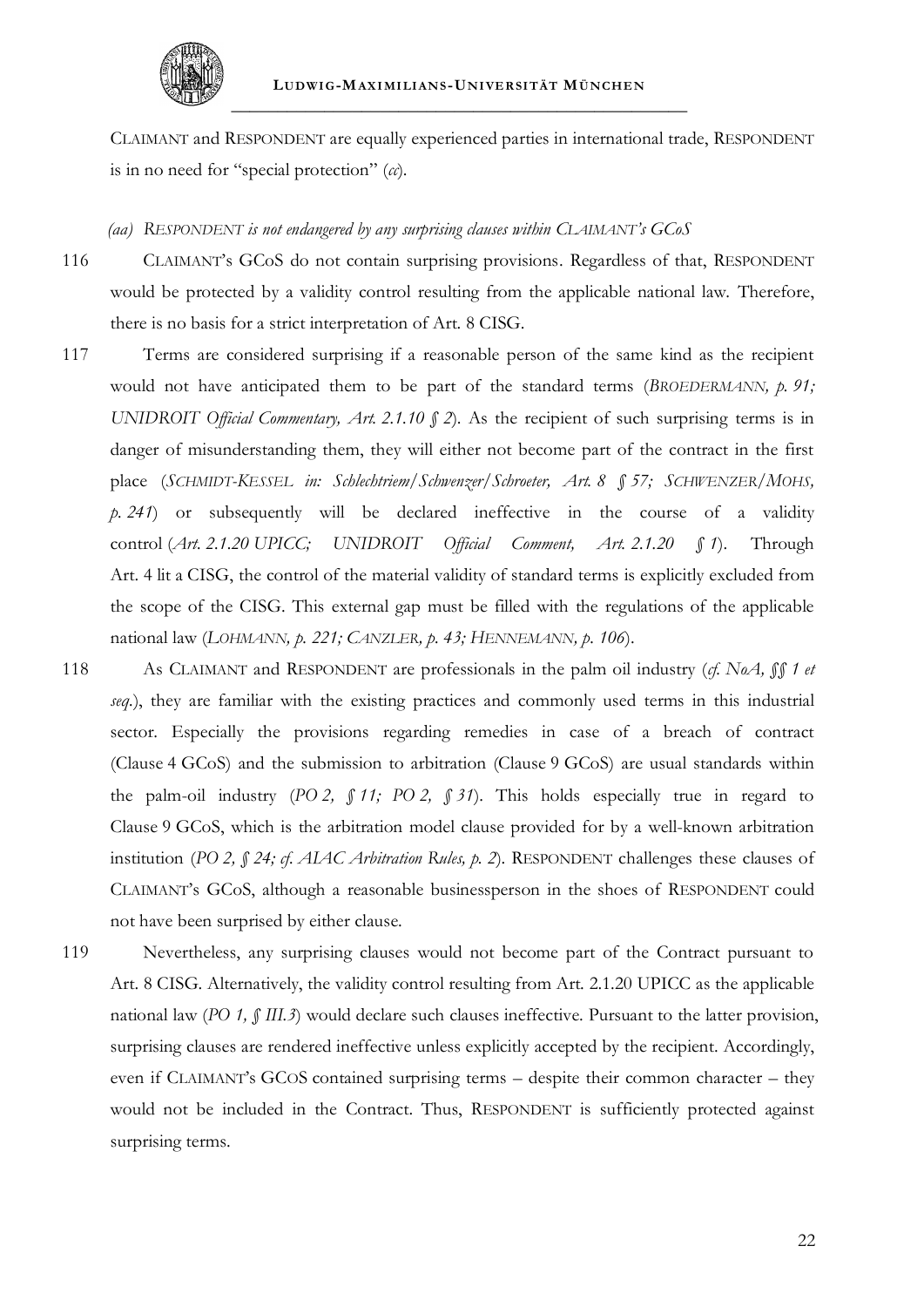CLAIMANT and RESPONDENT are equally experienced parties in international trade, RESPONDENT is in no need for "special protection" (*cc*).

*(aa) RESPONDENT is not endangered by any surprising clauses within CLAIMANT's GCoS*

116 CLAIMANT's GCoS do not contain surprising provisions. Regardless of that, RESPONDENT would be protected by a validity control resulting from the applicable national law. Therefore, there is no basis for a strict interpretation of Art. 8 CISG.

117 Terms are considered surprising if a reasonable person of the same kind as the recipient would not have anticipated them to be part of the standard terms (*BROEDERMANN, p. 91; UNIDROIT Official Commentary, Art. 2.1.10 § 2*). As the recipient of such surprising terms is in danger of misunderstanding them, they will either not become part of the contract in the first place (*SCHMIDT-KESSEL in: Schlechtriem/Schwenzer/Schroeter, Art. 8 § 57; SCHWENZER/MOHS, p. 241*) or subsequently will be declared ineffective in the course of a validity control (*Art. 2.1.20 UPICC; UNIDROIT Official Comment, Art. 2.1.20 § 1*). Through Art. 4 lit a CISG, the control of the material validity of standard terms is explicitly excluded from the scope of the CISG. This external gap must be filled with the regulations of the applicable national law (*LOHMANN, p. 221; CANZLER, p. 43; HENNEMANN, p. 106*).

118 As CLAIMANT and RESPONDENT are professionals in the palm oil industry (*cf. NoA, §§ 1 et seq.*), they are familiar with the existing practices and commonly used terms in this industrial sector. Especially the provisions regarding remedies in case of a breach of contract (Clause 4 GCoS) and the submission to arbitration (Clause 9 GCoS) are usual standards within the palm-oil industry (*PO 2, § 11; PO 2, § 31*). This holds especially true in regard to Clause 9 GCoS, which is the arbitration model clause provided for by a well-known arbitration institution (*PO 2, § 24; cf. AIAC Arbitration Rules, p. 2*). RESPONDENT challenges these clauses of CLAIMANT's GCoS, although a reasonable businessperson in the shoes of RESPONDENT could not have been surprised by either clause.

119 Nevertheless, any surprising clauses would not become part of the Contract pursuant to Art. 8 CISG. Alternatively, the validity control resulting from Art. 2.1.20 UPICC as the applicable national law (*PO 1, § III.3*) would declare such clauses ineffective. Pursuant to the latter provision, surprising clauses are rendered ineffective unless explicitly accepted by the recipient. Accordingly, even if CLAIMANT's GCOS contained surprising terms – despite their common character – they would not be included in the Contract. Thus, RESPONDENT is sufficiently protected against surprising terms.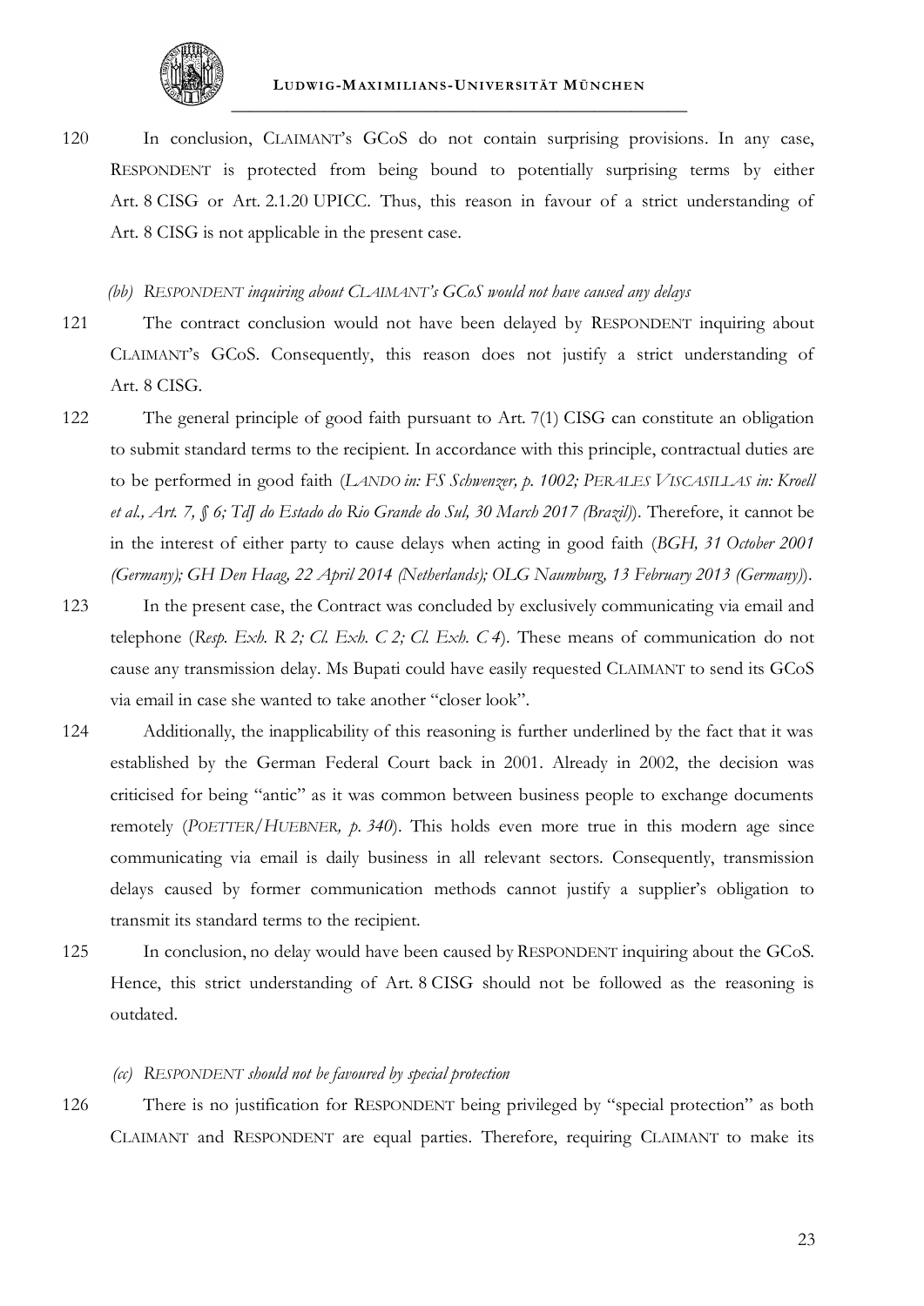120 In conclusion, CLAIMANT's GCoS do not contain surprising provisions. In any case, RESPONDENT is protected from being bound to potentially surprising terms by either Art. 8 CISG or Art. 2.1.20 UPICC. Thus, this reason in favour of a strict understanding of Art. 8 CISG is not applicable in the present case.

*(bb) RESPONDENT inquiring about CLAIMANT's GCoS would not have caused any delays*

121 The contract conclusion would not have been delayed by RESPONDENT inquiring about CLAIMANT's GCoS. Consequently, this reason does not justify a strict understanding of Art. 8 CISG.

122 The general principle of good faith pursuant to Art. 7(1) CISG can constitute an obligation to submit standard terms to the recipient. In accordance with this principle, contractual duties are to be performed in good faith (*LANDO in: FS Schwenzer, p. 1002; PERALES VISCASILLAS in: Kroell et al., Art. 7, § 6; TdJ do Estado do Rio Grande do Sul, 30 March 2017 (Brazil)*). Therefore, it cannot be in the interest of either party to cause delays when acting in good faith (*BGH, 31 October 2001 (Germany); GH Den Haag, 22 April 2014 (Netherlands); OLG Naumburg, 13 February 2013 (Germany)*).

123 In the present case, the Contract was concluded by exclusively communicating via email and telephone (*Resp. Exh. R 2; Cl. Exh. C 2; Cl. Exh. C 4*). These means of communication do not cause any transmission delay. Ms Bupati could have easily requested CLAIMANT to send its GCoS via email in case she wanted to take another "closer look".

124 Additionally, the inapplicability of this reasoning is further underlined by the fact that it was established by the German Federal Court back in 2001. Already in 2002, the decision was criticised for being "antic" as it was common between business people to exchange documents remotely (*POETTER/HUEBNER, p. 340*). This holds even more true in this modern age since communicating via email is daily business in all relevant sectors. Consequently, transmission delays caused by former communication methods cannot justify a supplier's obligation to transmit its standard terms to the recipient.

125 In conclusion, no delay would have been caused by RESPONDENT inquiring about the GCoS. Hence, this strict understanding of Art. 8 CISG should not be followed as the reasoning is outdated.

*(cc) RESPONDENT should not be favoured by special protection*

126 There is no justification for RESPONDENT being privileged by "special protection" as both CLAIMANT and RESPONDENT are equal parties. Therefore, requiring CLAIMANT to make its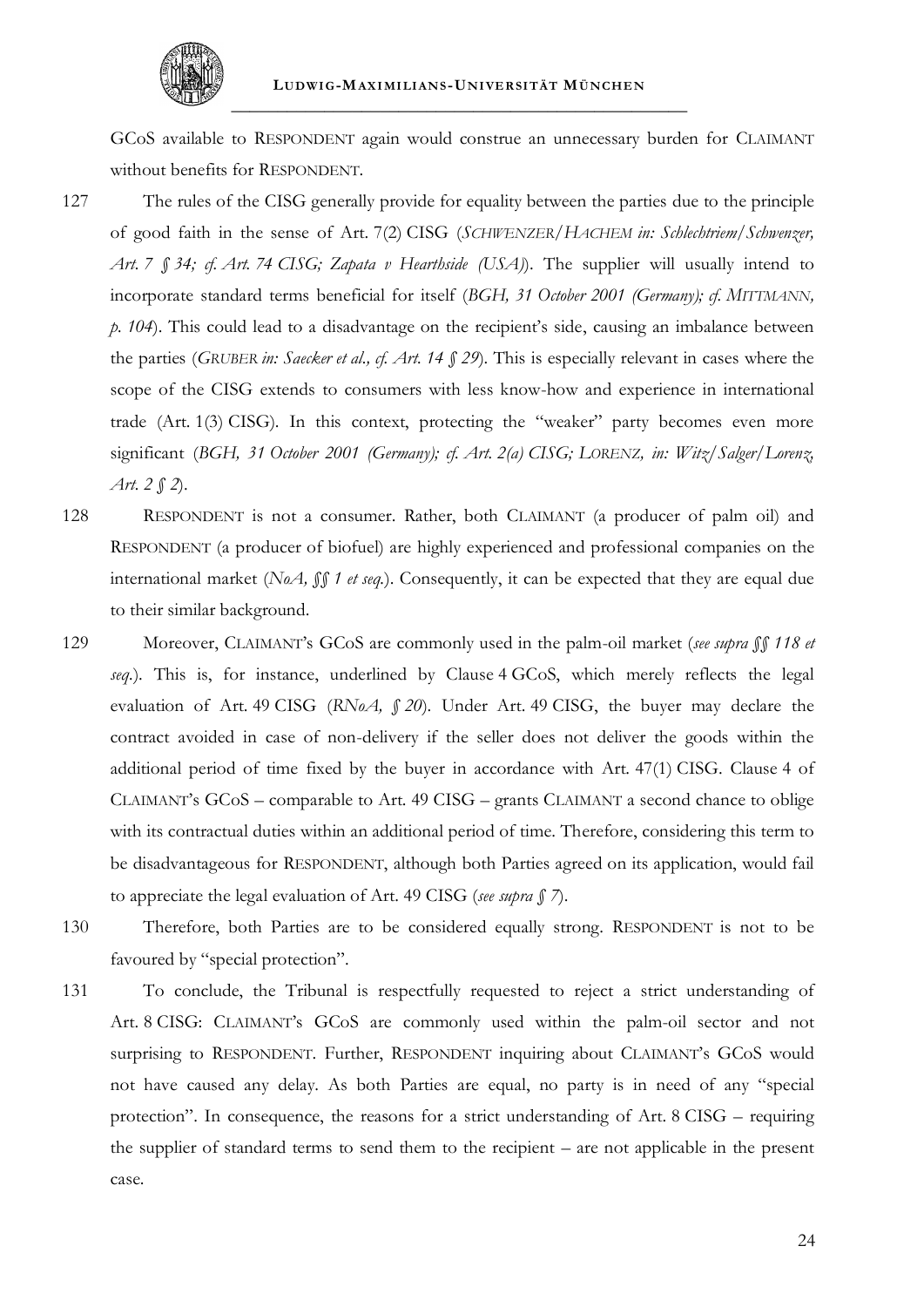GCoS available to RESPONDENT again would construe an unnecessary burden for CLAIMANT without benefits for RESPONDENT.

127 The rules of the CISG generally provide for equality between the parties due to the principle of good faith in the sense of Art. 7(2) CISG (*SCHWENZER/HACHEM in: Schlechtriem/Schwenzer, Art. 7 § 34; cf. Art. 74 CISG; Zapata v Hearthside (USA)*). The supplier will usually intend to incorporate standard terms beneficial for itself (*BGH, 31 October 2001 (Germany); cf. MITTMANN, p. 104*). This could lead to a disadvantage on the recipient's side, causing an imbalance between the parties (*GRUBER in: Saecker et al., cf. Art. 14 § 29*). This is especially relevant in cases where the scope of the CISG extends to consumers with less know-how and experience in international trade (Art. 1(3) CISG). In this context, protecting the "weaker" party becomes even more significant (*BGH, 31 October 2001 (Germany); cf. Art. 2(a) CISG; LORENZ, in: Witz/Salger/Lorenz, Art. 2 § 2*).

128 RESPONDENT is not a consumer. Rather, both CLAIMANT (a producer of palm oil) and RESPONDENT (a producer of biofuel) are highly experienced and professional companies on the international market (*NoA, §§ 1 et seq.*). Consequently, it can be expected that they are equal due to their similar background.

129 Moreover, CLAIMANT's GCoS are commonly used in the palm-oil market (*see supra §§ 118 et seq.*). This is, for instance, underlined by Clause 4 GCoS, which merely reflects the legal evaluation of Art. 49 CISG (*RNoA, § 20*). Under Art. 49 CISG, the buyer may declare the contract avoided in case of non-delivery if the seller does not deliver the goods within the additional period of time fixed by the buyer in accordance with Art. 47(1) CISG. Clause 4 of CLAIMANT's GCoS – comparable to Art. 49 CISG – grants CLAIMANT a second chance to oblige with its contractual duties within an additional period of time. Therefore, considering this term to be disadvantageous for RESPONDENT, although both Parties agreed on its application, would fail to appreciate the legal evaluation of Art. 49 CISG (*see supra § 7*).

130 Therefore, both Parties are to be considered equally strong. RESPONDENT is not to be favoured by "special protection".

131 To conclude, the Tribunal is respectfully requested to reject a strict understanding of Art. 8 CISG: CLAIMANT's GCoS are commonly used within the palm-oil sector and not surprising to RESPONDENT. Further, RESPONDENT inquiring about CLAIMANT's GCoS would not have caused any delay. As both Parties are equal, no party is in need of any "special protection". In consequence, the reasons for a strict understanding of Art. 8 CISG – requiring the supplier of standard terms to send them to the recipient – are not applicable in the present case.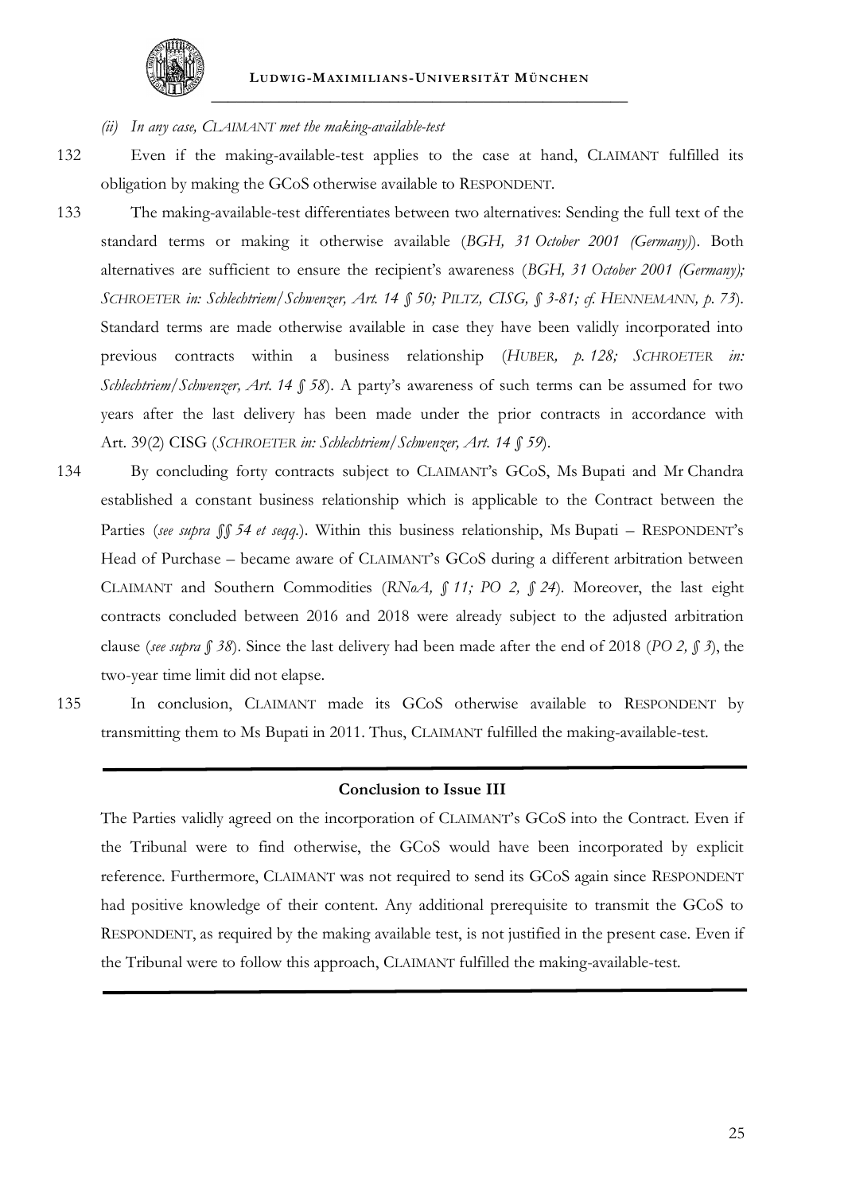*(ii) In any case, CLAIMANT met the making-available-test*

132 Even if the making-available-test applies to the case at hand, CLAIMANT fulfilled its obligation by making the GCoS otherwise available to RESPONDENT.

133 The making-available-test differentiates between two alternatives: Sending the full text of the standard terms or making it otherwise available (*BGH, 31 October 2001 (Germany)*). Both alternatives are sufficient to ensure the recipient's awareness (*BGH, 31 October 2001 (Germany); SCHROETER in: Schlechtriem/Schwenzer, Art. 14 § 50; PILTZ, CISG, § 3-81; cf. HENNEMANN, p. 73*). Standard terms are made otherwise available in case they have been validly incorporated into previous contracts within a business relationship (*HUBER, p. 128; SCHROETER in: Schlechtriem/Schwenzer, Art. 14 § 58*). A party's awareness of such terms can be assumed for two years after the last delivery has been made under the prior contracts in accordance with Art. 39(2) CISG (*SCHROETER in: Schlechtriem/Schwenzer, Art. 14 § 59*).

134 By concluding forty contracts subject to CLAIMANT's GCoS, Ms Bupati and Mr Chandra established a constant business relationship which is applicable to the Contract between the Parties (*see supra §§ 54 et seqq.*). Within this business relationship, Ms Bupati – RESPONDENT's Head of Purchase – became aware of CLAIMANT's GCoS during a different arbitration between CLAIMANT and Southern Commodities (*RNoA, § 11; PO 2, § 24*). Moreover, the last eight contracts concluded between 2016 and 2018 were already subject to the adjusted arbitration clause (*see supra § 38*). Since the last delivery had been made after the end of 2018 (*PO 2, § 3*), the two-year time limit did not elapse.

135 In conclusion, CLAIMANT made its GCoS otherwise available to RESPONDENT by transmitting them to Ms Bupati in 2011. Thus, CLAIMANT fulfilled the making-available-test.

---

**Conclusion to Issue III**

The Parties validly agreed on the incorporation of CLAIMANT's GCoS into the Contract. Even if the Tribunal were to find otherwise, the GCoS would have been incorporated by explicit reference. Furthermore, CLAIMANT was not required to send its GCoS again since RESPONDENT had positive knowledge of their content. Any additional prerequisite to transmit the GCoS to RESPONDENT, as required by the making available test, is not justified in the present case. Even if the Tribunal were to follow this approach, CLAIMANT fulfilled the making-available-test.

---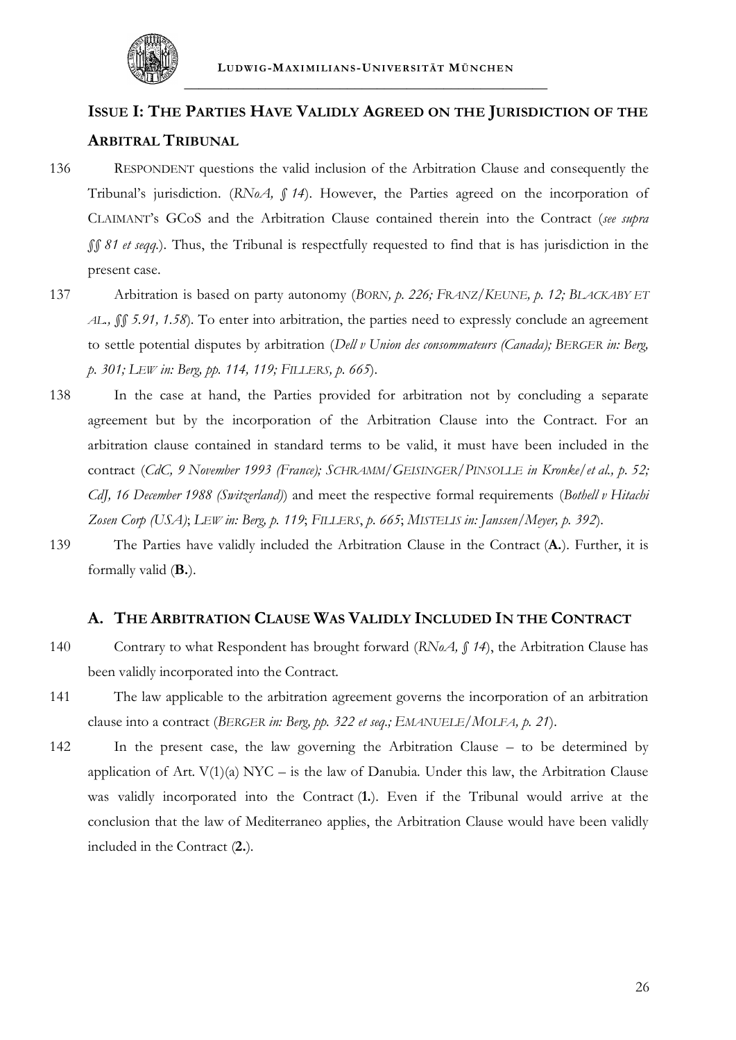## Issue I: The Parties Have Validly Agreed on the Jurisdiction of the Arbitral Tribunal

136 RESPONDENT questions the valid inclusion of the Arbitration Clause and consequently the Tribunal's jurisdiction. (*RNoA, § 14*). However, the Parties agreed on the incorporation of CLAIMANT's GCoS and the Arbitration Clause contained therein into the Contract (*see supra §§ 81 et seqq.*). Thus, the Tribunal is respectfully requested to find that is has jurisdiction in the present case.

137 Arbitration is based on party autonomy (*BORN, p. 226; FRANZ/KEUNE, p. 12; BLACKABY ET AL., §§ 5.91, 1.58*). To enter into arbitration, the parties need to expressly conclude an agreement to settle potential disputes by arbitration (*Dell v Union des consommateurs (Canada); BERGER in: Berg, p. 301; LEW in: Berg, pp. 114, 119; FILLERS, p. 665*).

138 In the case at hand, the Parties provided for arbitration not by concluding a separate agreement but by the incorporation of the Arbitration Clause into the Contract. For an arbitration clause contained in standard terms to be valid, it must have been included in the contract (*CdC, 9 November 1993 (France); SCHRAMM/GEISINGER/PINSOLLE in Kronke/et al., p. 52; CdJ, 16 December 1988 (Switzerland)*) and meet the respective formal requirements (*Bothell v Hitachi Zosen Corp (USA)*; *LEW in: Berg, p. 119*; *FILLERS, p. 665*; *MISTELIS in: Janssen/Meyer, p. 392*).

139 The Parties have validly included the Arbitration Clause in the Contract (**A.**). Further, it is formally valid (**B.**).

### A. The Arbitration Clause Was Validly Included In the Contract

140 Contrary to what Respondent has brought forward (*RNoA, § 14*), the Arbitration Clause has been validly incorporated into the Contract.

141 The law applicable to the arbitration agreement governs the incorporation of an arbitration clause into a contract (*BERGER in: Berg, pp. 322 et seq.; EMANUELE/MOLFA, p. 21*).

142 In the present case, the law governing the Arbitration Clause – to be determined by application of Art. V(1)(a) NYC – is the law of Danubia. Under this law, the Arbitration Clause was validly incorporated into the Contract (**1.**). Even if the Tribunal would arrive at the conclusion that the law of Mediterraneo applies, the Arbitration Clause would have been validly included in the Contract (**2.**).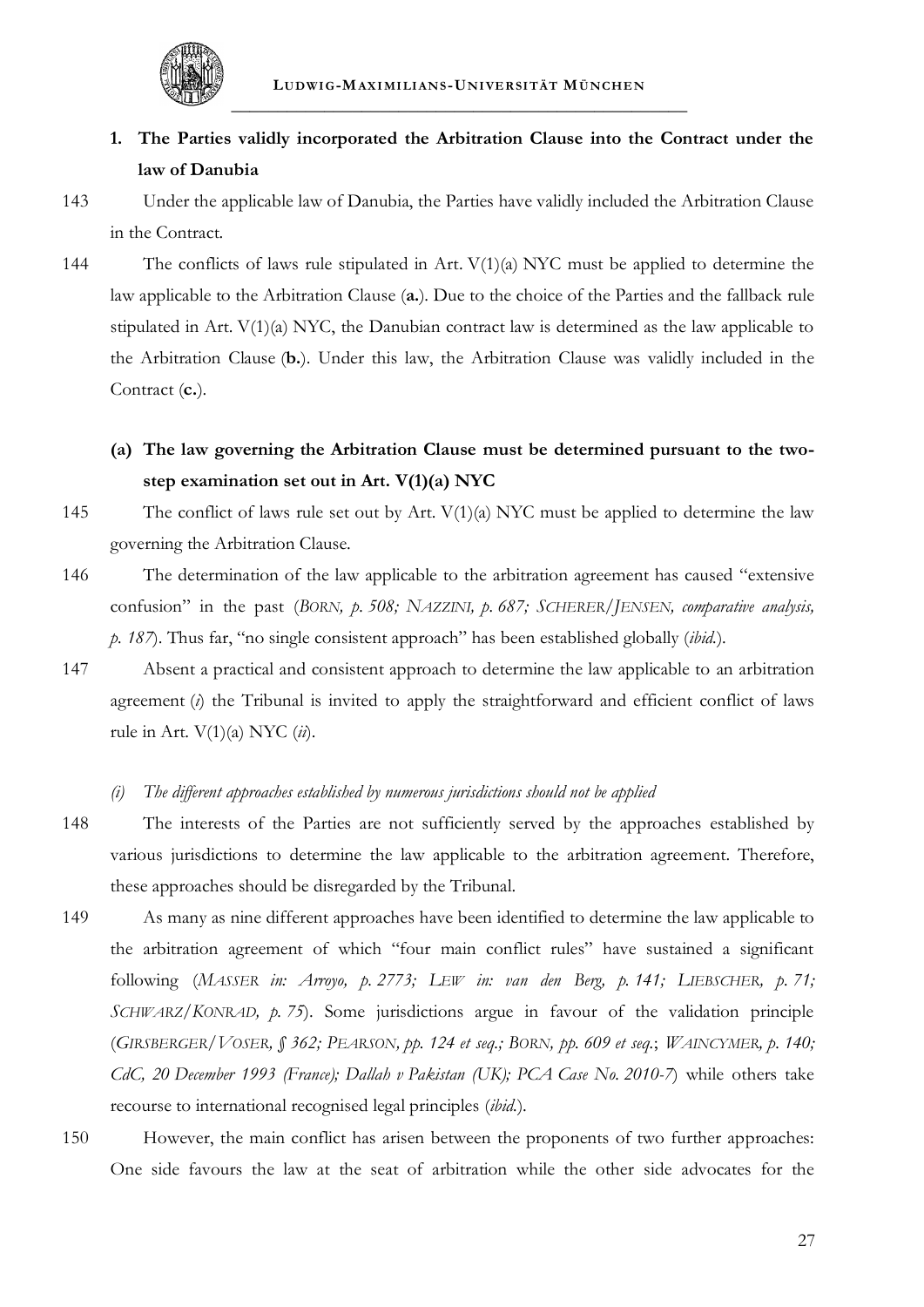## 1. The Parties validly incorporated the Arbitration Clause into the Contract under the law of Danubia

143 Under the applicable law of Danubia, the Parties have validly included the Arbitration Clause in the Contract.

144 The conflicts of laws rule stipulated in Art. V(1)(a) NYC must be applied to determine the law applicable to the Arbitration Clause (**a.**). Due to the choice of the Parties and the fallback rule stipulated in Art. V(1)(a) NYC, the Danubian contract law is determined as the law applicable to the Arbitration Clause (**b.**). Under this law, the Arbitration Clause was validly included in the Contract (**c.**).

### (a) The law governing the Arbitration Clause must be determined pursuant to the two-step examination set out in Art. V(1)(a) NYC

145 The conflict of laws rule set out by Art. V(1)(a) NYC must be applied to determine the law governing the Arbitration Clause.

146 The determination of the law applicable to the arbitration agreement has caused "extensive confusion" in the past (*BORN, p. 508; NAZZINI, p. 687; SCHERER/JENSEN, comparative analysis, p. 187*). Thus far, "no single consistent approach" has been established globally (*ibid.*).

147 Absent a practical and consistent approach to determine the law applicable to an arbitration agreement (*i*) the Tribunal is invited to apply the straightforward and efficient conflict of laws rule in Art. V(1)(a) NYC (*ii*).

#### *(i) The different approaches established by numerous jurisdictions should not be applied*

148 The interests of the Parties are not sufficiently served by the approaches established by various jurisdictions to determine the law applicable to the arbitration agreement. Therefore, these approaches should be disregarded by the Tribunal.

149 As many as nine different approaches have been identified to determine the law applicable to the arbitration agreement of which "four main conflict rules" have sustained a significant following (*MASSER in: Arroyo, p. 2773; LEW in: van den Berg, p. 141; LIEBSCHER, p. 71; SCHWARZ/KONRAD, p. 75*). Some jurisdictions argue in favour of the validation principle (*GIRSBERGER/VOSER, § 362; PEARSON, pp. 124 et seq.; BORN, pp. 609 et seq.*; *WAINCYMER, p. 140; CdC, 20 December 1993 (France); Dallah v Pakistan (UK); PCA Case No. 2010-7*) while others take recourse to international recognised legal principles (*ibid.*).

150 However, the main conflict has arisen between the proponents of two further approaches: One side favours the law at the seat of arbitration while the other side advocates for the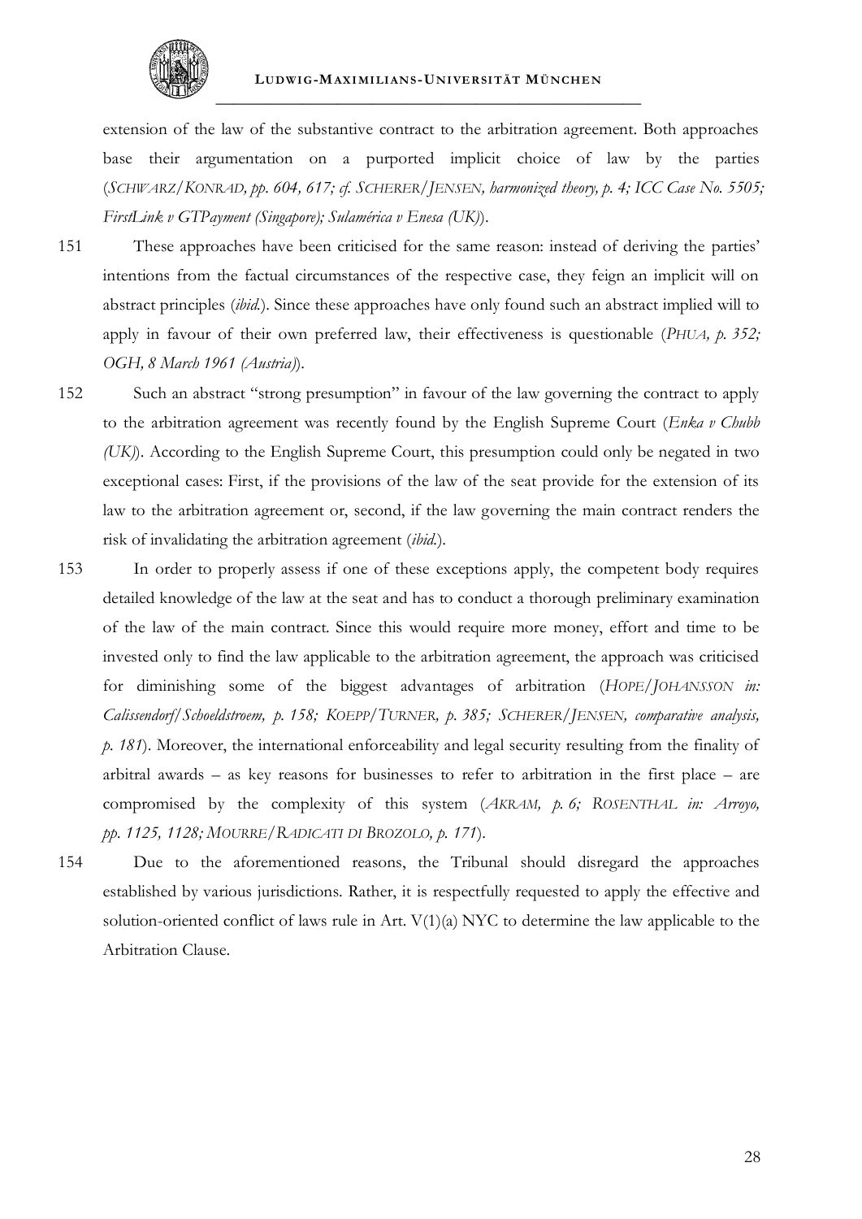extension of the law of the substantive contract to the arbitration agreement. Both approaches base their argumentation on a purported implicit choice of law by the parties (*SCHWARZ/KONRAD, pp. 604, 617; cf. SCHERER/JENSEN, harmonized theory, p. 4; ICC Case No. 5505; FirstLink v GTPayment (Singapore); Sulamérica v Enesa (UK)*).

151 These approaches have been criticised for the same reason: instead of deriving the parties' intentions from the factual circumstances of the respective case, they feign an implicit will on abstract principles (*ibid.*). Since these approaches have only found such an abstract implied will to apply in favour of their own preferred law, their effectiveness is questionable (*PHUA, p. 352; OGH, 8 March 1961 (Austria)*).

152 Such an abstract "strong presumption" in favour of the law governing the contract to apply to the arbitration agreement was recently found by the English Supreme Court (*Enka v Chubb (UK)*). According to the English Supreme Court, this presumption could only be negated in two exceptional cases: First, if the provisions of the law of the seat provide for the extension of its law to the arbitration agreement or, second, if the law governing the main contract renders the risk of invalidating the arbitration agreement (*ibid.*).

153 In order to properly assess if one of these exceptions apply, the competent body requires detailed knowledge of the law at the seat and has to conduct a thorough preliminary examination of the law of the main contract. Since this would require more money, effort and time to be invested only to find the law applicable to the arbitration agreement, the approach was criticised for diminishing some of the biggest advantages of arbitration (*HOPE/JOHANSSON in: Calissendorf/Schoeldstroem, p. 158; KOEPP/TURNER, p. 385; SCHERER/JENSEN, comparative analysis, p. 181*). Moreover, the international enforceability and legal security resulting from the finality of arbitral awards – as key reasons for businesses to refer to arbitration in the first place – are compromised by the complexity of this system (*AKRAM, p. 6; ROSENTHAL in: Arroyo, pp. 1125, 1128; MOURRE/RADICATI DI BROZOLO, p. 171*).

154 Due to the aforementioned reasons, the Tribunal should disregard the approaches established by various jurisdictions. Rather, it is respectfully requested to apply the effective and solution-oriented conflict of laws rule in Art. V(1)(a) NYC to determine the law applicable to the Arbitration Clause.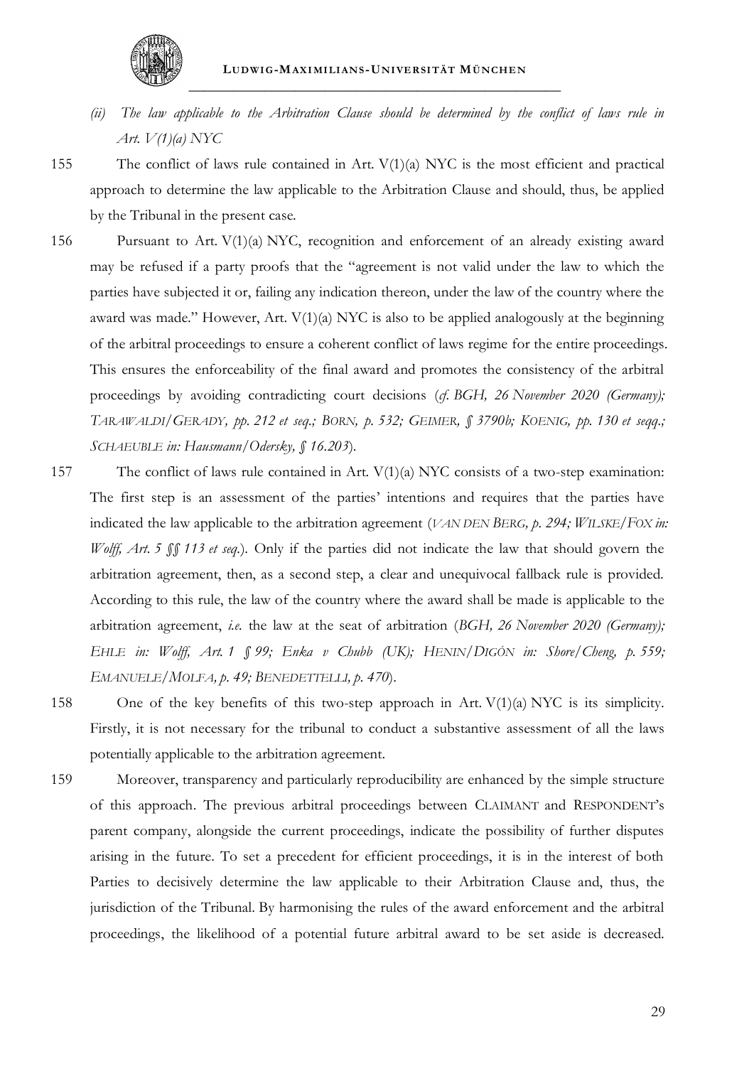*(ii) The law applicable to the Arbitration Clause should be determined by the conflict of laws rule in Art. V(1)(a) NYC*

155 The conflict of laws rule contained in Art. V(1)(a) NYC is the most efficient and practical approach to determine the law applicable to the Arbitration Clause and should, thus, be applied by the Tribunal in the present case.

156 Pursuant to Art. V(1)(a) NYC, recognition and enforcement of an already existing award may be refused if a party proofs that the "agreement is not valid under the law to which the parties have subjected it or, failing any indication thereon, under the law of the country where the award was made." However, Art. V(1)(a) NYC is also to be applied analogously at the beginning of the arbitral proceedings to ensure a coherent conflict of laws regime for the entire proceedings. This ensures the enforceability of the final award and promotes the consistency of the arbitral proceedings by avoiding contradicting court decisions (*cf. BGH, 26 November 2020 (Germany); TARAWALDI/GERADY, pp. 212 et seq.; BORN, p. 532; GEIMER, § 3790b; KOENIG, pp. 130 et seqq.; SCHAEUBLE in: Hausmann/Odersky, § 16.203*).

157 The conflict of laws rule contained in Art. V(1)(a) NYC consists of a two-step examination: The first step is an assessment of the parties' intentions and requires that the parties have indicated the law applicable to the arbitration agreement (*VAN DEN BERG, p. 294; WILSKE/FOX in: Wolff, Art. 5 §§ 113 et seq.*). Only if the parties did not indicate the law that should govern the arbitration agreement, then, as a second step, a clear and unequivocal fallback rule is provided. According to this rule, the law of the country where the award shall be made is applicable to the arbitration agreement, *i.e.* the law at the seat of arbitration (*BGH, 26 November 2020 (Germany); EHLE in: Wolff, Art. 1 § 99; Enka v Chubb (UK); HENIN/DIGÓN in: Shore/Cheng, p. 559; EMANUELE/MOLFA, p. 49; BENEDETTELLI, p. 470*).

158 One of the key benefits of this two-step approach in Art. V(1)(a) NYC is its simplicity. Firstly, it is not necessary for the tribunal to conduct a substantive assessment of all the laws potentially applicable to the arbitration agreement.

159 Moreover, transparency and particularly reproducibility are enhanced by the simple structure of this approach. The previous arbitral proceedings between CLAIMANT and RESPONDENT's parent company, alongside the current proceedings, indicate the possibility of further disputes arising in the future. To set a precedent for efficient proceedings, it is in the interest of both Parties to decisively determine the law applicable to their Arbitration Clause and, thus, the jurisdiction of the Tribunal. By harmonising the rules of the award enforcement and the arbitral proceedings, the likelihood of a potential future arbitral award to be set aside is decreased.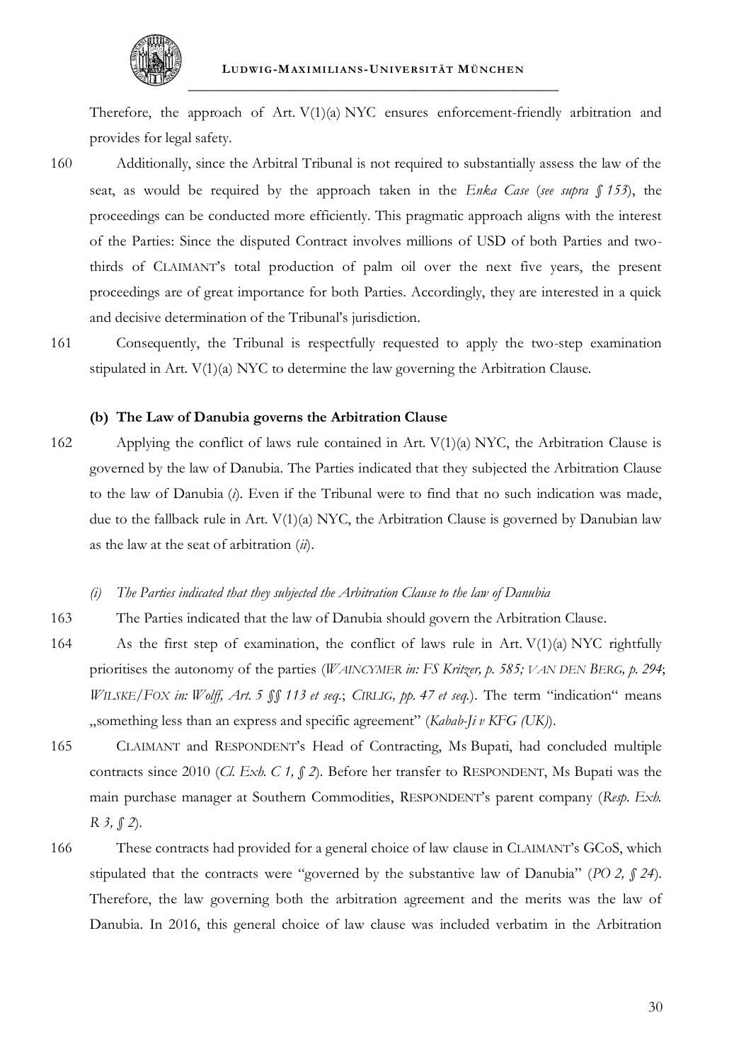Therefore, the approach of Art. V(1)(a) NYC ensures enforcement-friendly arbitration and provides for legal safety.

160 Additionally, since the Arbitral Tribunal is not required to substantially assess the law of the seat, as would be required by the approach taken in the *Enka Case* (*see supra § 153*), the proceedings can be conducted more efficiently. This pragmatic approach aligns with the interest of the Parties: Since the disputed Contract involves millions of USD of both Parties and two-thirds of CLAIMANT's total production of palm oil over the next five years, the present proceedings are of great importance for both Parties. Accordingly, they are interested in a quick and decisive determination of the Tribunal's jurisdiction.

161 Consequently, the Tribunal is respectfully requested to apply the two-step examination stipulated in Art. V(1)(a) NYC to determine the law governing the Arbitration Clause.

#### (b) The Law of Danubia governs the Arbitration Clause

162 Applying the conflict of laws rule contained in Art. V(1)(a) NYC, the Arbitration Clause is governed by the law of Danubia. The Parties indicated that they subjected the Arbitration Clause to the law of Danubia (*i*). Even if the Tribunal were to find that no such indication was made, due to the fallback rule in Art. V(1)(a) NYC, the Arbitration Clause is governed by Danubian law as the law at the seat of arbitration (*ii*).

##### *(i) The Parties indicated that they subjected the Arbitration Clause to the law of Danubia*

163 The Parties indicated that the law of Danubia should govern the Arbitration Clause.

164 As the first step of examination, the conflict of laws rule in Art. V(1)(a) NYC rightfully prioritises the autonomy of the parties (*WAINCYMER in: FS Kritzer, p. 585; VAN DEN BERG, p. 294*; *WILSKE/FOX in: Wolff, Art. 5 §§ 113 et seq.*; *CIRLIG, pp. 47 et seq.*). The term "indication" means „something less than an express and specific agreement" (*Kabab-Ji v KFG (UK)*).

165 CLAIMANT and RESPONDENT's Head of Contracting, Ms Bupati, had concluded multiple contracts since 2010 (*Cl. Exh. C 1, § 2*). Before her transfer to RESPONDENT, Ms Bupati was the main purchase manager at Southern Commodities, RESPONDENT's parent company (*Resp. Exh. R 3, § 2*).

166 These contracts had provided for a general choice of law clause in CLAIMANT's GCoS, which stipulated that the contracts were "governed by the substantive law of Danubia" (*PO 2, § 24*). Therefore, the law governing both the arbitration agreement and the merits was the law of Danubia. In 2016, this general choice of law clause was included verbatim in the Arbitration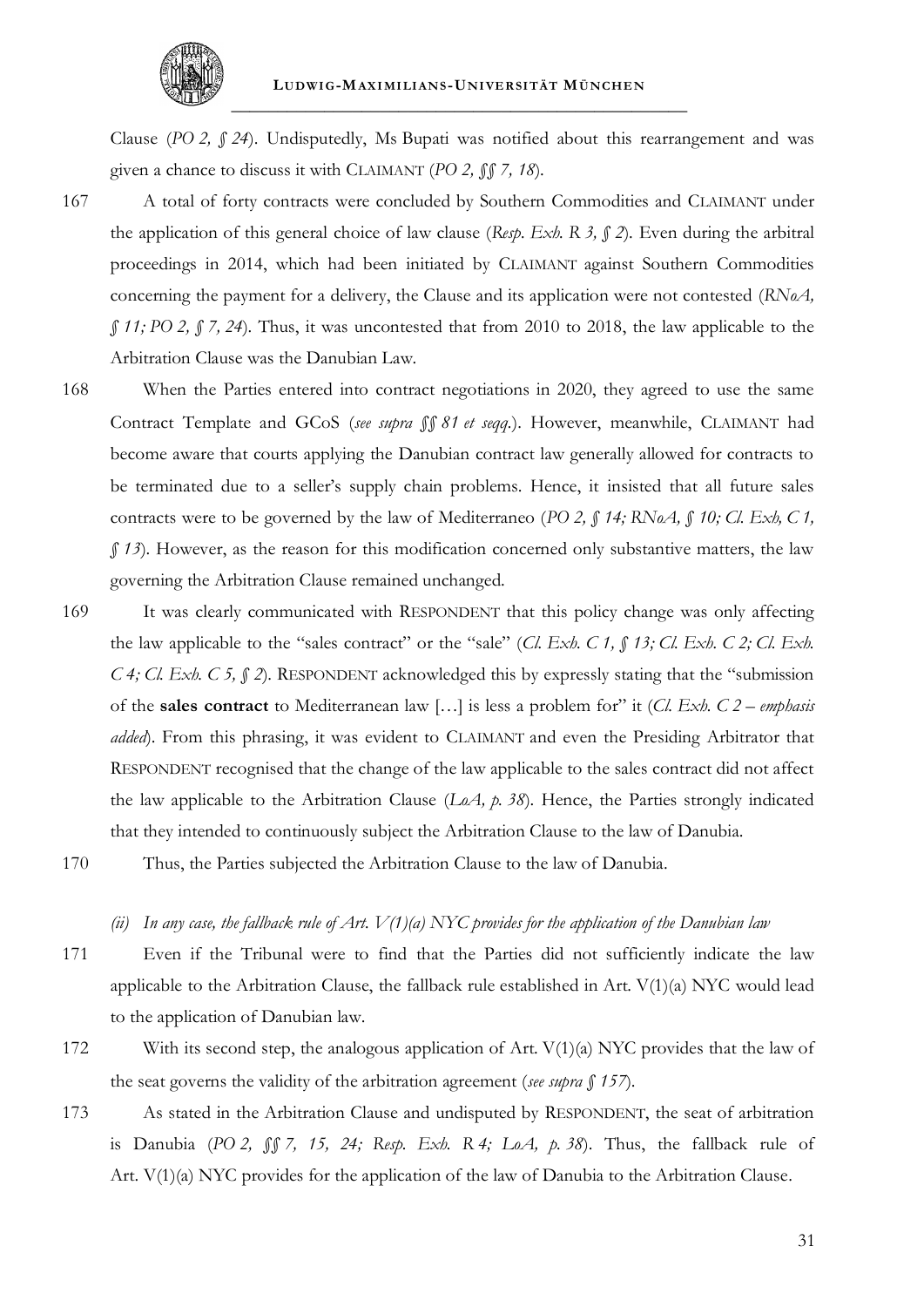Clause (*PO 2, § 24*). Undisputedly, Ms Bupati was notified about this rearrangement and was given a chance to discuss it with CLAIMANT (*PO 2, §§ 7, 18*).

167 A total of forty contracts were concluded by Southern Commodities and CLAIMANT under the application of this general choice of law clause (*Resp. Exh. R 3, § 2*). Even during the arbitral proceedings in 2014, which had been initiated by CLAIMANT against Southern Commodities concerning the payment for a delivery, the Clause and its application were not contested (*RNoA, § 11; PO 2, § 7, 24*). Thus, it was uncontested that from 2010 to 2018, the law applicable to the Arbitration Clause was the Danubian Law.

168 When the Parties entered into contract negotiations in 2020, they agreed to use the same Contract Template and GCoS (*see supra §§ 81 et seqq.*). However, meanwhile, CLAIMANT had become aware that courts applying the Danubian contract law generally allowed for contracts to be terminated due to a seller's supply chain problems. Hence, it insisted that all future sales contracts were to be governed by the law of Mediterraneo (*PO 2, § 14; RNoA, § 10; Cl. Exh, C 1, § 13*). However, as the reason for this modification concerned only substantive matters, the law governing the Arbitration Clause remained unchanged.

169 It was clearly communicated with RESPONDENT that this policy change was only affecting the law applicable to the "sales contract" or the "sale" (*Cl. Exh. C 1, § 13; Cl. Exh. C 2; Cl. Exh. C 4; Cl. Exh. C 5, § 2*). RESPONDENT acknowledged this by expressly stating that the "submission of the **sales contract** to Mediterranean law […] is less a problem for" it (*Cl. Exh. C 2 – emphasis added*). From this phrasing, it was evident to CLAIMANT and even the Presiding Arbitrator that RESPONDENT recognised that the change of the law applicable to the sales contract did not affect the law applicable to the Arbitration Clause (*LoA, p. 38*). Hence, the Parties strongly indicated that they intended to continuously subject the Arbitration Clause to the law of Danubia.

170 Thus, the Parties subjected the Arbitration Clause to the law of Danubia.

*(ii) In any case, the fallback rule of Art. V(1)(a) NYC provides for the application of the Danubian law*

171 Even if the Tribunal were to find that the Parties did not sufficiently indicate the law applicable to the Arbitration Clause, the fallback rule established in Art. V(1)(a) NYC would lead to the application of Danubian law.

172 With its second step, the analogous application of Art. V(1)(a) NYC provides that the law of the seat governs the validity of the arbitration agreement (*see supra § 157*).

173 As stated in the Arbitration Clause and undisputed by RESPONDENT, the seat of arbitration is Danubia (*PO 2, §§ 7, 15, 24; Resp. Exh. R 4; LoA, p. 38*). Thus, the fallback rule of Art. V(1)(a) NYC provides for the application of the law of Danubia to the Arbitration Clause.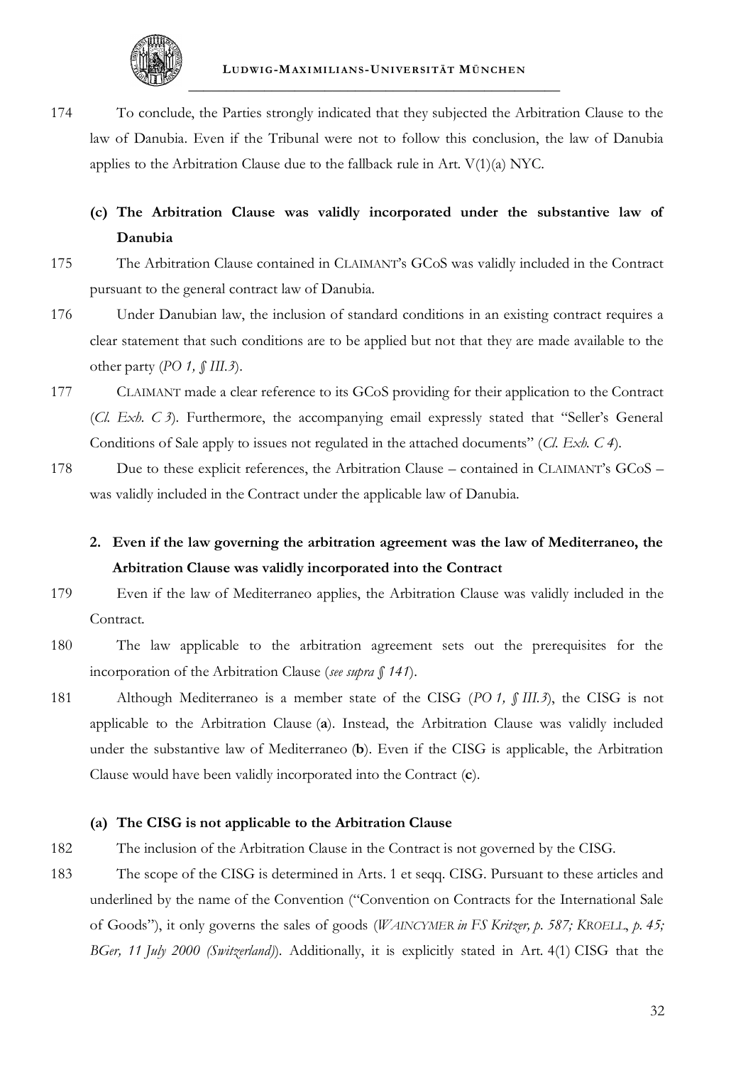174 To conclude, the Parties strongly indicated that they subjected the Arbitration Clause to the law of Danubia. Even if the Tribunal were not to follow this conclusion, the law of Danubia applies to the Arbitration Clause due to the fallback rule in Art. V(1)(a) NYC.

#### (c) The Arbitration Clause was validly incorporated under the substantive law of Danubia

175 The Arbitration Clause contained in CLAIMANT's GCoS was validly included in the Contract pursuant to the general contract law of Danubia.

176 Under Danubian law, the inclusion of standard conditions in an existing contract requires a clear statement that such conditions are to be applied but not that they are made available to the other party (*PO 1, § III.3*).

177 CLAIMANT made a clear reference to its GCoS providing for their application to the Contract (*Cl. Exh. C 3*). Furthermore, the accompanying email expressly stated that "Seller's General Conditions of Sale apply to issues not regulated in the attached documents" (*Cl. Exh. C 4*).

178 Due to these explicit references, the Arbitration Clause – contained in CLAIMANT's GCoS – was validly included in the Contract under the applicable law of Danubia.

### 2. Even if the law governing the arbitration agreement was the law of Mediterraneo, the Arbitration Clause was validly incorporated into the Contract

179 Even if the law of Mediterraneo applies, the Arbitration Clause was validly included in the Contract.

180 The law applicable to the arbitration agreement sets out the prerequisites for the incorporation of the Arbitration Clause (*see supra § 141*).

181 Although Mediterraneo is a member state of the CISG (*PO 1, § III.3*), the CISG is not applicable to the Arbitration Clause (**a**). Instead, the Arbitration Clause was validly included under the substantive law of Mediterraneo (**b**). Even if the CISG is applicable, the Arbitration Clause would have been validly incorporated into the Contract (**c**).

#### (a) The CISG is not applicable to the Arbitration Clause

182 The inclusion of the Arbitration Clause in the Contract is not governed by the CISG.

183 The scope of the CISG is determined in Arts. 1 et seqq. CISG. Pursuant to these articles and underlined by the name of the Convention ("Convention on Contracts for the International Sale of Goods"), it only governs the sales of goods (*WAINCYMER in FS Kritzer, p. 587; KROELL, p. 45; BGer, 11 July 2000 (Switzerland)*). Additionally, it is explicitly stated in Art. 4(1) CISG that the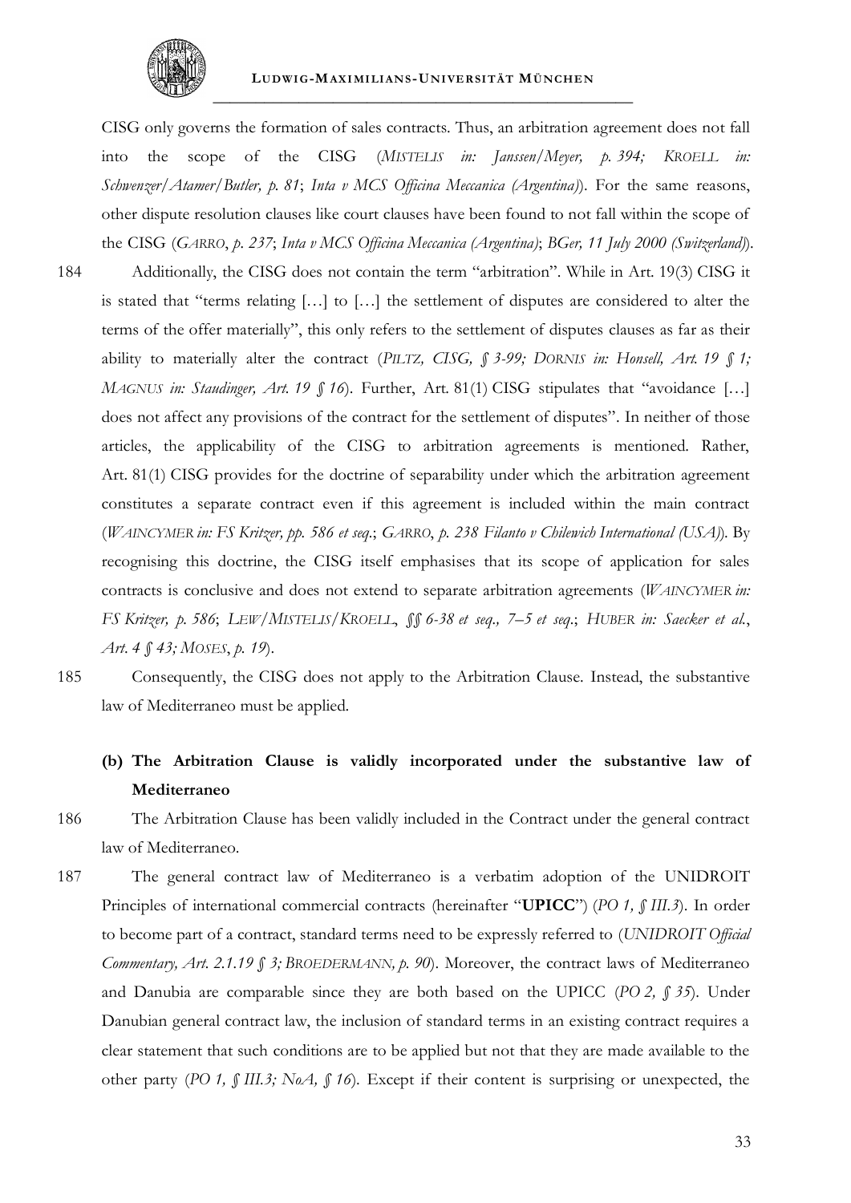CISG only governs the formation of sales contracts. Thus, an arbitration agreement does not fall into the scope of the CISG (*MISTELIS in: Janssen/Meyer, p. 394; KROELL in: Schwenzer/Atamer/Butler, p. 81*; *Inta v MCS Officina Meccanica (Argentina)*). For the same reasons, other dispute resolution clauses like court clauses have been found to not fall within the scope of the CISG (*GARRO*, *p. 237*; *Inta v MCS Officina Meccanica (Argentina)*; *BGer, 11 July 2000 (Switzerland)*).

184 Additionally, the CISG does not contain the term "arbitration". While in Art. 19(3) CISG it is stated that "terms relating […] to […] the settlement of disputes are considered to alter the terms of the offer materially", this only refers to the settlement of disputes clauses as far as their ability to materially alter the contract (*PILTZ, CISG, § 3-99; DORNIS in: Honsell, Art. 19 § 1; MAGNUS in: Staudinger, Art. 19 § 16*). Further, Art. 81(1) CISG stipulates that "avoidance […] does not affect any provisions of the contract for the settlement of disputes". In neither of those articles, the applicability of the CISG to arbitration agreements is mentioned. Rather, Art. 81(1) CISG provides for the doctrine of separability under which the arbitration agreement constitutes a separate contract even if this agreement is included within the main contract (*WAINCYMER in: FS Kritzer, pp. 586 et seq.*; *GARRO*, *p. 238 Filanto v Chilewich International (USA)*). By recognising this doctrine, the CISG itself emphasises that its scope of application for sales contracts is conclusive and does not extend to separate arbitration agreements (*WAINCYMER in: FS Kritzer, p. 586*; *LEW/MISTELIS/KROELL*, *§§ 6-38 et seq., 7–5 et seq.*; *HUBER in: Saecker et al.*, *Art. 4 § 43; MOSES*, *p. 19*).

185 Consequently, the CISG does not apply to the Arbitration Clause. Instead, the substantive law of Mediterraneo must be applied.

#### (b) The Arbitration Clause is validly incorporated under the substantive law of Mediterraneo

186 The Arbitration Clause has been validly included in the Contract under the general contract law of Mediterraneo.

187 The general contract law of Mediterraneo is a verbatim adoption of the UNIDROIT Principles of international commercial contracts (hereinafter "**UPICC**") (*PO 1, § III.3*). In order to become part of a contract, standard terms need to be expressly referred to (*UNIDROIT Official Commentary, Art. 2.1.19 § 3; BROEDERMANN, p. 90*). Moreover, the contract laws of Mediterraneo and Danubia are comparable since they are both based on the UPICC (*PO 2, § 35*). Under Danubian general contract law, the inclusion of standard terms in an existing contract requires a clear statement that such conditions are to be applied but not that they are made available to the other party (*PO 1, § III.3; NoA, § 16*). Except if their content is surprising or unexpected, the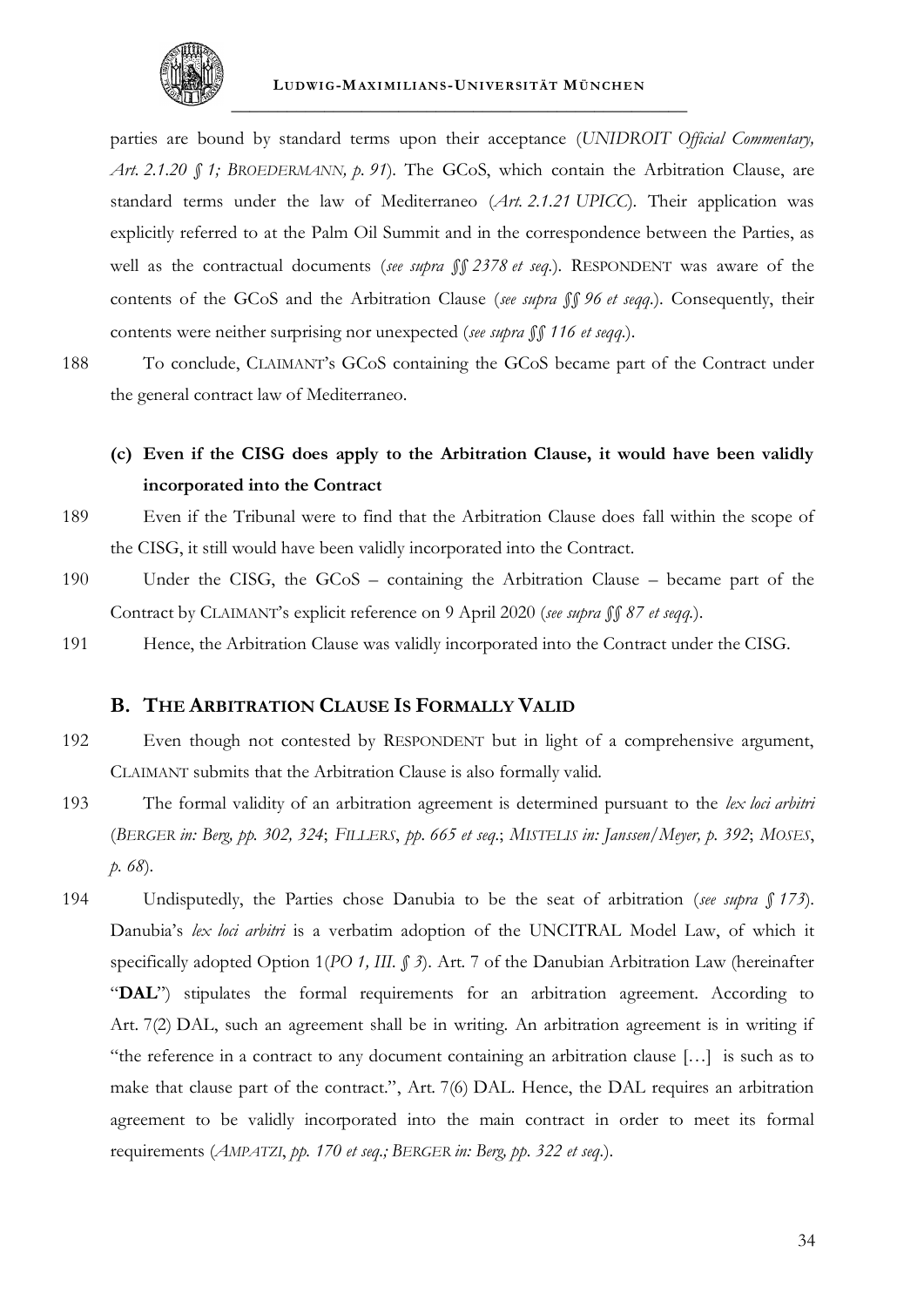parties are bound by standard terms upon their acceptance (*UNIDROIT Official Commentary, Art. 2.1.20 § 1; BROEDERMANN, p. 91*). The GCoS, which contain the Arbitration Clause, are standard terms under the law of Mediterraneo (*Art. 2.1.21 UPICC*). Their application was explicitly referred to at the Palm Oil Summit and in the correspondence between the Parties, as well as the contractual documents (*see supra §§ 2378 et seq.*). RESPONDENT was aware of the contents of the GCoS and the Arbitration Clause (*see supra §§ 96 et seqq.*). Consequently, their contents were neither surprising nor unexpected (*see supra §§ 116 et seqq.*).

188 To conclude, CLAIMANT's GCoS containing the GCoS became part of the Contract under the general contract law of Mediterraneo.

**(c) Even if the CISG does apply to the Arbitration Clause, it would have been validly incorporated into the Contract**

189 Even if the Tribunal were to find that the Arbitration Clause does fall within the scope of the CISG, it still would have been validly incorporated into the Contract.

190 Under the CISG, the GCoS – containing the Arbitration Clause – became part of the Contract by CLAIMANT's explicit reference on 9 April 2020 (*see supra §§ 87 et seqq.*).

191 Hence, the Arbitration Clause was validly incorporated into the Contract under the CISG.

## B. THE ARBITRATION CLAUSE IS FORMALLY VALID

192 Even though not contested by RESPONDENT but in light of a comprehensive argument, CLAIMANT submits that the Arbitration Clause is also formally valid.

193 The formal validity of an arbitration agreement is determined pursuant to the *lex loci arbitri* (*BERGER in: Berg, pp. 302, 324*; *FILLERS*, *pp. 665 et seq.*; *MISTELIS in: Janssen/Meyer, p. 392*; *MOSES*, *p. 68*).

194 Undisputedly, the Parties chose Danubia to be the seat of arbitration (*see supra § 173*). Danubia's *lex loci arbitri* is a verbatim adoption of the UNCITRAL Model Law, of which it specifically adopted Option 1(*PO 1, III. § 3*). Art. 7 of the Danubian Arbitration Law (hereinafter "**DAL**") stipulates the formal requirements for an arbitration agreement. According to Art. 7(2) DAL, such an agreement shall be in writing. An arbitration agreement is in writing if "the reference in a contract to any document containing an arbitration clause […] is such as to make that clause part of the contract.", Art. 7(6) DAL. Hence, the DAL requires an arbitration agreement to be validly incorporated into the main contract in order to meet its formal requirements (*AMPATZI*, *pp. 170 et seq.; BERGER in: Berg, pp. 322 et seq.*).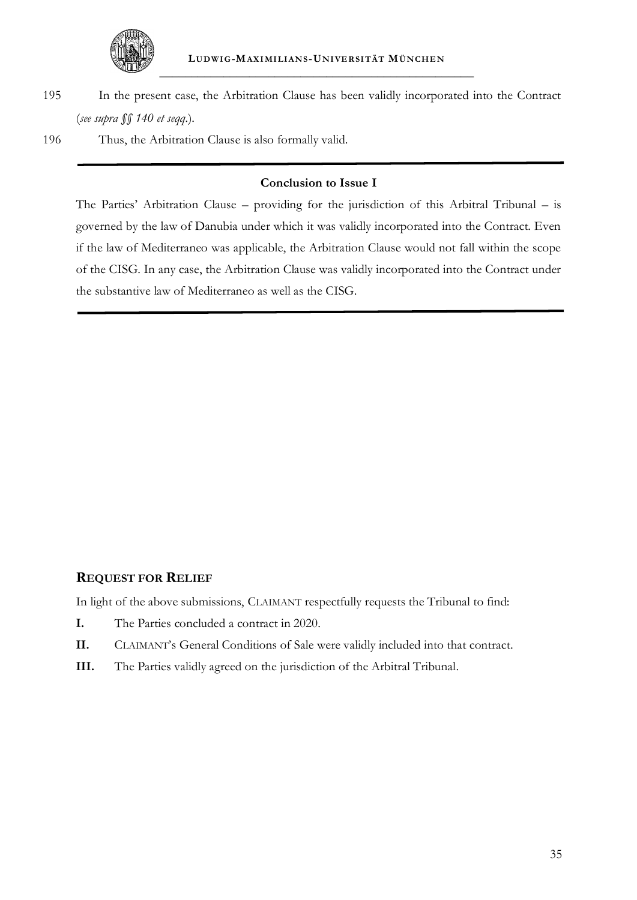195 In the present case, the Arbitration Clause has been validly incorporated into the Contract (*see supra §§ 140 et seqq.*).

196 Thus, the Arbitration Clause is also formally valid.

---

**Conclusion to Issue I**

The Parties' Arbitration Clause – providing for the jurisdiction of this Arbitral Tribunal – is governed by the law of Danubia under which it was validly incorporated into the Contract. Even if the law of Mediterraneo was applicable, the Arbitration Clause would not fall within the scope of the CISG. In any case, the Arbitration Clause was validly incorporated into the Contract under the substantive law of Mediterraneo as well as the CISG.

---

## REQUEST FOR RELIEF

In light of the above submissions, CLAIMANT respectfully requests the Tribunal to find:

**I.** The Parties concluded a contract in 2020.

**II.** CLAIMANT's General Conditions of Sale were validly included into that contract.

**III.** The Parties validly agreed on the jurisdiction of the Arbitral Tribunal.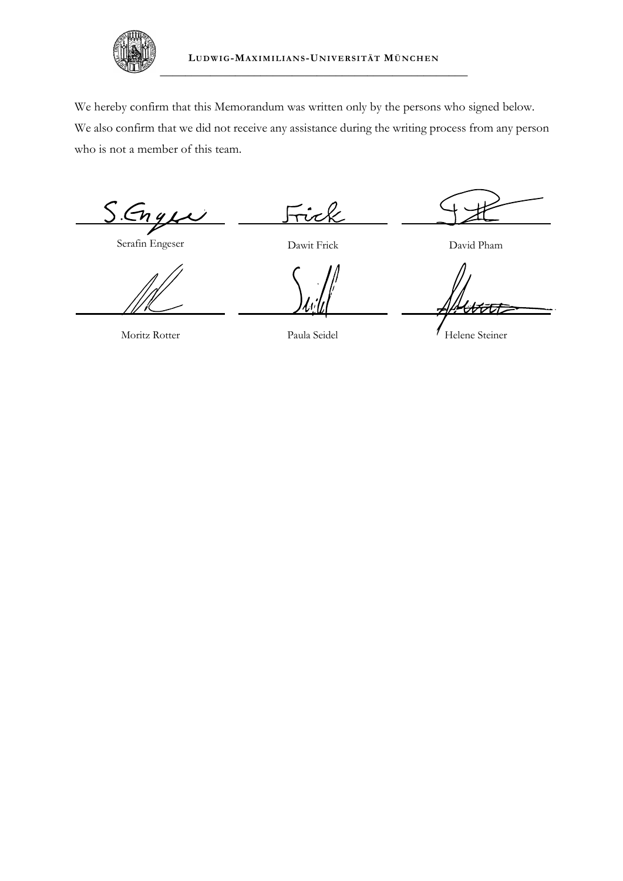We hereby confirm that this Memorandum was written only by the persons who signed below. We also confirm that we did not receive any assistance during the writing process from any person who is not a member of this team.

| | | |
|---|---|---|
| Serafin Engeser | Dawit Frick | David Pham |
| Moritz Rotter | Paula Seidel | Helene Steiner |